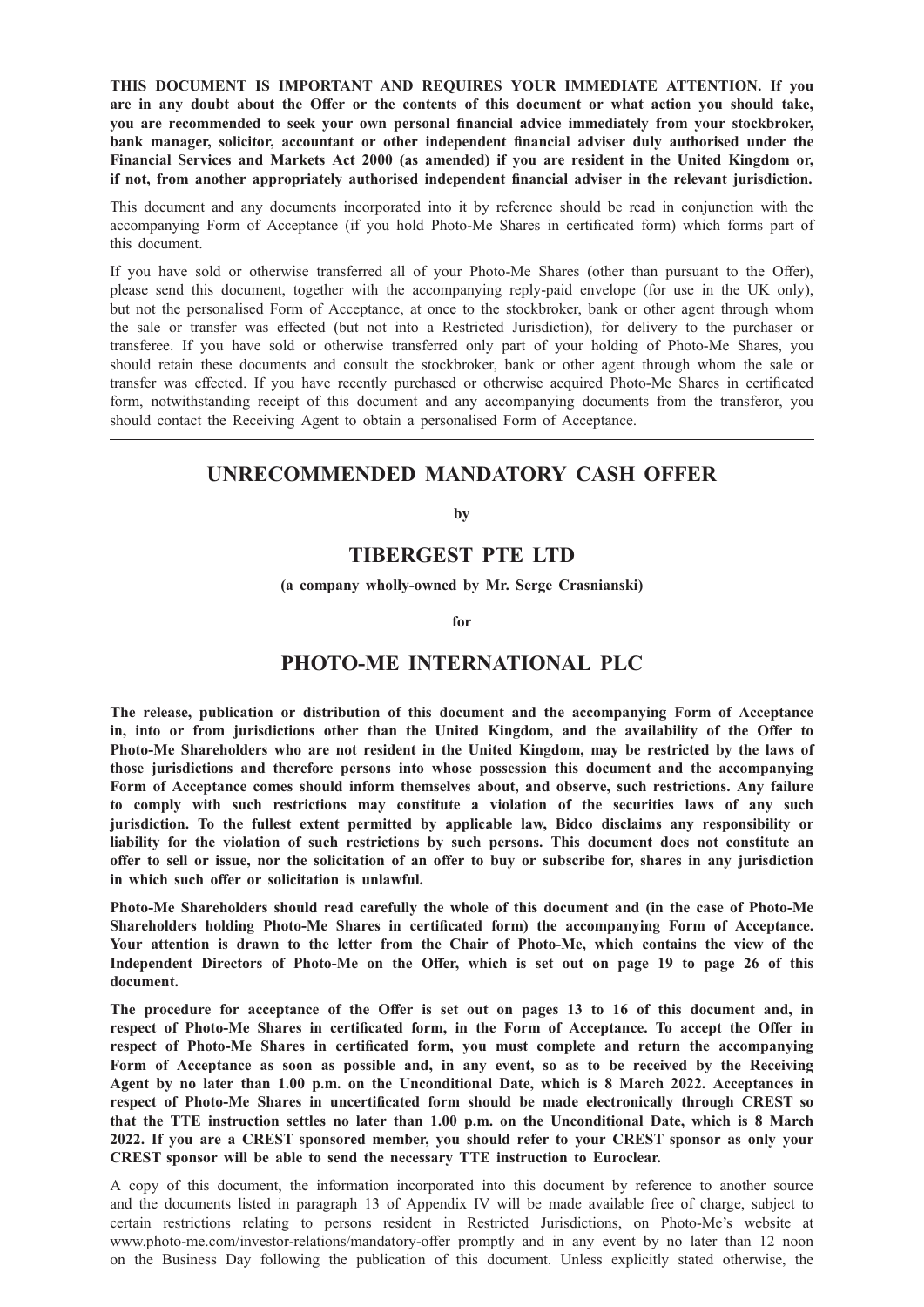**THIS DOCUMENT IS IMPORTANT AND REQUIRES YOUR IMMEDIATE ATTENTION. If you are in any doubt about the Offer or the contents of this document or what action you should take, you are recommended to seek your own personal financial advice immediately from your stockbroker, bank manager, solicitor, accountant or other independent financial adviser duly authorised under the Financial Services and Markets Act 2000 (as amended) if you are resident in the United Kingdom or, if not, from another appropriately authorised independent financial adviser in the relevant jurisdiction.**

This document and any documents incorporated into it by reference should be read in conjunction with the accompanying Form of Acceptance (if you hold Photo-Me Shares in certificated form) which forms part of this document.

If you have sold or otherwise transferred all of your Photo-Me Shares (other than pursuant to the Offer), please send this document, together with the accompanying reply-paid envelope (for use in the UK only), but not the personalised Form of Acceptance, at once to the stockbroker, bank or other agent through whom the sale or transfer was effected (but not into a Restricted Jurisdiction), for delivery to the purchaser or transferee. If you have sold or otherwise transferred only part of your holding of Photo-Me Shares, you should retain these documents and consult the stockbroker, bank or other agent through whom the sale or transfer was effected. If you have recently purchased or otherwise acquired Photo-Me Shares in certificated form, notwithstanding receipt of this document and any accompanying documents from the transferor, you should contact the Receiving Agent to obtain a personalised Form of Acceptance.

---

## UNRECOMMENDED MANDATORY CASH OFFER

**by**

## TIBERGEST PTE LTD

**(a company wholly-owned by Mr. Serge Crasnianski)**

**for**

## PHOTO-ME INTERNATIONAL PLC

---

**The release, publication or distribution of this document and the accompanying Form of Acceptance in, into or from jurisdictions other than the United Kingdom, and the availability of the Offer to Photo-Me Shareholders who are not resident in the United Kingdom, may be restricted by the laws of those jurisdictions and therefore persons into whose possession this document and the accompanying Form of Acceptance comes should inform themselves about, and observe, such restrictions. Any failure to comply with such restrictions may constitute a violation of the securities laws of any such jurisdiction. To the fullest extent permitted by applicable law, Bidco disclaims any responsibility or liability for the violation of such restrictions by such persons. This document does not constitute an offer to sell or issue, nor the solicitation of an offer to buy or subscribe for, shares in any jurisdiction in which such offer or solicitation is unlawful.**

**Photo-Me Shareholders should read carefully the whole of this document and (in the case of Photo-Me Shareholders holding Photo-Me Shares in certificated form) the accompanying Form of Acceptance. Your attention is drawn to the letter from the Chair of Photo-Me, which contains the view of the Independent Directors of Photo-Me on the Offer, which is set out on page 19 to page 26 of this document.**

**The procedure for acceptance of the Offer is set out on pages 13 to 16 of this document and, in respect of Photo-Me Shares in certificated form, in the Form of Acceptance. To accept the Offer in respect of Photo-Me Shares in certificated form, you must complete and return the accompanying Form of Acceptance as soon as possible and, in any event, so as to be received by the Receiving Agent by no later than 1.00 p.m. on the Unconditional Date, which is 8 March 2022. Acceptances in respect of Photo-Me Shares in uncertificated form should be made electronically through CREST so that the TTE instruction settles no later than 1.00 p.m. on the Unconditional Date, which is 8 March 2022. If you are a CREST sponsored member, you should refer to your CREST sponsor as only your CREST sponsor will be able to send the necessary TTE instruction to Euroclear.**

A copy of this document, the information incorporated into this document by reference to another source and the documents listed in paragraph 13 of Appendix IV will be made available free of charge, subject to certain restrictions relating to persons resident in Restricted Jurisdictions, on Photo-Me's website at www.photo-me.com/investor-relations/mandatory-offer promptly and in any event by no later than 12 noon on the Business Day following the publication of this document. Unless explicitly stated otherwise, the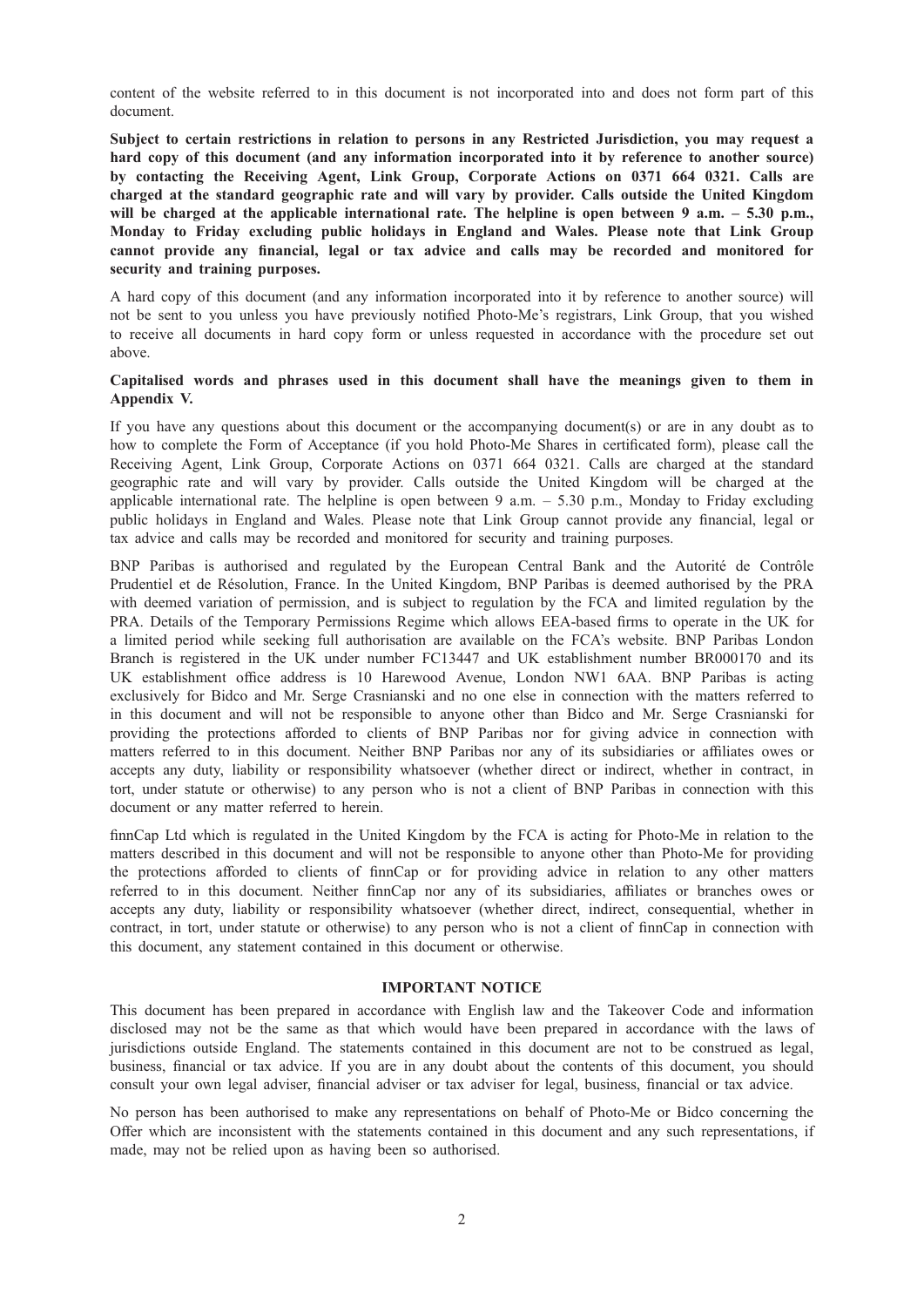content of the website referred to in this document is not incorporated into and does not form part of this document.

**Subject to certain restrictions in relation to persons in any Restricted Jurisdiction, you may request a hard copy of this document (and any information incorporated into it by reference to another source) by contacting the Receiving Agent, Link Group, Corporate Actions on 0371 664 0321. Calls are charged at the standard geographic rate and will vary by provider. Calls outside the United Kingdom will be charged at the applicable international rate. The helpline is open between 9 a.m. – 5.30 p.m., Monday to Friday excluding public holidays in England and Wales. Please note that Link Group cannot provide any financial, legal or tax advice and calls may be recorded and monitored for security and training purposes.**

A hard copy of this document (and any information incorporated into it by reference to another source) will not be sent to you unless you have previously notified Photo-Me's registrars, Link Group, that you wished to receive all documents in hard copy form or unless requested in accordance with the procedure set out above.

**Capitalised words and phrases used in this document shall have the meanings given to them in Appendix V.**

If you have any questions about this document or the accompanying document(s) or are in any doubt as to how to complete the Form of Acceptance (if you hold Photo-Me Shares in certificated form), please call the Receiving Agent, Link Group, Corporate Actions on 0371 664 0321. Calls are charged at the standard geographic rate and will vary by provider. Calls outside the United Kingdom will be charged at the applicable international rate. The helpline is open between 9 a.m. – 5.30 p.m., Monday to Friday excluding public holidays in England and Wales. Please note that Link Group cannot provide any financial, legal or tax advice and calls may be recorded and monitored for security and training purposes.

BNP Paribas is authorised and regulated by the European Central Bank and the Autorité de Contrôle Prudentiel et de Résolution, France. In the United Kingdom, BNP Paribas is deemed authorised by the PRA with deemed variation of permission, and is subject to regulation by the FCA and limited regulation by the PRA. Details of the Temporary Permissions Regime which allows EEA-based firms to operate in the UK for a limited period while seeking full authorisation are available on the FCA's website. BNP Paribas London Branch is registered in the UK under number FC13447 and UK establishment number BR000170 and its UK establishment office address is 10 Harewood Avenue, London NW1 6AA. BNP Paribas is acting exclusively for Bidco and Mr. Serge Crasnianski and no one else in connection with the matters referred to in this document and will not be responsible to anyone other than Bidco and Mr. Serge Crasnianski for providing the protections afforded to clients of BNP Paribas nor for giving advice in connection with matters referred to in this document. Neither BNP Paribas nor any of its subsidiaries or affiliates owes or accepts any duty, liability or responsibility whatsoever (whether direct or indirect, whether in contract, in tort, under statute or otherwise) to any person who is not a client of BNP Paribas in connection with this document or any matter referred to herein.

finnCap Ltd which is regulated in the United Kingdom by the FCA is acting for Photo-Me in relation to the matters described in this document and will not be responsible to anyone other than Photo-Me for providing the protections afforded to clients of finnCap or for providing advice in relation to any other matters referred to in this document. Neither finnCap nor any of its subsidiaries, affiliates or branches owes or accepts any duty, liability or responsibility whatsoever (whether direct, indirect, consequential, whether in contract, in tort, under statute or otherwise) to any person who is not a client of finnCap in connection with this document, any statement contained in this document or otherwise.

## IMPORTANT NOTICE

This document has been prepared in accordance with English law and the Takeover Code and information disclosed may not be the same as that which would have been prepared in accordance with the laws of jurisdictions outside England. The statements contained in this document are not to be construed as legal, business, financial or tax advice. If you are in any doubt about the contents of this document, you should consult your own legal adviser, financial adviser or tax adviser for legal, business, financial or tax advice.

No person has been authorised to make any representations on behalf of Photo-Me or Bidco concerning the Offer which are inconsistent with the statements contained in this document and any such representations, if made, may not be relied upon as having been so authorised.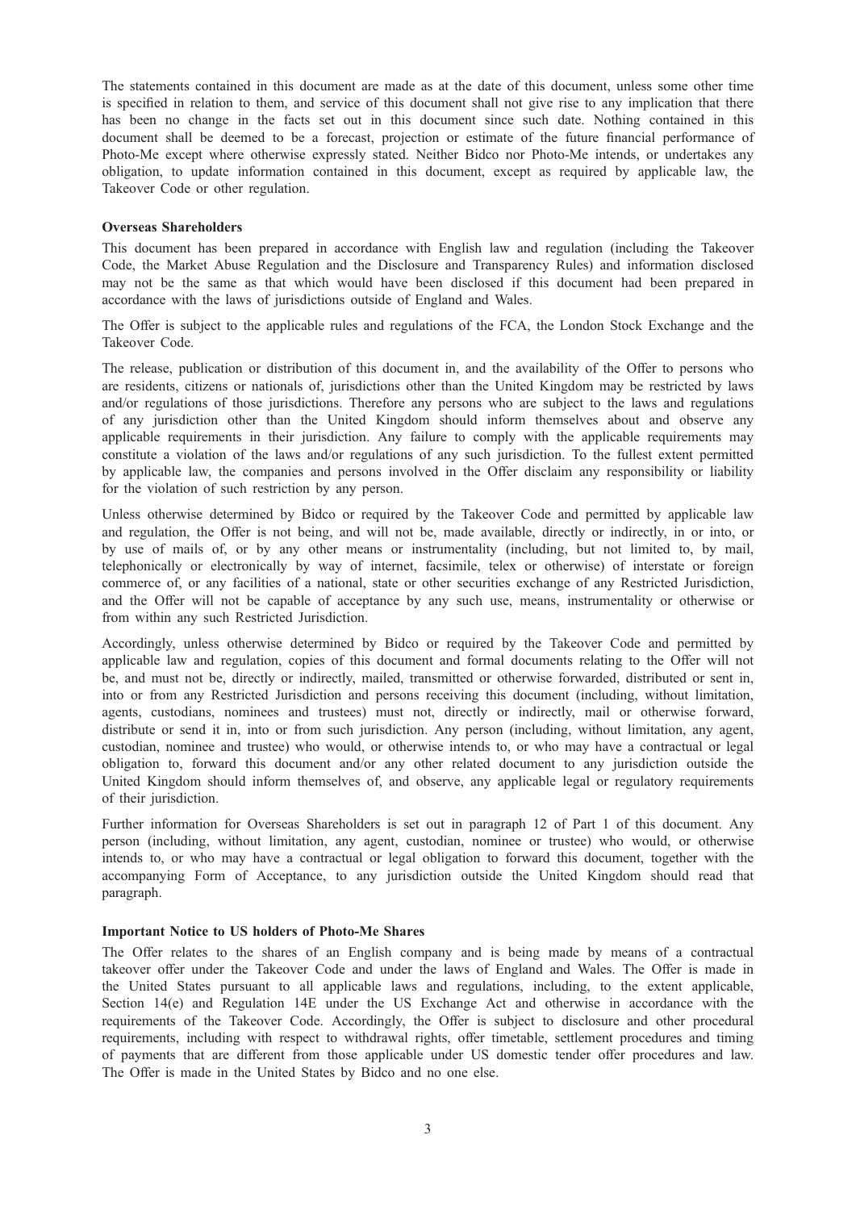The statements contained in this document are made as at the date of this document, unless some other time is specified in relation to them, and service of this document shall not give rise to any implication that there has been no change in the facts set out in this document since such date. Nothing contained in this document shall be deemed to be a forecast, projection or estimate of the future financial performance of Photo-Me except where otherwise expressly stated. Neither Bidco nor Photo-Me intends, or undertakes any obligation, to update information contained in this document, except as required by applicable law, the Takeover Code or other regulation.

**Overseas Shareholders**

This document has been prepared in accordance with English law and regulation (including the Takeover Code, the Market Abuse Regulation and the Disclosure and Transparency Rules) and information disclosed may not be the same as that which would have been disclosed if this document had been prepared in accordance with the laws of jurisdictions outside of England and Wales.

The Offer is subject to the applicable rules and regulations of the FCA, the London Stock Exchange and the Takeover Code.

The release, publication or distribution of this document in, and the availability of the Offer to persons who are residents, citizens or nationals of, jurisdictions other than the United Kingdom may be restricted by laws and/or regulations of those jurisdictions. Therefore any persons who are subject to the laws and regulations of any jurisdiction other than the United Kingdom should inform themselves about and observe any applicable requirements in their jurisdiction. Any failure to comply with the applicable requirements may constitute a violation of the laws and/or regulations of any such jurisdiction. To the fullest extent permitted by applicable law, the companies and persons involved in the Offer disclaim any responsibility or liability for the violation of such restriction by any person.

Unless otherwise determined by Bidco or required by the Takeover Code and permitted by applicable law and regulation, the Offer is not being, and will not be, made available, directly or indirectly, in or into, or by use of mails of, or by any other means or instrumentality (including, but not limited to, by mail, telephonically or electronically by way of internet, facsimile, telex or otherwise) of interstate or foreign commerce of, or any facilities of a national, state or other securities exchange of any Restricted Jurisdiction, and the Offer will not be capable of acceptance by any such use, means, instrumentality or otherwise or from within any such Restricted Jurisdiction.

Accordingly, unless otherwise determined by Bidco or required by the Takeover Code and permitted by applicable law and regulation, copies of this document and formal documents relating to the Offer will not be, and must not be, directly or indirectly, mailed, transmitted or otherwise forwarded, distributed or sent in, into or from any Restricted Jurisdiction and persons receiving this document (including, without limitation, agents, custodians, nominees and trustees) must not, directly or indirectly, mail or otherwise forward, distribute or send it in, into or from such jurisdiction. Any person (including, without limitation, any agent, custodian, nominee and trustee) who would, or otherwise intends to, or who may have a contractual or legal obligation to, forward this document and/or any other related document to any jurisdiction outside the United Kingdom should inform themselves of, and observe, any applicable legal or regulatory requirements of their jurisdiction.

Further information for Overseas Shareholders is set out in paragraph 12 of Part 1 of this document. Any person (including, without limitation, any agent, custodian, nominee or trustee) who would, or otherwise intends to, or who may have a contractual or legal obligation to forward this document, together with the accompanying Form of Acceptance, to any jurisdiction outside the United Kingdom should read that paragraph.

**Important Notice to US holders of Photo-Me Shares**

The Offer relates to the shares of an English company and is being made by means of a contractual takeover offer under the Takeover Code and under the laws of England and Wales. The Offer is made in the United States pursuant to all applicable laws and regulations, including, to the extent applicable, Section 14(e) and Regulation 14E under the US Exchange Act and otherwise in accordance with the requirements of the Takeover Code. Accordingly, the Offer is subject to disclosure and other procedural requirements, including with respect to withdrawal rights, offer timetable, settlement procedures and timing of payments that are different from those applicable under US domestic tender offer procedures and law. The Offer is made in the United States by Bidco and no one else.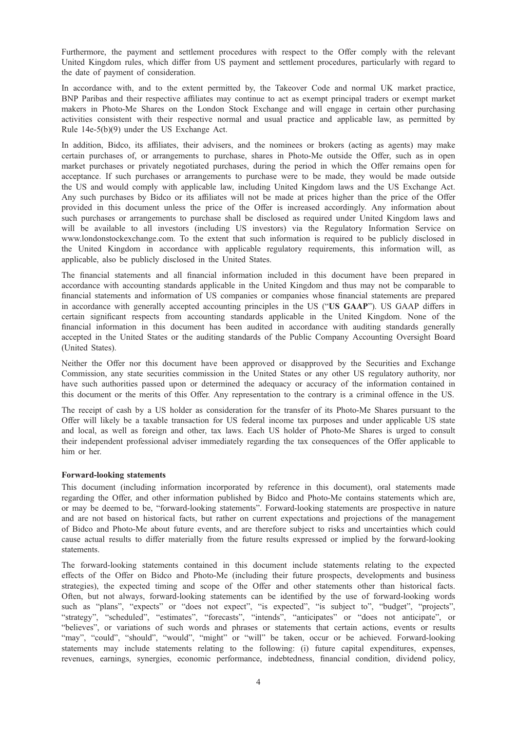Furthermore, the payment and settlement procedures with respect to the Offer comply with the relevant United Kingdom rules, which differ from US payment and settlement procedures, particularly with regard to the date of payment of consideration.

In accordance with, and to the extent permitted by, the Takeover Code and normal UK market practice, BNP Paribas and their respective affiliates may continue to act as exempt principal traders or exempt market makers in Photo-Me Shares on the London Stock Exchange and will engage in certain other purchasing activities consistent with their respective normal and usual practice and applicable law, as permitted by Rule 14e-5(b)(9) under the US Exchange Act.

In addition, Bidco, its affiliates, their advisers, and the nominees or brokers (acting as agents) may make certain purchases of, or arrangements to purchase, shares in Photo-Me outside the Offer, such as in open market purchases or privately negotiated purchases, during the period in which the Offer remains open for acceptance. If such purchases or arrangements to purchase were to be made, they would be made outside the US and would comply with applicable law, including United Kingdom laws and the US Exchange Act. Any such purchases by Bidco or its affiliates will not be made at prices higher than the price of the Offer provided in this document unless the price of the Offer is increased accordingly. Any information about such purchases or arrangements to purchase shall be disclosed as required under United Kingdom laws and will be available to all investors (including US investors) via the Regulatory Information Service on www.londonstockexchange.com. To the extent that such information is required to be publicly disclosed in the United Kingdom in accordance with applicable regulatory requirements, this information will, as applicable, also be publicly disclosed in the United States.

The financial statements and all financial information included in this document have been prepared in accordance with accounting standards applicable in the United Kingdom and thus may not be comparable to financial statements and information of US companies or companies whose financial statements are prepared in accordance with generally accepted accounting principles in the US ("**US GAAP**"). US GAAP differs in certain significant respects from accounting standards applicable in the United Kingdom. None of the financial information in this document has been audited in accordance with auditing standards generally accepted in the United States or the auditing standards of the Public Company Accounting Oversight Board (United States).

Neither the Offer nor this document have been approved or disapproved by the Securities and Exchange Commission, any state securities commission in the United States or any other US regulatory authority, nor have such authorities passed upon or determined the adequacy or accuracy of the information contained in this document or the merits of this Offer. Any representation to the contrary is a criminal offence in the US.

The receipt of cash by a US holder as consideration for the transfer of its Photo-Me Shares pursuant to the Offer will likely be a taxable transaction for US federal income tax purposes and under applicable US state and local, as well as foreign and other, tax laws. Each US holder of Photo-Me Shares is urged to consult their independent professional adviser immediately regarding the tax consequences of the Offer applicable to him or her.

**Forward-looking statements**

This document (including information incorporated by reference in this document), oral statements made regarding the Offer, and other information published by Bidco and Photo-Me contains statements which are, or may be deemed to be, "forward-looking statements". Forward-looking statements are prospective in nature and are not based on historical facts, but rather on current expectations and projections of the management of Bidco and Photo-Me about future events, and are therefore subject to risks and uncertainties which could cause actual results to differ materially from the future results expressed or implied by the forward-looking statements.

The forward-looking statements contained in this document include statements relating to the expected effects of the Offer on Bidco and Photo-Me (including their future prospects, developments and business strategies), the expected timing and scope of the Offer and other statements other than historical facts. Often, but not always, forward-looking statements can be identified by the use of forward-looking words such as "plans", "expects" or "does not expect", "is expected", "is subject to", "budget", "projects", "strategy", "scheduled", "estimates", "forecasts", "intends", "anticipates" or "does not anticipate", or "believes", or variations of such words and phrases or statements that certain actions, events or results "may", "could", "should", "would", "might" or "will" be taken, occur or be achieved. Forward-looking statements may include statements relating to the following: (i) future capital expenditures, expenses, revenues, earnings, synergies, economic performance, indebtedness, financial condition, dividend policy,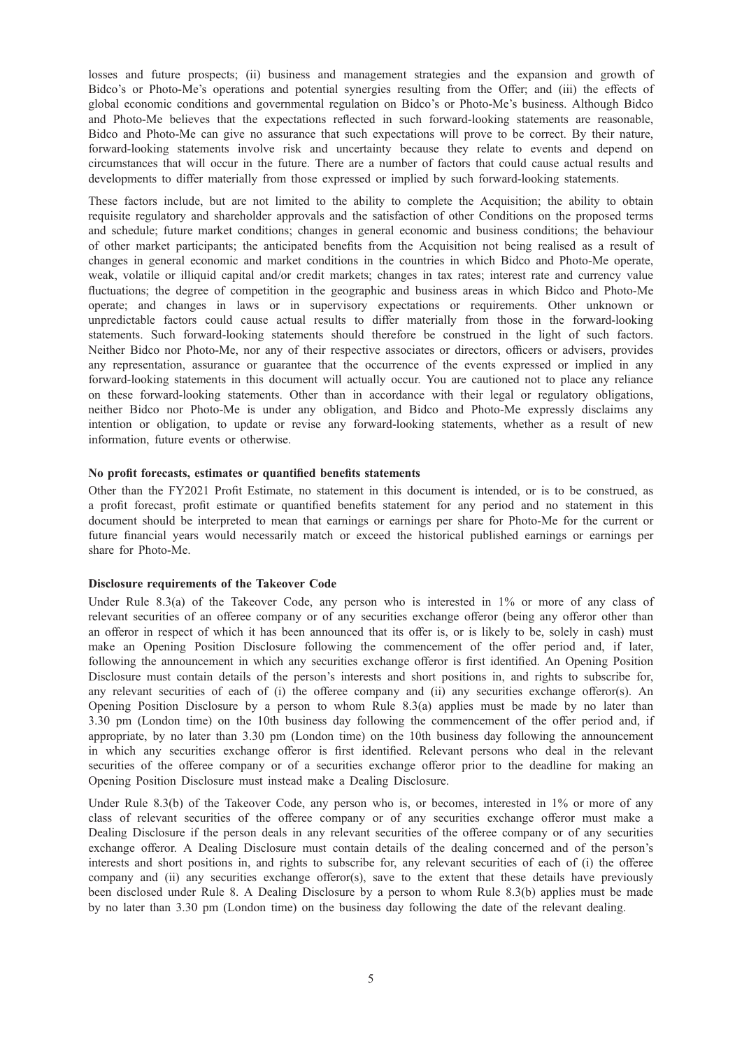losses and future prospects; (ii) business and management strategies and the expansion and growth of Bidco's or Photo-Me's operations and potential synergies resulting from the Offer; and (iii) the effects of global economic conditions and governmental regulation on Bidco's or Photo-Me's business. Although Bidco and Photo-Me believes that the expectations reflected in such forward-looking statements are reasonable, Bidco and Photo-Me can give no assurance that such expectations will prove to be correct. By their nature, forward-looking statements involve risk and uncertainty because they relate to events and depend on circumstances that will occur in the future. There are a number of factors that could cause actual results and developments to differ materially from those expressed or implied by such forward-looking statements.

These factors include, but are not limited to the ability to complete the Acquisition; the ability to obtain requisite regulatory and shareholder approvals and the satisfaction of other Conditions on the proposed terms and schedule; future market conditions; changes in general economic and business conditions; the behaviour of other market participants; the anticipated benefits from the Acquisition not being realised as a result of changes in general economic and market conditions in the countries in which Bidco and Photo-Me operate, weak, volatile or illiquid capital and/or credit markets; changes in tax rates; interest rate and currency value fluctuations; the degree of competition in the geographic and business areas in which Bidco and Photo-Me operate; and changes in laws or in supervisory expectations or requirements. Other unknown or unpredictable factors could cause actual results to differ materially from those in the forward-looking statements. Such forward-looking statements should therefore be construed in the light of such factors. Neither Bidco nor Photo-Me, nor any of their respective associates or directors, officers or advisers, provides any representation, assurance or guarantee that the occurrence of the events expressed or implied in any forward-looking statements in this document will actually occur. You are cautioned not to place any reliance on these forward-looking statements. Other than in accordance with their legal or regulatory obligations, neither Bidco nor Photo-Me is under any obligation, and Bidco and Photo-Me expressly disclaims any intention or obligation, to update or revise any forward-looking statements, whether as a result of new information, future events or otherwise.

**No profit forecasts, estimates or quantified benefits statements**

Other than the FY2021 Profit Estimate, no statement in this document is intended, or is to be construed, as a profit forecast, profit estimate or quantified benefits statement for any period and no statement in this document should be interpreted to mean that earnings or earnings per share for Photo-Me for the current or future financial years would necessarily match or exceed the historical published earnings or earnings per share for Photo-Me.

**Disclosure requirements of the Takeover Code**

Under Rule 8.3(a) of the Takeover Code, any person who is interested in 1% or more of any class of relevant securities of an offeree company or of any securities exchange offeror (being any offeror other than an offeror in respect of which it has been announced that its offer is, or is likely to be, solely in cash) must make an Opening Position Disclosure following the commencement of the offer period and, if later, following the announcement in which any securities exchange offeror is first identified. An Opening Position Disclosure must contain details of the person's interests and short positions in, and rights to subscribe for, any relevant securities of each of (i) the offeree company and (ii) any securities exchange offeror(s). An Opening Position Disclosure by a person to whom Rule 8.3(a) applies must be made by no later than 3.30 pm (London time) on the 10th business day following the commencement of the offer period and, if appropriate, by no later than 3.30 pm (London time) on the 10th business day following the announcement in which any securities exchange offeror is first identified. Relevant persons who deal in the relevant securities of the offeree company or of a securities exchange offeror prior to the deadline for making an Opening Position Disclosure must instead make a Dealing Disclosure.

Under Rule 8.3(b) of the Takeover Code, any person who is, or becomes, interested in 1% or more of any class of relevant securities of the offeree company or of any securities exchange offeror must make a Dealing Disclosure if the person deals in any relevant securities of the offeree company or of any securities exchange offeror. A Dealing Disclosure must contain details of the dealing concerned and of the person's interests and short positions in, and rights to subscribe for, any relevant securities of each of (i) the offeree company and (ii) any securities exchange offeror(s), save to the extent that these details have previously been disclosed under Rule 8. A Dealing Disclosure by a person to whom Rule 8.3(b) applies must be made by no later than 3.30 pm (London time) on the business day following the date of the relevant dealing.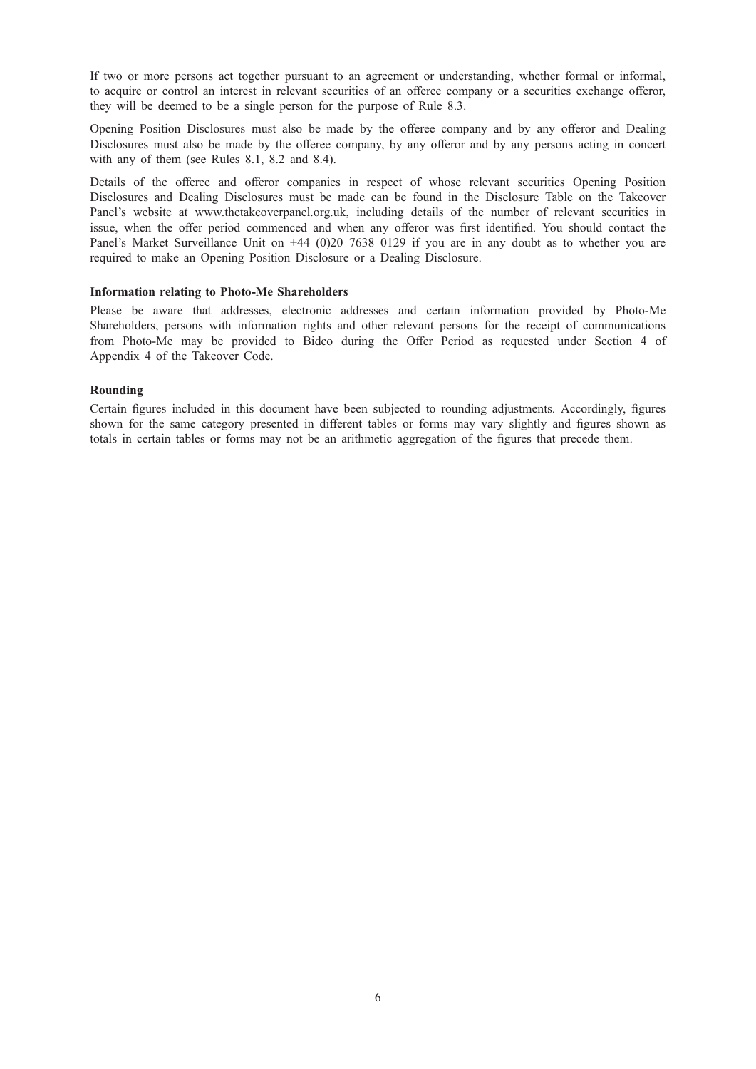If two or more persons act together pursuant to an agreement or understanding, whether formal or informal, to acquire or control an interest in relevant securities of an offeree company or a securities exchange offeror, they will be deemed to be a single person for the purpose of Rule 8.3.

Opening Position Disclosures must also be made by the offeree company and by any offeror and Dealing Disclosures must also be made by the offeree company, by any offeror and by any persons acting in concert with any of them (see Rules 8.1, 8.2 and 8.4).

Details of the offeree and offeror companies in respect of whose relevant securities Opening Position Disclosures and Dealing Disclosures must be made can be found in the Disclosure Table on the Takeover Panel's website at www.thetakeoverpanel.org.uk, including details of the number of relevant securities in issue, when the offer period commenced and when any offeror was first identified. You should contact the Panel's Market Surveillance Unit on +44 (0)20 7638 0129 if you are in any doubt as to whether you are required to make an Opening Position Disclosure or a Dealing Disclosure.

**Information relating to Photo-Me Shareholders**

Please be aware that addresses, electronic addresses and certain information provided by Photo-Me Shareholders, persons with information rights and other relevant persons for the receipt of communications from Photo-Me may be provided to Bidco during the Offer Period as requested under Section 4 of Appendix 4 of the Takeover Code.

**Rounding**

Certain figures included in this document have been subjected to rounding adjustments. Accordingly, figures shown for the same category presented in different tables or forms may vary slightly and figures shown as totals in certain tables or forms may not be an arithmetic aggregation of the figures that precede them.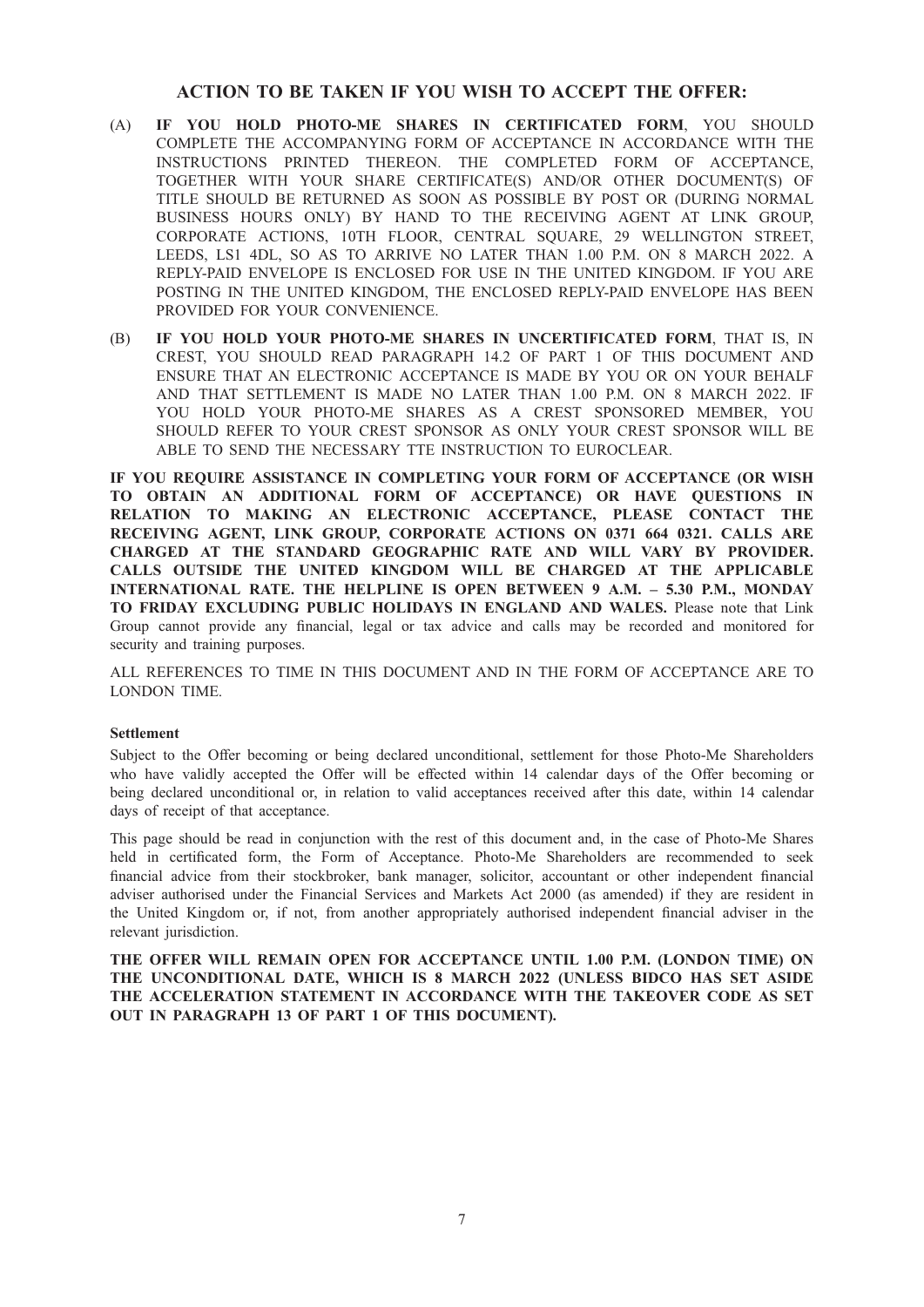## ACTION TO BE TAKEN IF YOU WISH TO ACCEPT THE OFFER:

(A) **IF YOU HOLD PHOTO-ME SHARES IN CERTIFICATED FORM**, YOU SHOULD COMPLETE THE ACCOMPANYING FORM OF ACCEPTANCE IN ACCORDANCE WITH THE INSTRUCTIONS PRINTED THEREON. THE COMPLETED FORM OF ACCEPTANCE, TOGETHER WITH YOUR SHARE CERTIFICATE(S) AND/OR OTHER DOCUMENT(S) OF TITLE SHOULD BE RETURNED AS SOON AS POSSIBLE BY POST OR (DURING NORMAL BUSINESS HOURS ONLY) BY HAND TO THE RECEIVING AGENT AT LINK GROUP, CORPORATE ACTIONS, 10TH FLOOR, CENTRAL SQUARE, 29 WELLINGTON STREET, LEEDS, LS1 4DL, SO AS TO ARRIVE NO LATER THAN 1.00 P.M. ON 8 MARCH 2022. A REPLY-PAID ENVELOPE IS ENCLOSED FOR USE IN THE UNITED KINGDOM. IF YOU ARE POSTING IN THE UNITED KINGDOM, THE ENCLOSED REPLY-PAID ENVELOPE HAS BEEN PROVIDED FOR YOUR CONVENIENCE.

(B) **IF YOU HOLD YOUR PHOTO-ME SHARES IN UNCERTIFICATED FORM**, THAT IS, IN CREST, YOU SHOULD READ PARAGRAPH 14.2 OF PART 1 OF THIS DOCUMENT AND ENSURE THAT AN ELECTRONIC ACCEPTANCE IS MADE BY YOU OR ON YOUR BEHALF AND THAT SETTLEMENT IS MADE NO LATER THAN 1.00 P.M. ON 8 MARCH 2022. IF YOU HOLD YOUR PHOTO-ME SHARES AS A CREST SPONSORED MEMBER, YOU SHOULD REFER TO YOUR CREST SPONSOR AS ONLY YOUR CREST SPONSOR WILL BE ABLE TO SEND THE NECESSARY TTE INSTRUCTION TO EUROCLEAR.

**IF YOU REQUIRE ASSISTANCE IN COMPLETING YOUR FORM OF ACCEPTANCE (OR WISH TO OBTAIN AN ADDITIONAL FORM OF ACCEPTANCE) OR HAVE QUESTIONS IN RELATION TO MAKING AN ELECTRONIC ACCEPTANCE, PLEASE CONTACT THE RECEIVING AGENT, LINK GROUP, CORPORATE ACTIONS ON 0371 664 0321. CALLS ARE CHARGED AT THE STANDARD GEOGRAPHIC RATE AND WILL VARY BY PROVIDER. CALLS OUTSIDE THE UNITED KINGDOM WILL BE CHARGED AT THE APPLICABLE INTERNATIONAL RATE. THE HELPLINE IS OPEN BETWEEN 9 A.M. – 5.30 P.M., MONDAY TO FRIDAY EXCLUDING PUBLIC HOLIDAYS IN ENGLAND AND WALES.** Please note that Link Group cannot provide any financial, legal or tax advice and calls may be recorded and monitored for security and training purposes.

ALL REFERENCES TO TIME IN THIS DOCUMENT AND IN THE FORM OF ACCEPTANCE ARE TO LONDON TIME.

**Settlement**

Subject to the Offer becoming or being declared unconditional, settlement for those Photo-Me Shareholders who have validly accepted the Offer will be effected within 14 calendar days of the Offer becoming or being declared unconditional or, in relation to valid acceptances received after this date, within 14 calendar days of receipt of that acceptance.

This page should be read in conjunction with the rest of this document and, in the case of Photo-Me Shares held in certificated form, the Form of Acceptance. Photo-Me Shareholders are recommended to seek financial advice from their stockbroker, bank manager, solicitor, accountant or other independent financial adviser authorised under the Financial Services and Markets Act 2000 (as amended) if they are resident in the United Kingdom or, if not, from another appropriately authorised independent financial adviser in the relevant jurisdiction.

**THE OFFER WILL REMAIN OPEN FOR ACCEPTANCE UNTIL 1.00 P.M. (LONDON TIME) ON THE UNCONDITIONAL DATE, WHICH IS 8 MARCH 2022 (UNLESS BIDCO HAS SET ASIDE THE ACCELERATION STATEMENT IN ACCORDANCE WITH THE TAKEOVER CODE AS SET OUT IN PARAGRAPH 13 OF PART 1 OF THIS DOCUMENT).**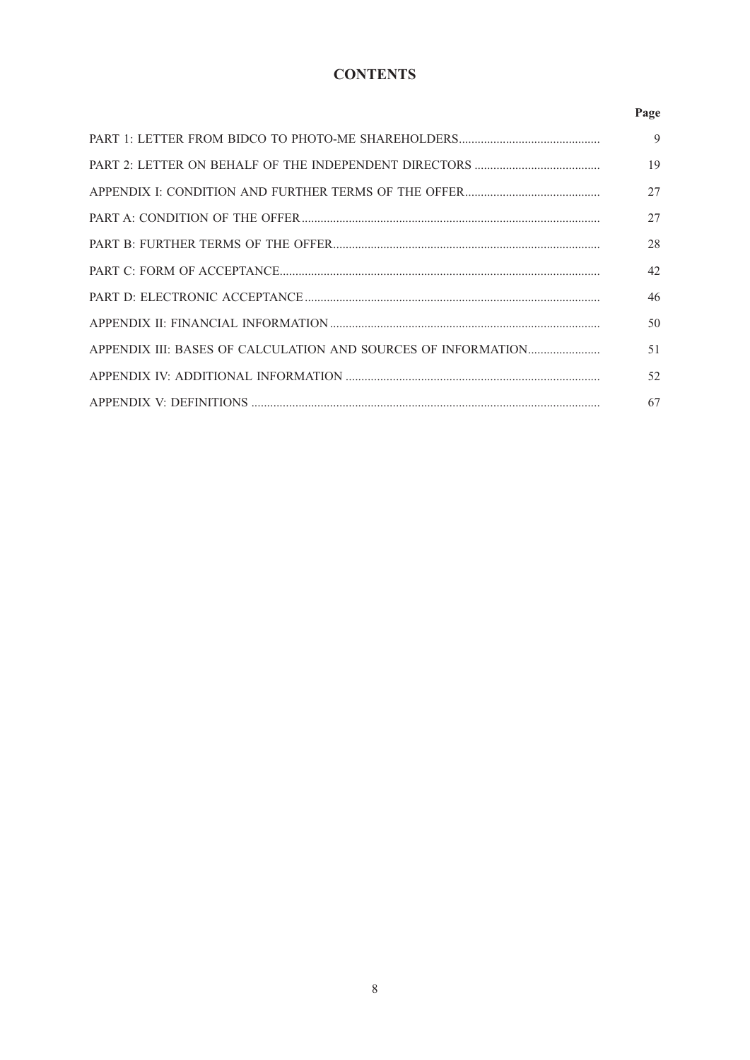# CONTENTS

| | Page |
|---|---|
| PART 1: LETTER FROM BIDCO TO PHOTO-ME SHAREHOLDERS | 9 |
| PART 2: LETTER ON BEHALF OF THE INDEPENDENT DIRECTORS | 19 |
| APPENDIX I: CONDITION AND FURTHER TERMS OF THE OFFER | 27 |
| PART A: CONDITION OF THE OFFER | 27 |
| PART B: FURTHER TERMS OF THE OFFER | 28 |
| PART C: FORM OF ACCEPTANCE | 42 |
| PART D: ELECTRONIC ACCEPTANCE | 46 |
| APPENDIX II: FINANCIAL INFORMATION | 50 |
| APPENDIX III: BASES OF CALCULATION AND SOURCES OF INFORMATION | 51 |
| APPENDIX IV: ADDITIONAL INFORMATION | 52 |
| APPENDIX V: DEFINITIONS | 67 |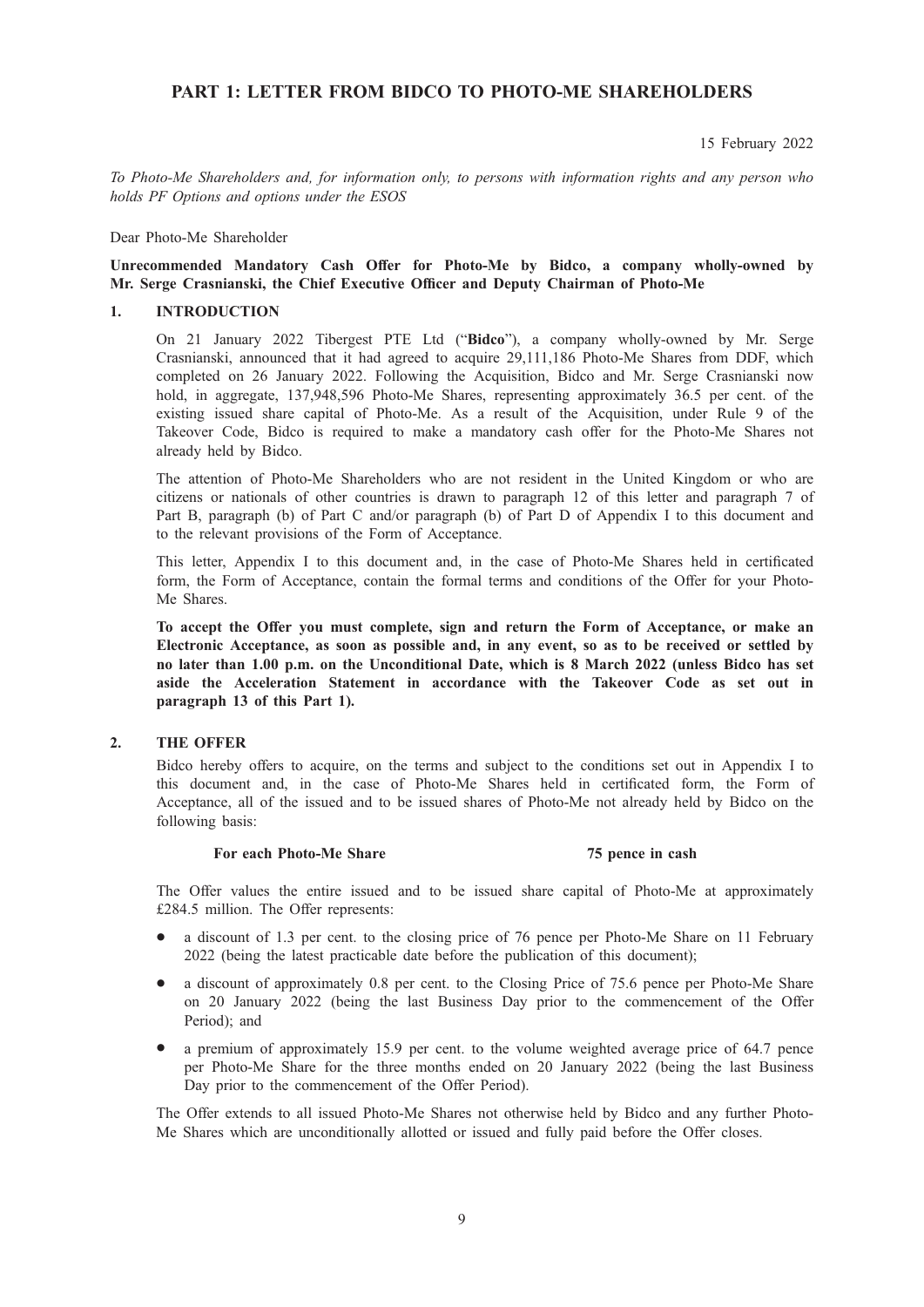# PART 1: LETTER FROM BIDCO TO PHOTO-ME SHAREHOLDERS

15 February 2022

*To Photo-Me Shareholders and, for information only, to persons with information rights and any person who holds PF Options and options under the ESOS*

Dear Photo-Me Shareholder

**Unrecommended Mandatory Cash Offer for Photo-Me by Bidco, a company wholly-owned by Mr. Serge Crasnianski, the Chief Executive Officer and Deputy Chairman of Photo-Me**

## 1. INTRODUCTION

On 21 January 2022 Tibergest PTE Ltd ("**Bidco**"), a company wholly-owned by Mr. Serge Crasnianski, announced that it had agreed to acquire 29,111,186 Photo-Me Shares from DDF, which completed on 26 January 2022. Following the Acquisition, Bidco and Mr. Serge Crasnianski now hold, in aggregate, 137,948,596 Photo-Me Shares, representing approximately 36.5 per cent. of the existing issued share capital of Photo-Me. As a result of the Acquisition, under Rule 9 of the Takeover Code, Bidco is required to make a mandatory cash offer for the Photo-Me Shares not already held by Bidco.

The attention of Photo-Me Shareholders who are not resident in the United Kingdom or who are citizens or nationals of other countries is drawn to paragraph 12 of this letter and paragraph 7 of Part B, paragraph (b) of Part C and/or paragraph (b) of Part D of Appendix I to this document and to the relevant provisions of the Form of Acceptance.

This letter, Appendix I to this document and, in the case of Photo-Me Shares held in certificated form, the Form of Acceptance, contain the formal terms and conditions of the Offer for your Photo-Me Shares.

**To accept the Offer you must complete, sign and return the Form of Acceptance, or make an Electronic Acceptance, as soon as possible and, in any event, so as to be received or settled by no later than 1.00 p.m. on the Unconditional Date, which is 8 March 2022 (unless Bidco has set aside the Acceleration Statement in accordance with the Takeover Code as set out in paragraph 13 of this Part 1).**

## 2. THE OFFER

Bidco hereby offers to acquire, on the terms and subject to the conditions set out in Appendix I to this document and, in the case of Photo-Me Shares held in certificated form, the Form of Acceptance, all of the issued and to be issued shares of Photo-Me not already held by Bidco on the following basis:

**For each Photo-Me Share** **75 pence in cash**

The Offer values the entire issued and to be issued share capital of Photo-Me at approximately £284.5 million. The Offer represents:

- a discount of 1.3 per cent. to the closing price of 76 pence per Photo-Me Share on 11 February 2022 (being the latest practicable date before the publication of this document);
- a discount of approximately 0.8 per cent. to the Closing Price of 75.6 pence per Photo-Me Share on 20 January 2022 (being the last Business Day prior to the commencement of the Offer Period); and
- a premium of approximately 15.9 per cent. to the volume weighted average price of 64.7 pence per Photo-Me Share for the three months ended on 20 January 2022 (being the last Business Day prior to the commencement of the Offer Period).

The Offer extends to all issued Photo-Me Shares not otherwise held by Bidco and any further Photo-Me Shares which are unconditionally allotted or issued and fully paid before the Offer closes.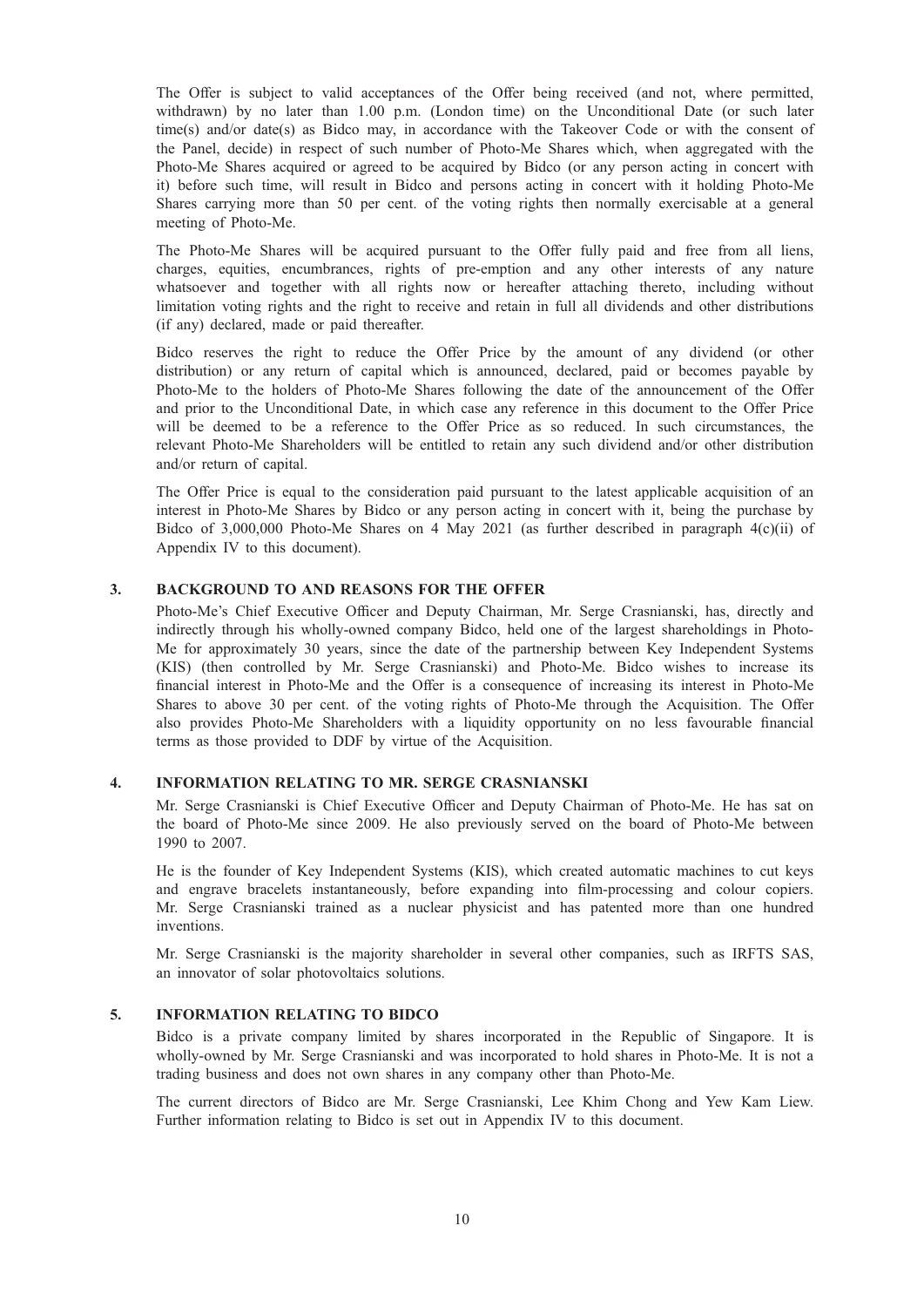The Offer is subject to valid acceptances of the Offer being received (and not, where permitted, withdrawn) by no later than 1.00 p.m. (London time) on the Unconditional Date (or such later time(s) and/or date(s) as Bidco may, in accordance with the Takeover Code or with the consent of the Panel, decide) in respect of such number of Photo-Me Shares which, when aggregated with the Photo-Me Shares acquired or agreed to be acquired by Bidco (or any person acting in concert with it) before such time, will result in Bidco and persons acting in concert with it holding Photo-Me Shares carrying more than 50 per cent. of the voting rights then normally exercisable at a general meeting of Photo-Me.

The Photo-Me Shares will be acquired pursuant to the Offer fully paid and free from all liens, charges, equities, encumbrances, rights of pre-emption and any other interests of any nature whatsoever and together with all rights now or hereafter attaching thereto, including without limitation voting rights and the right to receive and retain in full all dividends and other distributions (if any) declared, made or paid thereafter.

Bidco reserves the right to reduce the Offer Price by the amount of any dividend (or other distribution) or any return of capital which is announced, declared, paid or becomes payable by Photo-Me to the holders of Photo-Me Shares following the date of the announcement of the Offer and prior to the Unconditional Date, in which case any reference in this document to the Offer Price will be deemed to be a reference to the Offer Price as so reduced. In such circumstances, the relevant Photo-Me Shareholders will be entitled to retain any such dividend and/or other distribution and/or return of capital.

The Offer Price is equal to the consideration paid pursuant to the latest applicable acquisition of an interest in Photo-Me Shares by Bidco or any person acting in concert with it, being the purchase by Bidco of 3,000,000 Photo-Me Shares on 4 May 2021 (as further described in paragraph 4(c)(ii) of Appendix IV to this document).

## 3. BACKGROUND TO AND REASONS FOR THE OFFER

Photo-Me's Chief Executive Officer and Deputy Chairman, Mr. Serge Crasnianski, has, directly and indirectly through his wholly-owned company Bidco, held one of the largest shareholdings in Photo-Me for approximately 30 years, since the date of the partnership between Key Independent Systems (KIS) (then controlled by Mr. Serge Crasnianski) and Photo-Me. Bidco wishes to increase its financial interest in Photo-Me and the Offer is a consequence of increasing its interest in Photo-Me Shares to above 30 per cent. of the voting rights of Photo-Me through the Acquisition. The Offer also provides Photo-Me Shareholders with a liquidity opportunity on no less favourable financial terms as those provided to DDF by virtue of the Acquisition.

## 4. INFORMATION RELATING TO MR. SERGE CRASNIANSKI

Mr. Serge Crasnianski is Chief Executive Officer and Deputy Chairman of Photo-Me. He has sat on the board of Photo-Me since 2009. He also previously served on the board of Photo-Me between 1990 to 2007.

He is the founder of Key Independent Systems (KIS), which created automatic machines to cut keys and engrave bracelets instantaneously, before expanding into film-processing and colour copiers. Mr. Serge Crasnianski trained as a nuclear physicist and has patented more than one hundred inventions.

Mr. Serge Crasnianski is the majority shareholder in several other companies, such as IRFTS SAS, an innovator of solar photovoltaics solutions.

## 5. INFORMATION RELATING TO BIDCO

Bidco is a private company limited by shares incorporated in the Republic of Singapore. It is wholly-owned by Mr. Serge Crasnianski and was incorporated to hold shares in Photo-Me. It is not a trading business and does not own shares in any company other than Photo-Me.

The current directors of Bidco are Mr. Serge Crasnianski, Lee Khim Chong and Yew Kam Liew. Further information relating to Bidco is set out in Appendix IV to this document.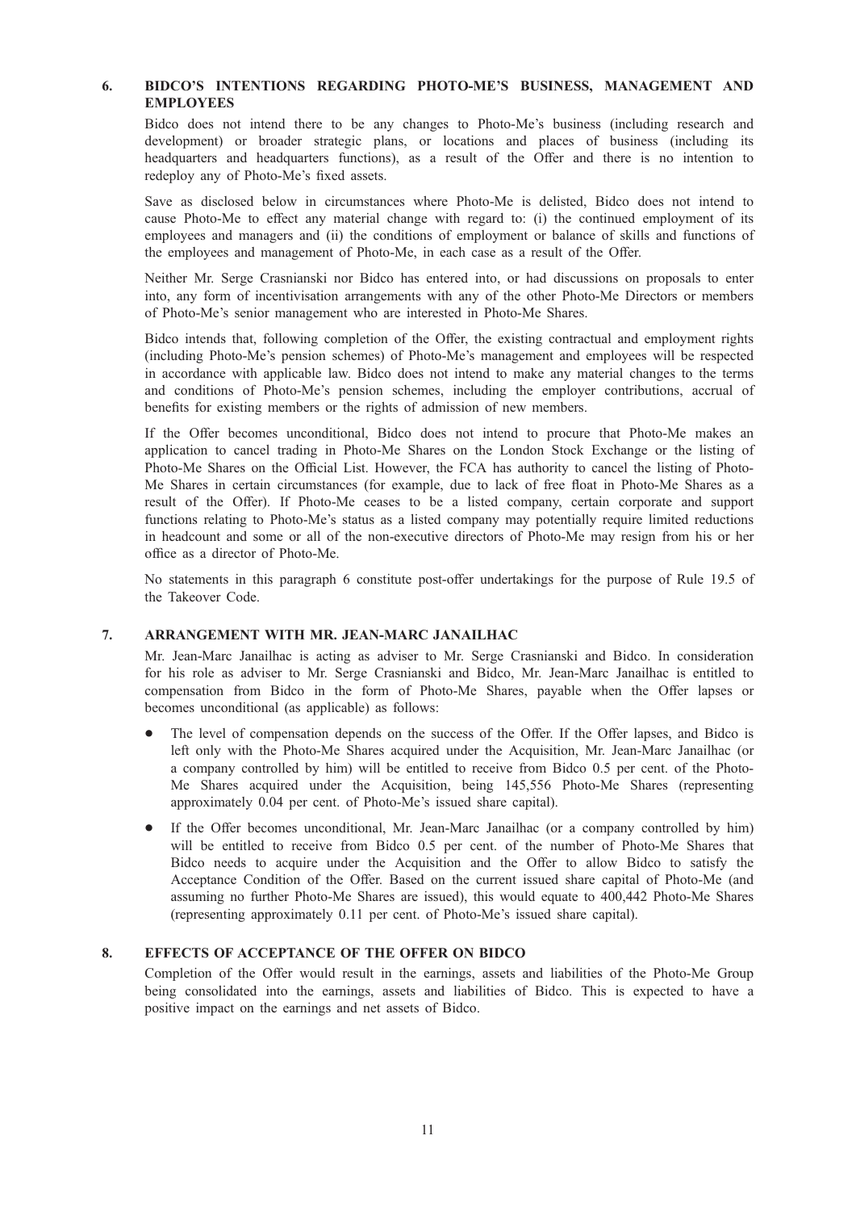## 6. BIDCO'S INTENTIONS REGARDING PHOTO-ME'S BUSINESS, MANAGEMENT AND EMPLOYEES

Bidco does not intend there to be any changes to Photo-Me's business (including research and development) or broader strategic plans, or locations and places of business (including its headquarters and headquarters functions), as a result of the Offer and there is no intention to redeploy any of Photo-Me's fixed assets.

Save as disclosed below in circumstances where Photo-Me is delisted, Bidco does not intend to cause Photo-Me to effect any material change with regard to: (i) the continued employment of its employees and managers and (ii) the conditions of employment or balance of skills and functions of the employees and management of Photo-Me, in each case as a result of the Offer.

Neither Mr. Serge Crasnianski nor Bidco has entered into, or had discussions on proposals to enter into, any form of incentivisation arrangements with any of the other Photo-Me Directors or members of Photo-Me's senior management who are interested in Photo-Me Shares.

Bidco intends that, following completion of the Offer, the existing contractual and employment rights (including Photo-Me's pension schemes) of Photo-Me's management and employees will be respected in accordance with applicable law. Bidco does not intend to make any material changes to the terms and conditions of Photo-Me's pension schemes, including the employer contributions, accrual of benefits for existing members or the rights of admission of new members.

If the Offer becomes unconditional, Bidco does not intend to procure that Photo-Me makes an application to cancel trading in Photo-Me Shares on the London Stock Exchange or the listing of Photo-Me Shares on the Official List. However, the FCA has authority to cancel the listing of Photo-Me Shares in certain circumstances (for example, due to lack of free float in Photo-Me Shares as a result of the Offer). If Photo-Me ceases to be a listed company, certain corporate and support functions relating to Photo-Me's status as a listed company may potentially require limited reductions in headcount and some or all of the non-executive directors of Photo-Me may resign from his or her office as a director of Photo-Me.

No statements in this paragraph 6 constitute post-offer undertakings for the purpose of Rule 19.5 of the Takeover Code.

## 7. ARRANGEMENT WITH MR. JEAN-MARC JANAILHAC

Mr. Jean-Marc Janailhac is acting as adviser to Mr. Serge Crasnianski and Bidco. In consideration for his role as adviser to Mr. Serge Crasnianski and Bidco, Mr. Jean-Marc Janailhac is entitled to compensation from Bidco in the form of Photo-Me Shares, payable when the Offer lapses or becomes unconditional (as applicable) as follows:

- The level of compensation depends on the success of the Offer. If the Offer lapses, and Bidco is left only with the Photo-Me Shares acquired under the Acquisition, Mr. Jean-Marc Janailhac (or a company controlled by him) will be entitled to receive from Bidco 0.5 per cent. of the Photo-Me Shares acquired under the Acquisition, being 145,556 Photo-Me Shares (representing approximately 0.04 per cent. of Photo-Me's issued share capital).
- If the Offer becomes unconditional, Mr. Jean-Marc Janailhac (or a company controlled by him) will be entitled to receive from Bidco 0.5 per cent. of the number of Photo-Me Shares that Bidco needs to acquire under the Acquisition and the Offer to allow Bidco to satisfy the Acceptance Condition of the Offer. Based on the current issued share capital of Photo-Me (and assuming no further Photo-Me Shares are issued), this would equate to 400,442 Photo-Me Shares (representing approximately 0.11 per cent. of Photo-Me's issued share capital).

## 8. EFFECTS OF ACCEPTANCE OF THE OFFER ON BIDCO

Completion of the Offer would result in the earnings, assets and liabilities of the Photo-Me Group being consolidated into the earnings, assets and liabilities of Bidco. This is expected to have a positive impact on the earnings and net assets of Bidco.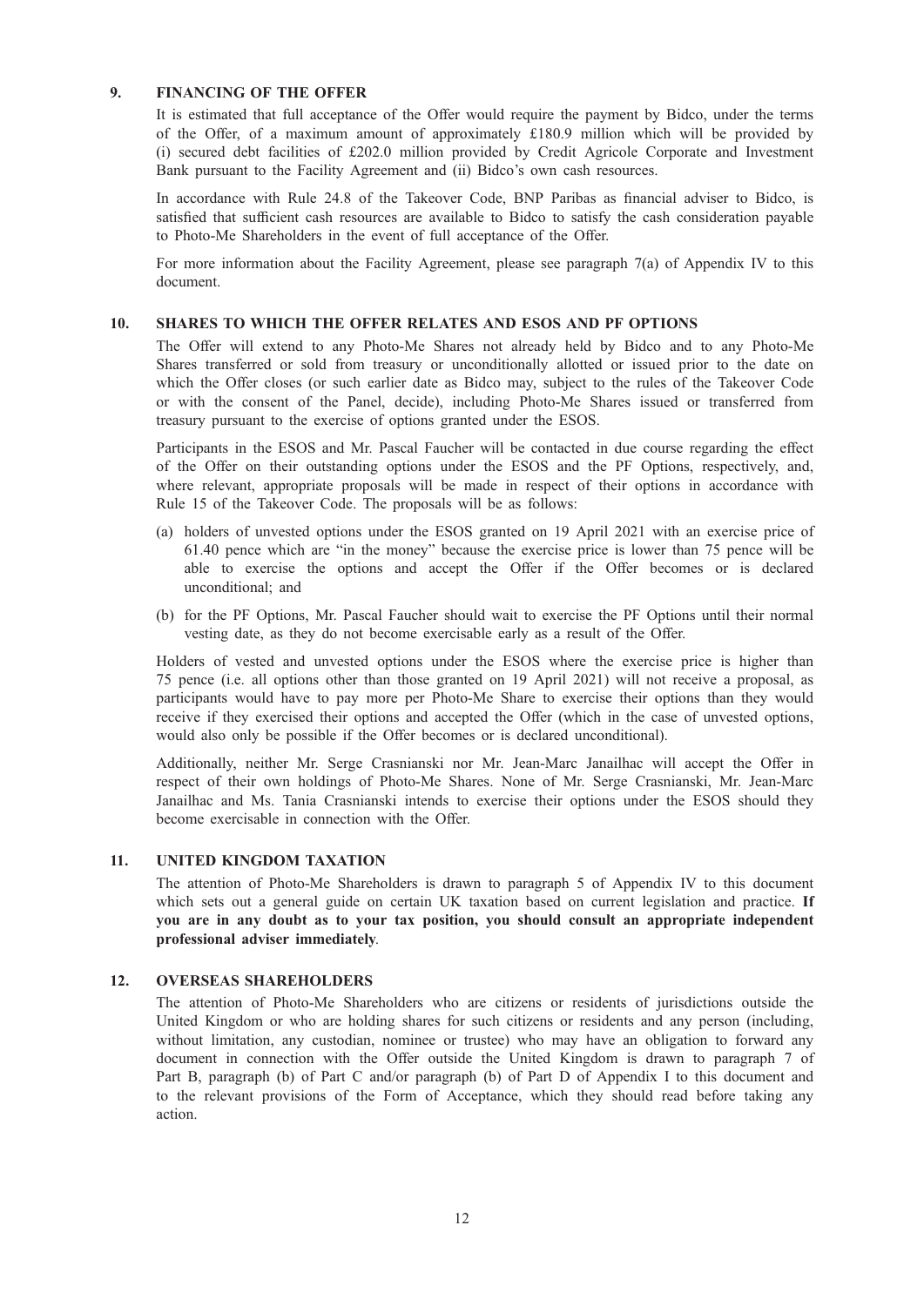## 9. FINANCING OF THE OFFER

It is estimated that full acceptance of the Offer would require the payment by Bidco, under the terms of the Offer, of a maximum amount of approximately £180.9 million which will be provided by (i) secured debt facilities of £202.0 million provided by Credit Agricole Corporate and Investment Bank pursuant to the Facility Agreement and (ii) Bidco's own cash resources.

In accordance with Rule 24.8 of the Takeover Code, BNP Paribas as financial adviser to Bidco, is satisfied that sufficient cash resources are available to Bidco to satisfy the cash consideration payable to Photo-Me Shareholders in the event of full acceptance of the Offer.

For more information about the Facility Agreement, please see paragraph 7(a) of Appendix IV to this document.

## 10. SHARES TO WHICH THE OFFER RELATES AND ESOS AND PF OPTIONS

The Offer will extend to any Photo-Me Shares not already held by Bidco and to any Photo-Me Shares transferred or sold from treasury or unconditionally allotted or issued prior to the date on which the Offer closes (or such earlier date as Bidco may, subject to the rules of the Takeover Code or with the consent of the Panel, decide), including Photo-Me Shares issued or transferred from treasury pursuant to the exercise of options granted under the ESOS.

Participants in the ESOS and Mr. Pascal Faucher will be contacted in due course regarding the effect of the Offer on their outstanding options under the ESOS and the PF Options, respectively, and, where relevant, appropriate proposals will be made in respect of their options in accordance with Rule 15 of the Takeover Code. The proposals will be as follows:

(a) holders of unvested options under the ESOS granted on 19 April 2021 with an exercise price of 61.40 pence which are "in the money" because the exercise price is lower than 75 pence will be able to exercise the options and accept the Offer if the Offer becomes or is declared unconditional; and

(b) for the PF Options, Mr. Pascal Faucher should wait to exercise the PF Options until their normal vesting date, as they do not become exercisable early as a result of the Offer.

Holders of vested and unvested options under the ESOS where the exercise price is higher than 75 pence (i.e. all options other than those granted on 19 April 2021) will not receive a proposal, as participants would have to pay more per Photo-Me Share to exercise their options than they would receive if they exercised their options and accepted the Offer (which in the case of unvested options, would also only be possible if the Offer becomes or is declared unconditional).

Additionally, neither Mr. Serge Crasnianski nor Mr. Jean-Marc Janailhac will accept the Offer in respect of their own holdings of Photo-Me Shares. None of Mr. Serge Crasnianski, Mr. Jean-Marc Janailhac and Ms. Tania Crasnianski intends to exercise their options under the ESOS should they become exercisable in connection with the Offer.

## 11. UNITED KINGDOM TAXATION

The attention of Photo-Me Shareholders is drawn to paragraph 5 of Appendix IV to this document which sets out a general guide on certain UK taxation based on current legislation and practice. **If you are in any doubt as to your tax position, you should consult an appropriate independent professional adviser immediately**.

## 12. OVERSEAS SHAREHOLDERS

The attention of Photo-Me Shareholders who are citizens or residents of jurisdictions outside the United Kingdom or who are holding shares for such citizens or residents and any person (including, without limitation, any custodian, nominee or trustee) who may have an obligation to forward any document in connection with the Offer outside the United Kingdom is drawn to paragraph 7 of Part B, paragraph (b) of Part C and/or paragraph (b) of Part D of Appendix I to this document and to the relevant provisions of the Form of Acceptance, which they should read before taking any action.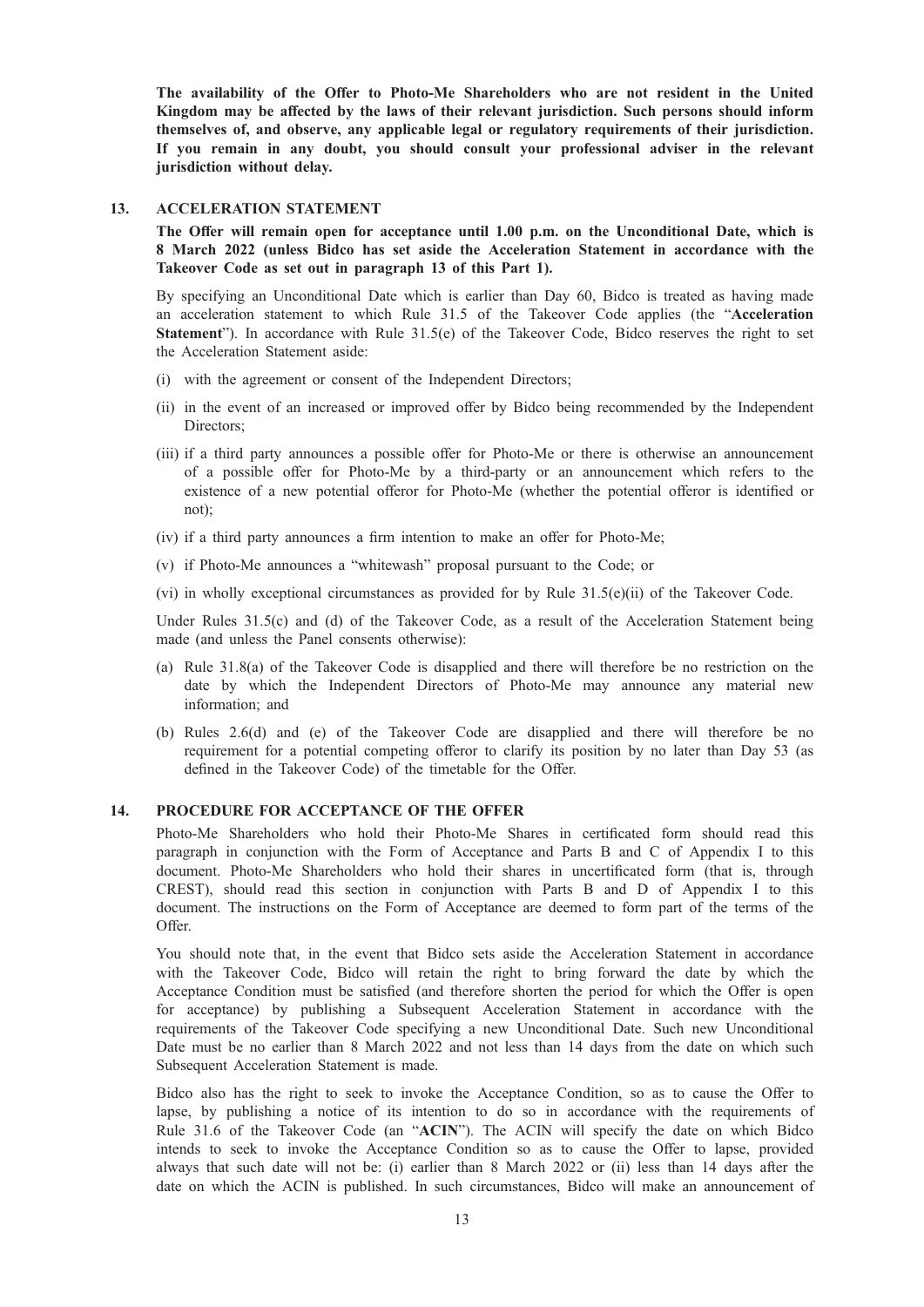**The availability of the Offer to Photo-Me Shareholders who are not resident in the United Kingdom may be affected by the laws of their relevant jurisdiction. Such persons should inform themselves of, and observe, any applicable legal or regulatory requirements of their jurisdiction. If you remain in any doubt, you should consult your professional adviser in the relevant jurisdiction without delay.**

## 13. ACCELERATION STATEMENT

**The Offer will remain open for acceptance until 1.00 p.m. on the Unconditional Date, which is 8 March 2022 (unless Bidco has set aside the Acceleration Statement in accordance with the Takeover Code as set out in paragraph 13 of this Part 1).**

By specifying an Unconditional Date which is earlier than Day 60, Bidco is treated as having made an acceleration statement to which Rule 31.5 of the Takeover Code applies (the "**Acceleration Statement**"). In accordance with Rule 31.5(e) of the Takeover Code, Bidco reserves the right to set the Acceleration Statement aside:

(i) with the agreement or consent of the Independent Directors;

(ii) in the event of an increased or improved offer by Bidco being recommended by the Independent Directors;

(iii) if a third party announces a possible offer for Photo-Me or there is otherwise an announcement of a possible offer for Photo-Me by a third-party or an announcement which refers to the existence of a new potential offeror for Photo-Me (whether the potential offeror is identified or not);

(iv) if a third party announces a firm intention to make an offer for Photo-Me;

(v) if Photo-Me announces a "whitewash" proposal pursuant to the Code; or

(vi) in wholly exceptional circumstances as provided for by Rule 31.5(e)(ii) of the Takeover Code.

Under Rules 31.5(c) and (d) of the Takeover Code, as a result of the Acceleration Statement being made (and unless the Panel consents otherwise):

(a) Rule 31.8(a) of the Takeover Code is disapplied and there will therefore be no restriction on the date by which the Independent Directors of Photo-Me may announce any material new information; and

(b) Rules 2.6(d) and (e) of the Takeover Code are disapplied and there will therefore be no requirement for a potential competing offeror to clarify its position by no later than Day 53 (as defined in the Takeover Code) of the timetable for the Offer.

## 14. PROCEDURE FOR ACCEPTANCE OF THE OFFER

Photo-Me Shareholders who hold their Photo-Me Shares in certificated form should read this paragraph in conjunction with the Form of Acceptance and Parts B and C of Appendix I to this document. Photo-Me Shareholders who hold their shares in uncertificated form (that is, through CREST), should read this section in conjunction with Parts B and D of Appendix I to this document. The instructions on the Form of Acceptance are deemed to form part of the terms of the Offer.

You should note that, in the event that Bidco sets aside the Acceleration Statement in accordance with the Takeover Code, Bidco will retain the right to bring forward the date by which the Acceptance Condition must be satisfied (and therefore shorten the period for which the Offer is open for acceptance) by publishing a Subsequent Acceleration Statement in accordance with the requirements of the Takeover Code specifying a new Unconditional Date. Such new Unconditional Date must be no earlier than 8 March 2022 and not less than 14 days from the date on which such Subsequent Acceleration Statement is made.

Bidco also has the right to seek to invoke the Acceptance Condition, so as to cause the Offer to lapse, by publishing a notice of its intention to do so in accordance with the requirements of Rule 31.6 of the Takeover Code (an "**ACIN**"). The ACIN will specify the date on which Bidco intends to seek to invoke the Acceptance Condition so as to cause the Offer to lapse, provided always that such date will not be: (i) earlier than 8 March 2022 or (ii) less than 14 days after the date on which the ACIN is published. In such circumstances, Bidco will make an announcement of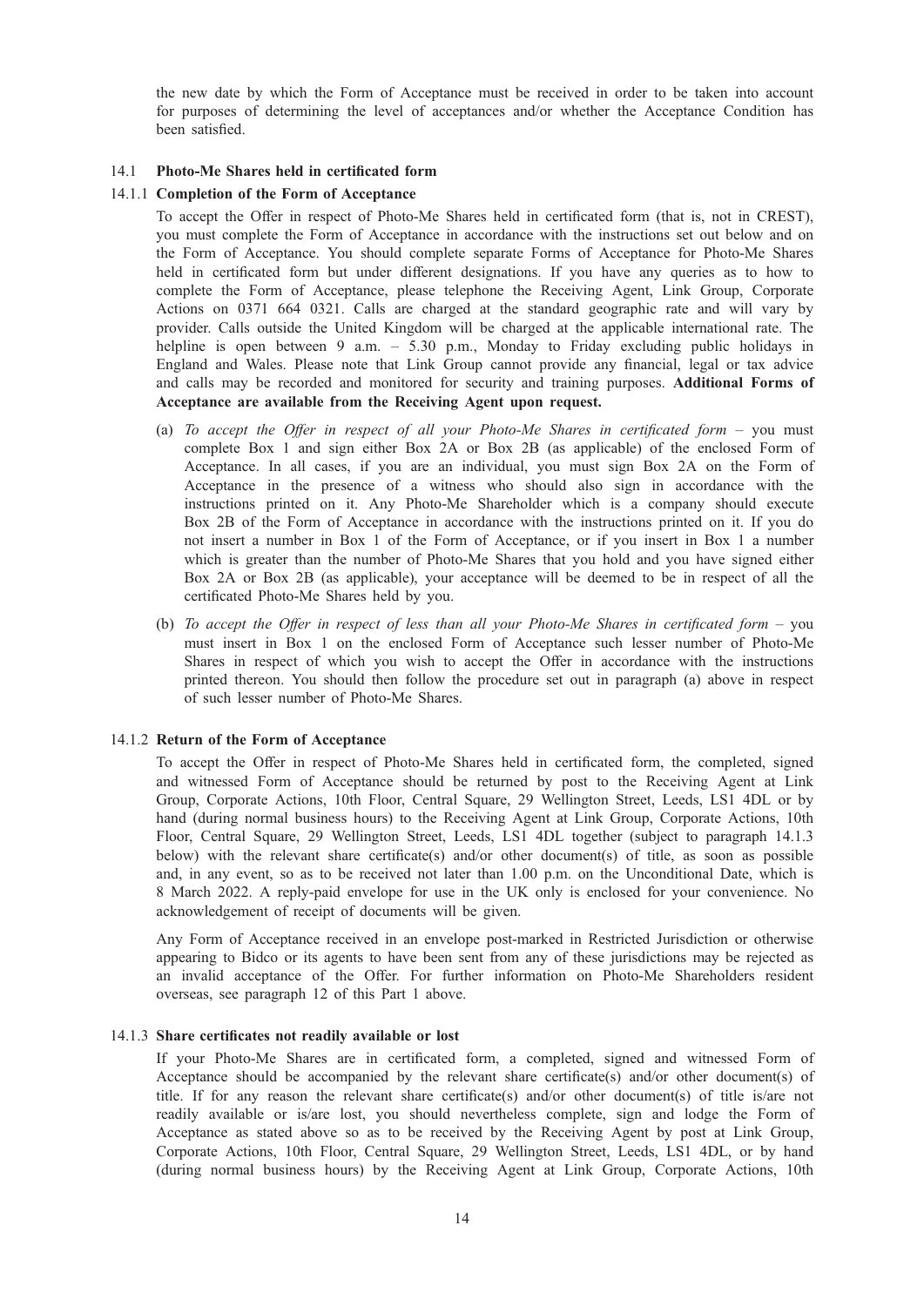the new date by which the Form of Acceptance must be received in order to be taken into account for purposes of determining the level of acceptances and/or whether the Acceptance Condition has been satisfied.

### 14.1 Photo-Me Shares held in certificated form

#### 14.1.1 Completion of the Form of Acceptance

To accept the Offer in respect of Photo-Me Shares held in certificated form (that is, not in CREST), you must complete the Form of Acceptance in accordance with the instructions set out below and on the Form of Acceptance. You should complete separate Forms of Acceptance for Photo-Me Shares held in certificated form but under different designations. If you have any queries as to how to complete the Form of Acceptance, please telephone the Receiving Agent, Link Group, Corporate Actions on 0371 664 0321. Calls are charged at the standard geographic rate and will vary by provider. Calls outside the United Kingdom will be charged at the applicable international rate. The helpline is open between 9 a.m. – 5.30 p.m., Monday to Friday excluding public holidays in England and Wales. Please note that Link Group cannot provide any financial, legal or tax advice and calls may be recorded and monitored for security and training purposes. **Additional Forms of Acceptance are available from the Receiving Agent upon request.**

(a) *To accept the Offer in respect of all your Photo-Me Shares in certificated form* – you must complete Box 1 and sign either Box 2A or Box 2B (as applicable) of the enclosed Form of Acceptance. In all cases, if you are an individual, you must sign Box 2A on the Form of Acceptance in the presence of a witness who should also sign in accordance with the instructions printed on it. Any Photo-Me Shareholder which is a company should execute Box 2B of the Form of Acceptance in accordance with the instructions printed on it. If you do not insert a number in Box 1 of the Form of Acceptance, or if you insert in Box 1 a number which is greater than the number of Photo-Me Shares that you hold and you have signed either Box 2A or Box 2B (as applicable), your acceptance will be deemed to be in respect of all the certificated Photo-Me Shares held by you.

(b) *To accept the Offer in respect of less than all your Photo-Me Shares in certificated form* – you must insert in Box 1 on the enclosed Form of Acceptance such lesser number of Photo-Me Shares in respect of which you wish to accept the Offer in accordance with the instructions printed thereon. You should then follow the procedure set out in paragraph (a) above in respect of such lesser number of Photo-Me Shares.

#### 14.1.2 Return of the Form of Acceptance

To accept the Offer in respect of Photo-Me Shares held in certificated form, the completed, signed and witnessed Form of Acceptance should be returned by post to the Receiving Agent at Link Group, Corporate Actions, 10th Floor, Central Square, 29 Wellington Street, Leeds, LS1 4DL or by hand (during normal business hours) to the Receiving Agent at Link Group, Corporate Actions, 10th Floor, Central Square, 29 Wellington Street, Leeds, LS1 4DL together (subject to paragraph 14.1.3 below) with the relevant share certificate(s) and/or other document(s) of title, as soon as possible and, in any event, so as to be received not later than 1.00 p.m. on the Unconditional Date, which is 8 March 2022. A reply-paid envelope for use in the UK only is enclosed for your convenience. No acknowledgement of receipt of documents will be given.

Any Form of Acceptance received in an envelope post-marked in Restricted Jurisdiction or otherwise appearing to Bidco or its agents to have been sent from any of these jurisdictions may be rejected as an invalid acceptance of the Offer. For further information on Photo-Me Shareholders resident overseas, see paragraph 12 of this Part 1 above.

#### 14.1.3 Share certificates not readily available or lost

If your Photo-Me Shares are in certificated form, a completed, signed and witnessed Form of Acceptance should be accompanied by the relevant share certificate(s) and/or other document(s) of title. If for any reason the relevant share certificate(s) and/or other document(s) of title is/are not readily available or is/are lost, you should nevertheless complete, sign and lodge the Form of Acceptance as stated above so as to be received by the Receiving Agent by post at Link Group, Corporate Actions, 10th Floor, Central Square, 29 Wellington Street, Leeds, LS1 4DL, or by hand (during normal business hours) by the Receiving Agent at Link Group, Corporate Actions, 10th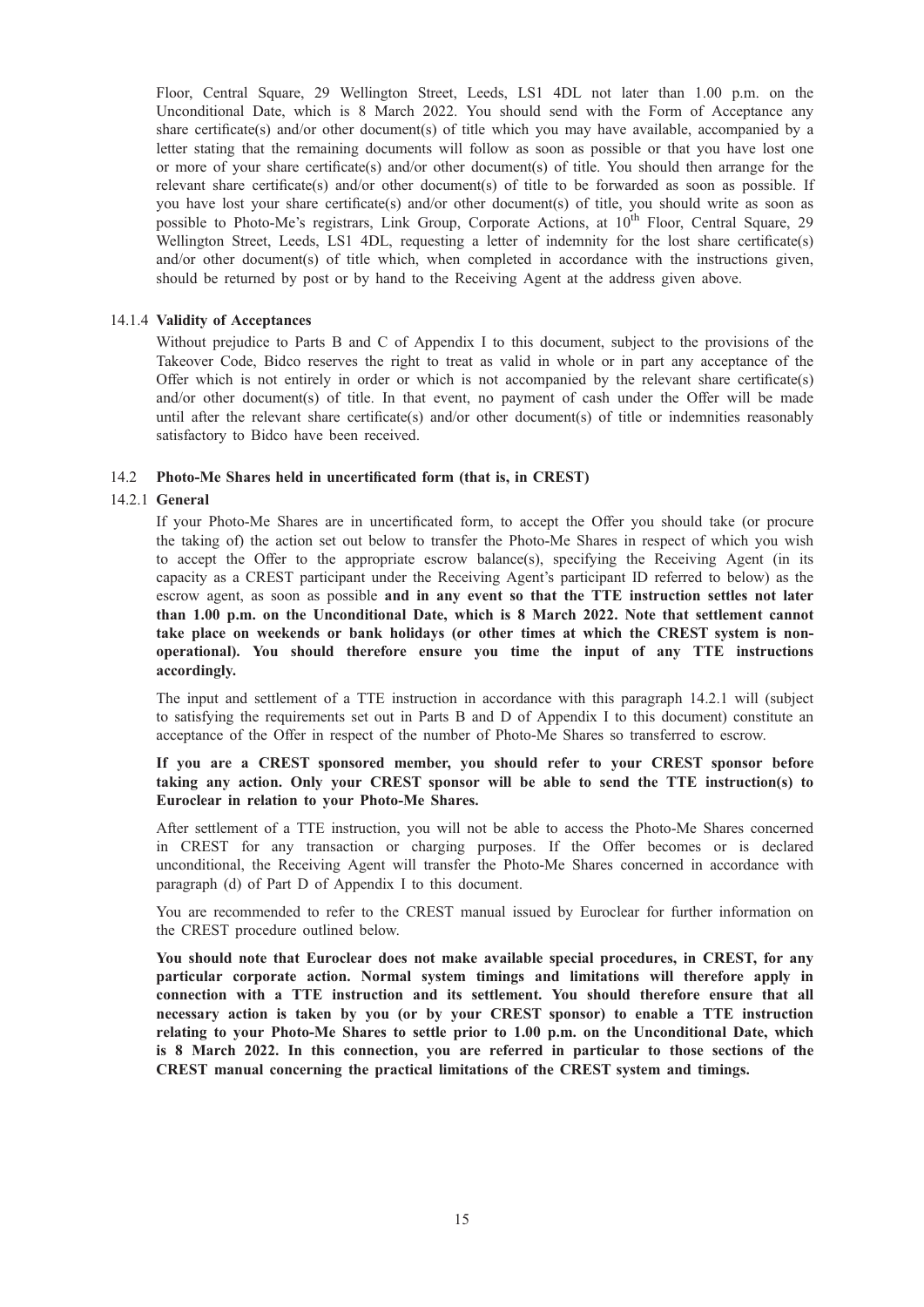Floor, Central Square, 29 Wellington Street, Leeds, LS1 4DL not later than 1.00 p.m. on the Unconditional Date, which is 8 March 2022. You should send with the Form of Acceptance any share certificate(s) and/or other document(s) of title which you may have available, accompanied by a letter stating that the remaining documents will follow as soon as possible or that you have lost one or more of your share certificate(s) and/or other document(s) of title. You should then arrange for the relevant share certificate(s) and/or other document(s) of title to be forwarded as soon as possible. If you have lost your share certificate(s) and/or other document(s) of title, you should write as soon as possible to Photo-Me's registrars, Link Group, Corporate Actions, at 10th Floor, Central Square, 29 Wellington Street, Leeds, LS1 4DL, requesting a letter of indemnity for the lost share certificate(s) and/or other document(s) of title which, when completed in accordance with the instructions given, should be returned by post or by hand to the Receiving Agent at the address given above.

#### 14.1.4 Validity of Acceptances

Without prejudice to Parts B and C of Appendix I to this document, subject to the provisions of the Takeover Code, Bidco reserves the right to treat as valid in whole or in part any acceptance of the Offer which is not entirely in order or which is not accompanied by the relevant share certificate(s) and/or other document(s) of title. In that event, no payment of cash under the Offer will be made until after the relevant share certificate(s) and/or other document(s) of title or indemnities reasonably satisfactory to Bidco have been received.

### 14.2 Photo-Me Shares held in uncertificated form (that is, in CREST)

#### 14.2.1 General

If your Photo-Me Shares are in uncertificated form, to accept the Offer you should take (or procure the taking of) the action set out below to transfer the Photo-Me Shares in respect of which you wish to accept the Offer to the appropriate escrow balance(s), specifying the Receiving Agent (in its capacity as a CREST participant under the Receiving Agent's participant ID referred to below) as the escrow agent, as soon as possible **and in any event so that the TTE instruction settles not later than 1.00 p.m. on the Unconditional Date, which is 8 March 2022. Note that settlement cannot take place on weekends or bank holidays (or other times at which the CREST system is non-operational). You should therefore ensure you time the input of any TTE instructions accordingly.**

The input and settlement of a TTE instruction in accordance with this paragraph 14.2.1 will (subject to satisfying the requirements set out in Parts B and D of Appendix I to this document) constitute an acceptance of the Offer in respect of the number of Photo-Me Shares so transferred to escrow.

**If you are a CREST sponsored member, you should refer to your CREST sponsor before taking any action. Only your CREST sponsor will be able to send the TTE instruction(s) to Euroclear in relation to your Photo-Me Shares.**

After settlement of a TTE instruction, you will not be able to access the Photo-Me Shares concerned in CREST for any transaction or charging purposes. If the Offer becomes or is declared unconditional, the Receiving Agent will transfer the Photo-Me Shares concerned in accordance with paragraph (d) of Part D of Appendix I to this document.

You are recommended to refer to the CREST manual issued by Euroclear for further information on the CREST procedure outlined below.

**You should note that Euroclear does not make available special procedures, in CREST, for any particular corporate action. Normal system timings and limitations will therefore apply in connection with a TTE instruction and its settlement. You should therefore ensure that all necessary action is taken by you (or by your CREST sponsor) to enable a TTE instruction relating to your Photo-Me Shares to settle prior to 1.00 p.m. on the Unconditional Date, which is 8 March 2022. In this connection, you are referred in particular to those sections of the CREST manual concerning the practical limitations of the CREST system and timings.**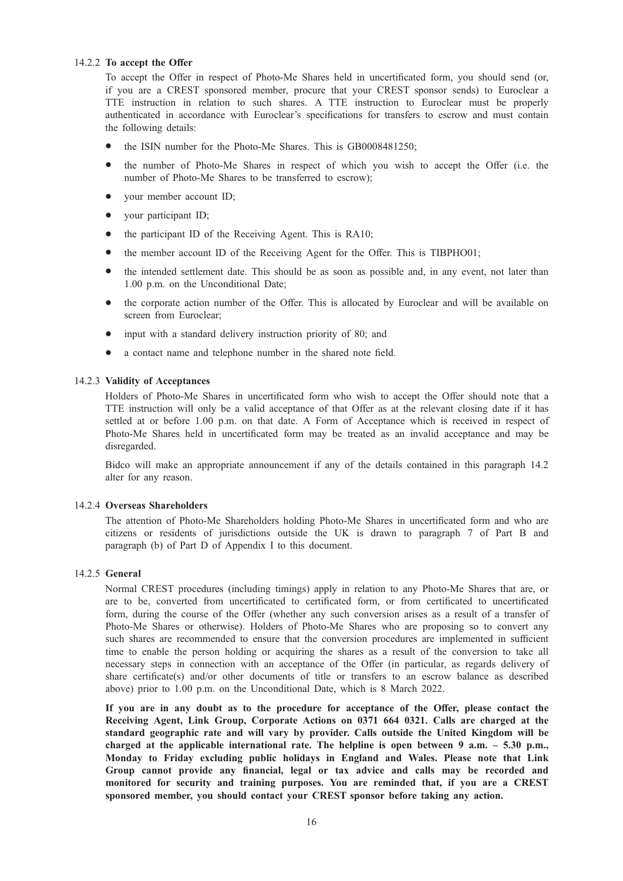#### 14.2.2 **To accept the Offer**

To accept the Offer in respect of Photo-Me Shares held in uncertificated form, you should send (or, if you are a CREST sponsored member, procure that your CREST sponsor sends) to Euroclear a TTE instruction in relation to such shares. A TTE instruction to Euroclear must be properly authenticated in accordance with Euroclear's specifications for transfers to escrow and must contain the following details:

- the ISIN number for the Photo-Me Shares. This is GB0008481250;
- the number of Photo-Me Shares in respect of which you wish to accept the Offer (i.e. the number of Photo-Me Shares to be transferred to escrow);
- your member account ID;
- your participant ID;
- the participant ID of the Receiving Agent. This is RA10;
- the member account ID of the Receiving Agent for the Offer. This is TIBPHO01;
- the intended settlement date. This should be as soon as possible and, in any event, not later than 1.00 p.m. on the Unconditional Date;
- the corporate action number of the Offer. This is allocated by Euroclear and will be available on screen from Euroclear;
- input with a standard delivery instruction priority of 80; and
- a contact name and telephone number in the shared note field.

#### 14.2.3 **Validity of Acceptances**

Holders of Photo-Me Shares in uncertificated form who wish to accept the Offer should note that a TTE instruction will only be a valid acceptance of that Offer as at the relevant closing date if it has settled at or before 1.00 p.m. on that date. A Form of Acceptance which is received in respect of Photo-Me Shares held in uncertificated form may be treated as an invalid acceptance and may be disregarded.

Bidco will make an appropriate announcement if any of the details contained in this paragraph 14.2 alter for any reason.

#### 14.2.4 **Overseas Shareholders**

The attention of Photo-Me Shareholders holding Photo-Me Shares in uncertificated form and who are citizens or residents of jurisdictions outside the UK is drawn to paragraph 7 of Part B and paragraph (b) of Part D of Appendix I to this document.

#### 14.2.5 **General**

Normal CREST procedures (including timings) apply in relation to any Photo-Me Shares that are, or are to be, converted from uncertificated to certificated form, or from certificated to uncertificated form, during the course of the Offer (whether any such conversion arises as a result of a transfer of Photo-Me Shares or otherwise). Holders of Photo-Me Shares who are proposing so to convert any such shares are recommended to ensure that the conversion procedures are implemented in sufficient time to enable the person holding or acquiring the shares as a result of the conversion to take all necessary steps in connection with an acceptance of the Offer (in particular, as regards delivery of share certificate(s) and/or other documents of title or transfers to an escrow balance as described above) prior to 1.00 p.m. on the Unconditional Date, which is 8 March 2022.

**If you are in any doubt as to the procedure for acceptance of the Offer, please contact the Receiving Agent, Link Group, Corporate Actions on 0371 664 0321. Calls are charged at the standard geographic rate and will vary by provider. Calls outside the United Kingdom will be charged at the applicable international rate. The helpline is open between 9 a.m. – 5.30 p.m., Monday to Friday excluding public holidays in England and Wales. Please note that Link Group cannot provide any financial, legal or tax advice and calls may be recorded and monitored for security and training purposes. You are reminded that, if you are a CREST sponsored member, you should contact your CREST sponsor before taking any action.**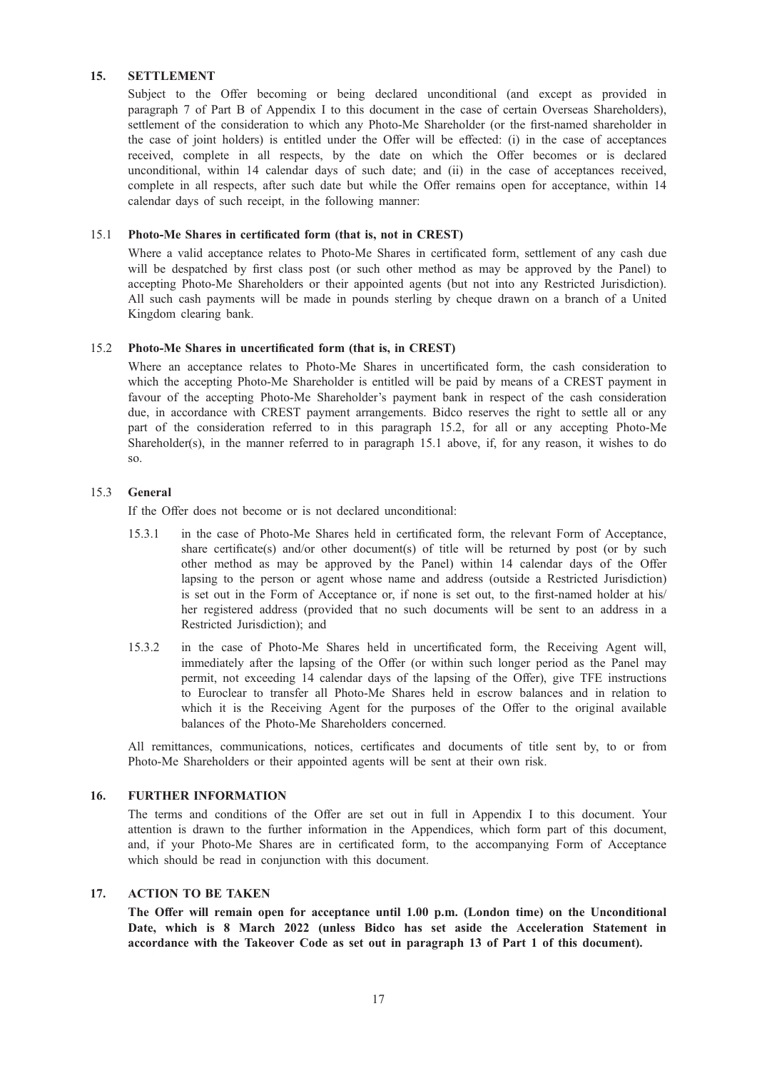## 15. SETTLEMENT

Subject to the Offer becoming or being declared unconditional (and except as provided in paragraph 7 of Part B of Appendix I to this document in the case of certain Overseas Shareholders), settlement of the consideration to which any Photo-Me Shareholder (or the first-named shareholder in the case of joint holders) is entitled under the Offer will be effected: (i) in the case of acceptances received, complete in all respects, by the date on which the Offer becomes or is declared unconditional, within 14 calendar days of such date; and (ii) in the case of acceptances received, complete in all respects, after such date but while the Offer remains open for acceptance, within 14 calendar days of such receipt, in the following manner:

### 15.1 Photo-Me Shares in certificated form (that is, not in CREST)

Where a valid acceptance relates to Photo-Me Shares in certificated form, settlement of any cash due will be despatched by first class post (or such other method as may be approved by the Panel) to accepting Photo-Me Shareholders or their appointed agents (but not into any Restricted Jurisdiction). All such cash payments will be made in pounds sterling by cheque drawn on a branch of a United Kingdom clearing bank.

### 15.2 Photo-Me Shares in uncertificated form (that is, in CREST)

Where an acceptance relates to Photo-Me Shares in uncertificated form, the cash consideration to which the accepting Photo-Me Shareholder is entitled will be paid by means of a CREST payment in favour of the accepting Photo-Me Shareholder's payment bank in respect of the cash consideration due, in accordance with CREST payment arrangements. Bidco reserves the right to settle all or any part of the consideration referred to in this paragraph 15.2, for all or any accepting Photo-Me Shareholder(s), in the manner referred to in paragraph 15.1 above, if, for any reason, it wishes to do so.

### 15.3 General

If the Offer does not become or is not declared unconditional:

15.3.1 in the case of Photo-Me Shares held in certificated form, the relevant Form of Acceptance, share certificate(s) and/or other document(s) of title will be returned by post (or by such other method as may be approved by the Panel) within 14 calendar days of the Offer lapsing to the person or agent whose name and address (outside a Restricted Jurisdiction) is set out in the Form of Acceptance or, if none is set out, to the first-named holder at his/her registered address (provided that no such documents will be sent to an address in a Restricted Jurisdiction); and

15.3.2 in the case of Photo-Me Shares held in uncertificated form, the Receiving Agent will, immediately after the lapsing of the Offer (or within such longer period as the Panel may permit, not exceeding 14 calendar days of the lapsing of the Offer), give TFE instructions to Euroclear to transfer all Photo-Me Shares held in escrow balances and in relation to which it is the Receiving Agent for the purposes of the Offer to the original available balances of the Photo-Me Shareholders concerned.

All remittances, communications, notices, certificates and documents of title sent by, to or from Photo-Me Shareholders or their appointed agents will be sent at their own risk.

## 16. FURTHER INFORMATION

The terms and conditions of the Offer are set out in full in Appendix I to this document. Your attention is drawn to the further information in the Appendices, which form part of this document, and, if your Photo-Me Shares are in certificated form, to the accompanying Form of Acceptance which should be read in conjunction with this document.

## 17. ACTION TO BE TAKEN

**The Offer will remain open for acceptance until 1.00 p.m. (London time) on the Unconditional Date, which is 8 March 2022 (unless Bidco has set aside the Acceleration Statement in accordance with the Takeover Code as set out in paragraph 13 of Part 1 of this document).**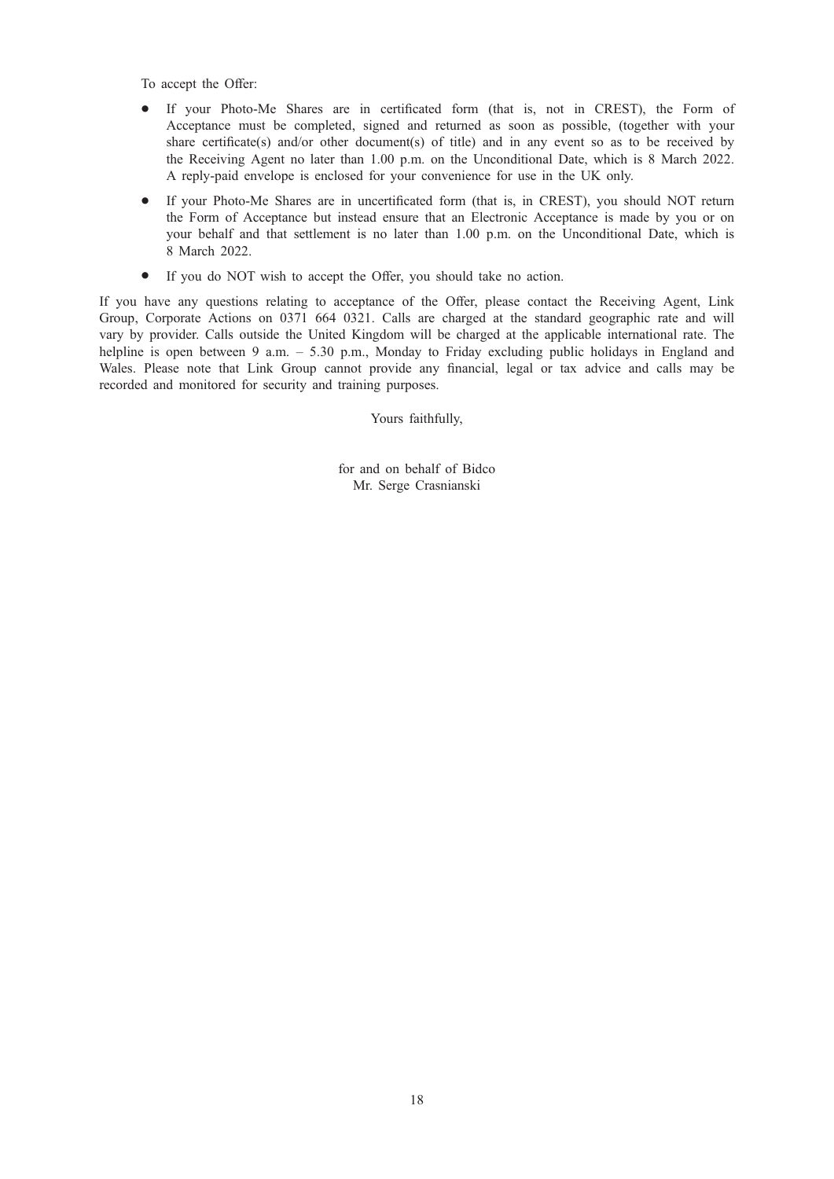To accept the Offer:

- If your Photo-Me Shares are in certificated form (that is, not in CREST), the Form of Acceptance must be completed, signed and returned as soon as possible, (together with your share certificate(s) and/or other document(s) of title) and in any event so as to be received by the Receiving Agent no later than 1.00 p.m. on the Unconditional Date, which is 8 March 2022. A reply-paid envelope is enclosed for your convenience for use in the UK only.
- If your Photo-Me Shares are in uncertificated form (that is, in CREST), you should NOT return the Form of Acceptance but instead ensure that an Electronic Acceptance is made by you or on your behalf and that settlement is no later than 1.00 p.m. on the Unconditional Date, which is 8 March 2022.
- If you do NOT wish to accept the Offer, you should take no action.

If you have any questions relating to acceptance of the Offer, please contact the Receiving Agent, Link Group, Corporate Actions on 0371 664 0321. Calls are charged at the standard geographic rate and will vary by provider. Calls outside the United Kingdom will be charged at the applicable international rate. The helpline is open between 9 a.m. – 5.30 p.m., Monday to Friday excluding public holidays in England and Wales. Please note that Link Group cannot provide any financial, legal or tax advice and calls may be recorded and monitored for security and training purposes.

Yours faithfully,

for and on behalf of Bidco
Mr. Serge Crasnianski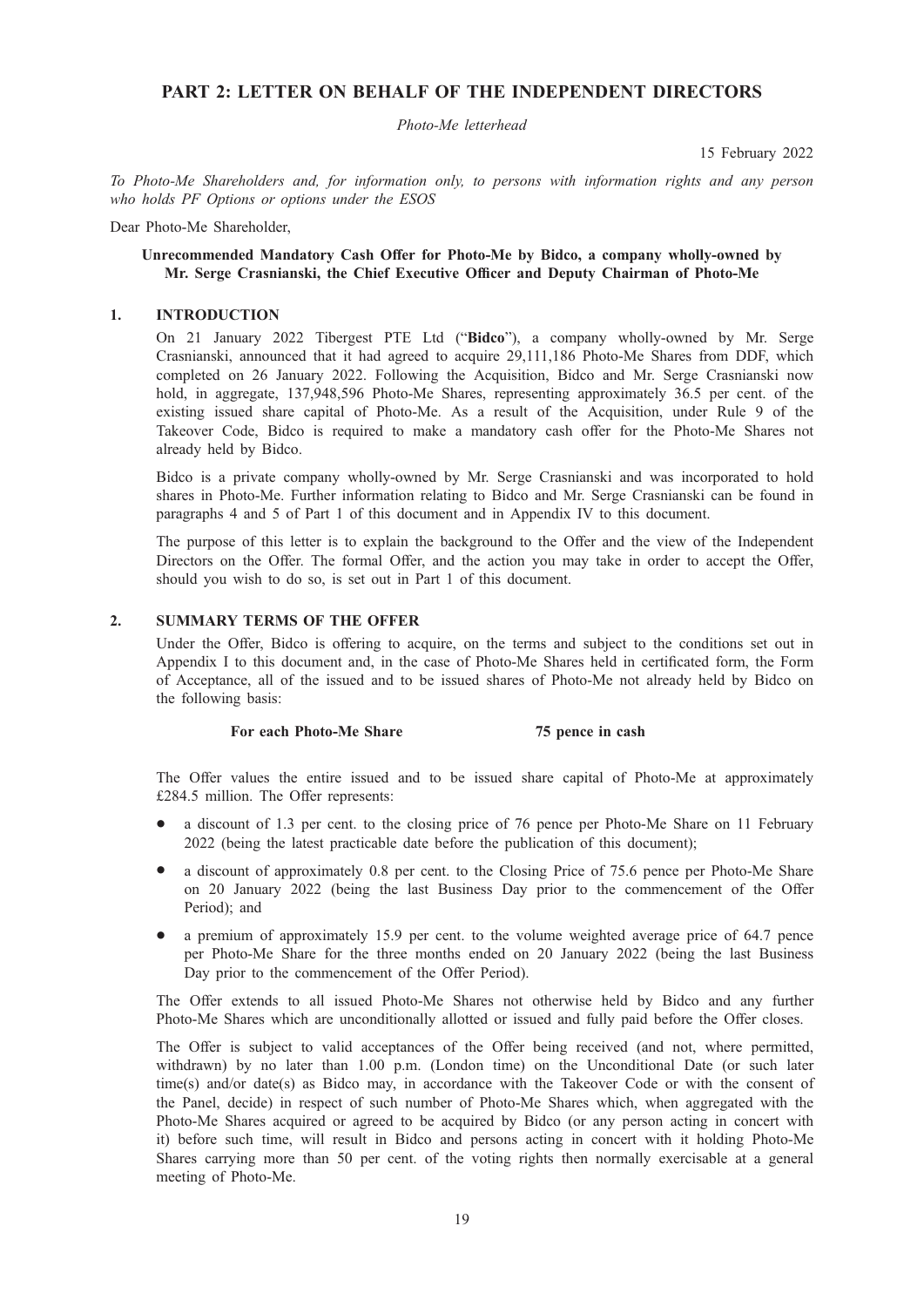## PART 2: LETTER ON BEHALF OF THE INDEPENDENT DIRECTORS

*Photo-Me letterhead*

15 February 2022

*To Photo-Me Shareholders and, for information only, to persons with information rights and any person who holds PF Options or options under the ESOS*

Dear Photo-Me Shareholder,

**Unrecommended Mandatory Cash Offer for Photo-Me by Bidco, a company wholly-owned by Mr. Serge Crasnianski, the Chief Executive Officer and Deputy Chairman of Photo-Me**

### 1. INTRODUCTION

On 21 January 2022 Tibergest PTE Ltd ("**Bidco**"), a company wholly-owned by Mr. Serge Crasnianski, announced that it had agreed to acquire 29,111,186 Photo-Me Shares from DDF, which completed on 26 January 2022. Following the Acquisition, Bidco and Mr. Serge Crasnianski now hold, in aggregate, 137,948,596 Photo-Me Shares, representing approximately 36.5 per cent. of the existing issued share capital of Photo-Me. As a result of the Acquisition, under Rule 9 of the Takeover Code, Bidco is required to make a mandatory cash offer for the Photo-Me Shares not already held by Bidco.

Bidco is a private company wholly-owned by Mr. Serge Crasnianski and was incorporated to hold shares in Photo-Me. Further information relating to Bidco and Mr. Serge Crasnianski can be found in paragraphs 4 and 5 of Part 1 of this document and in Appendix IV to this document.

The purpose of this letter is to explain the background to the Offer and the view of the Independent Directors on the Offer. The formal Offer, and the action you may take in order to accept the Offer, should you wish to do so, is set out in Part 1 of this document.

### 2. SUMMARY TERMS OF THE OFFER

Under the Offer, Bidco is offering to acquire, on the terms and subject to the conditions set out in Appendix I to this document and, in the case of Photo-Me Shares held in certificated form, the Form of Acceptance, all of the issued and to be issued shares of Photo-Me not already held by Bidco on the following basis:

**For each Photo-Me Share** **75 pence in cash**

The Offer values the entire issued and to be issued share capital of Photo-Me at approximately £284.5 million. The Offer represents:

- a discount of 1.3 per cent. to the closing price of 76 pence per Photo-Me Share on 11 February 2022 (being the latest practicable date before the publication of this document);
- a discount of approximately 0.8 per cent. to the Closing Price of 75.6 pence per Photo-Me Share on 20 January 2022 (being the last Business Day prior to the commencement of the Offer Period); and
- a premium of approximately 15.9 per cent. to the volume weighted average price of 64.7 pence per Photo-Me Share for the three months ended on 20 January 2022 (being the last Business Day prior to the commencement of the Offer Period).

The Offer extends to all issued Photo-Me Shares not otherwise held by Bidco and any further Photo-Me Shares which are unconditionally allotted or issued and fully paid before the Offer closes.

The Offer is subject to valid acceptances of the Offer being received (and not, where permitted, withdrawn) by no later than 1.00 p.m. (London time) on the Unconditional Date (or such later time(s) and/or date(s) as Bidco may, in accordance with the Takeover Code or with the consent of the Panel, decide) in respect of such number of Photo-Me Shares which, when aggregated with the Photo-Me Shares acquired or agreed to be acquired by Bidco (or any person acting in concert with it) before such time, will result in Bidco and persons acting in concert with it holding Photo-Me Shares carrying more than 50 per cent. of the voting rights then normally exercisable at a general meeting of Photo-Me.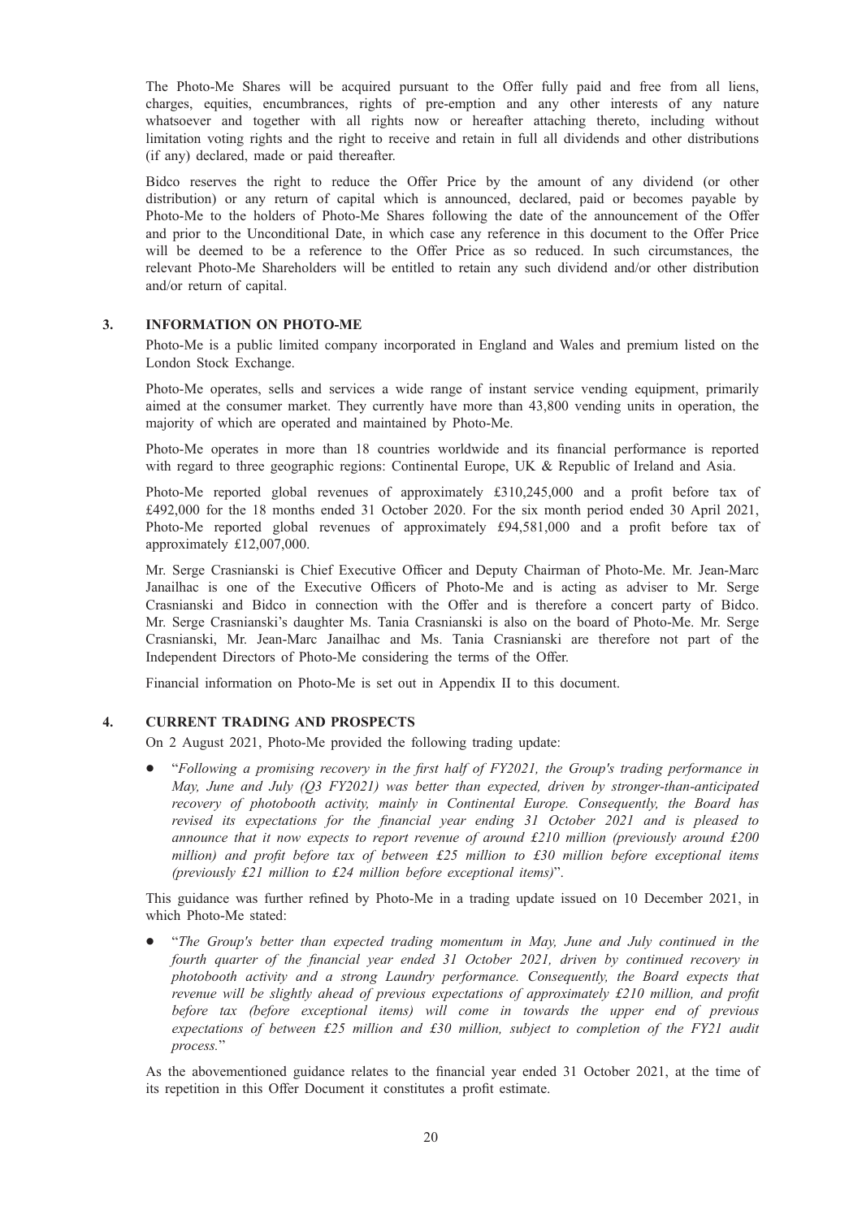The Photo-Me Shares will be acquired pursuant to the Offer fully paid and free from all liens, charges, equities, encumbrances, rights of pre-emption and any other interests of any nature whatsoever and together with all rights now or hereafter attaching thereto, including without limitation voting rights and the right to receive and retain in full all dividends and other distributions (if any) declared, made or paid thereafter.

Bidco reserves the right to reduce the Offer Price by the amount of any dividend (or other distribution) or any return of capital which is announced, declared, paid or becomes payable by Photo-Me to the holders of Photo-Me Shares following the date of the announcement of the Offer and prior to the Unconditional Date, in which case any reference in this document to the Offer Price will be deemed to be a reference to the Offer Price as so reduced. In such circumstances, the relevant Photo-Me Shareholders will be entitled to retain any such dividend and/or other distribution and/or return of capital.

## 3. INFORMATION ON PHOTO-ME

Photo-Me is a public limited company incorporated in England and Wales and premium listed on the London Stock Exchange.

Photo-Me operates, sells and services a wide range of instant service vending equipment, primarily aimed at the consumer market. They currently have more than 43,800 vending units in operation, the majority of which are operated and maintained by Photo-Me.

Photo-Me operates in more than 18 countries worldwide and its financial performance is reported with regard to three geographic regions: Continental Europe, UK & Republic of Ireland and Asia.

Photo-Me reported global revenues of approximately £310,245,000 and a profit before tax of £492,000 for the 18 months ended 31 October 2020. For the six month period ended 30 April 2021, Photo-Me reported global revenues of approximately £94,581,000 and a profit before tax of approximately £12,007,000.

Mr. Serge Crasnianski is Chief Executive Officer and Deputy Chairman of Photo-Me. Mr. Jean-Marc Janailhac is one of the Executive Officers of Photo-Me and is acting as adviser to Mr. Serge Crasnianski and Bidco in connection with the Offer and is therefore a concert party of Bidco. Mr. Serge Crasnianski's daughter Ms. Tania Crasnianski is also on the board of Photo-Me. Mr. Serge Crasnianski, Mr. Jean-Marc Janailhac and Ms. Tania Crasnianski are therefore not part of the Independent Directors of Photo-Me considering the terms of the Offer.

Financial information on Photo-Me is set out in Appendix II to this document.

## 4. CURRENT TRADING AND PROSPECTS

On 2 August 2021, Photo-Me provided the following trading update:

- "*Following a promising recovery in the first half of FY2021, the Group's trading performance in May, June and July (Q3 FY2021) was better than expected, driven by stronger-than-anticipated recovery of photobooth activity, mainly in Continental Europe. Consequently, the Board has revised its expectations for the financial year ending 31 October 2021 and is pleased to announce that it now expects to report revenue of around £210 million (previously around £200 million) and profit before tax of between £25 million to £30 million before exceptional items (previously £21 million to £24 million before exceptional items)*".

This guidance was further refined by Photo-Me in a trading update issued on 10 December 2021, in which Photo-Me stated:

- "*The Group's better than expected trading momentum in May, June and July continued in the fourth quarter of the financial year ended 31 October 2021, driven by continued recovery in photobooth activity and a strong Laundry performance. Consequently, the Board expects that revenue will be slightly ahead of previous expectations of approximately £210 million, and profit before tax (before exceptional items) will come in towards the upper end of previous expectations of between £25 million and £30 million, subject to completion of the FY21 audit process.*"

As the abovementioned guidance relates to the financial year ended 31 October 2021, at the time of its repetition in this Offer Document it constitutes a profit estimate.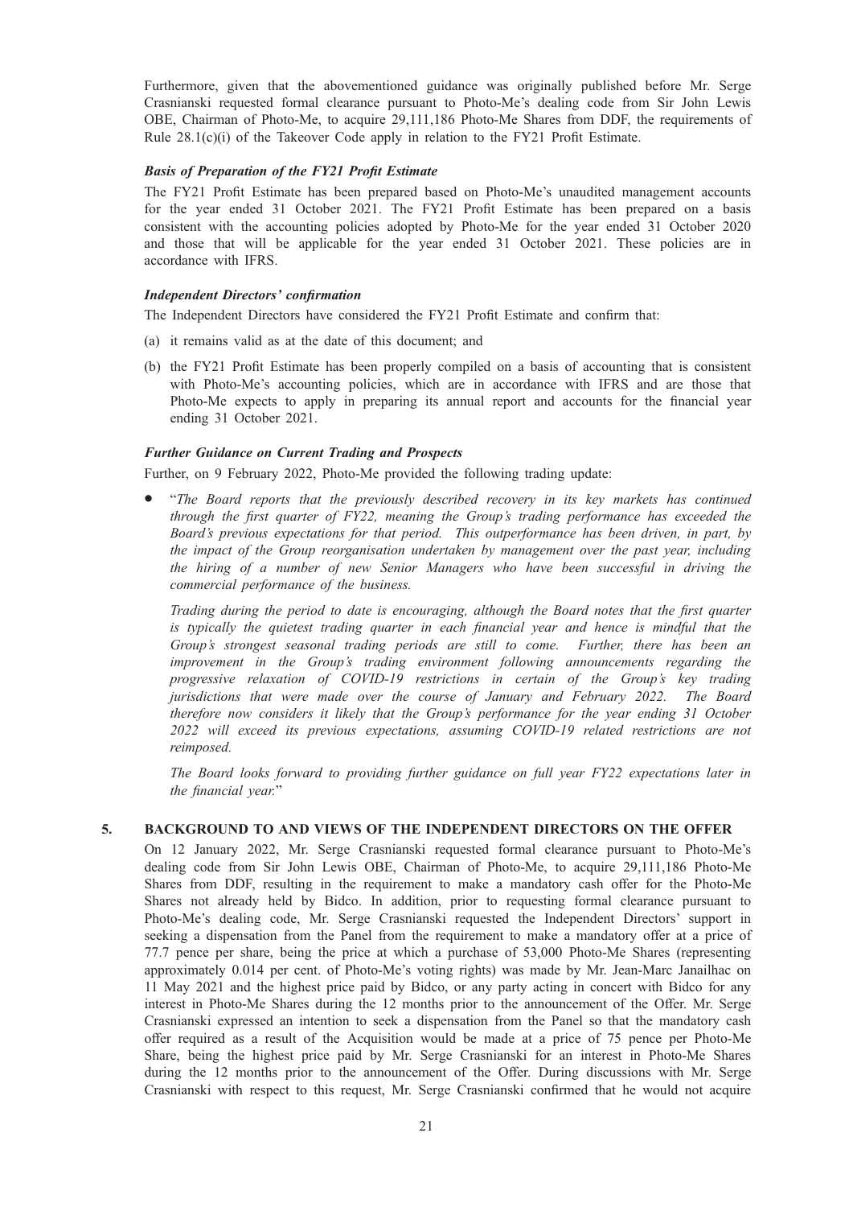Furthermore, given that the abovementioned guidance was originally published before Mr. Serge Crasnianski requested formal clearance pursuant to Photo-Me's dealing code from Sir John Lewis OBE, Chairman of Photo-Me, to acquire 29,111,186 Photo-Me Shares from DDF, the requirements of Rule 28.1(c)(i) of the Takeover Code apply in relation to the FY21 Profit Estimate.

***Basis of Preparation of the FY21 Profit Estimate***

The FY21 Profit Estimate has been prepared based on Photo-Me's unaudited management accounts for the year ended 31 October 2021. The FY21 Profit Estimate has been prepared on a basis consistent with the accounting policies adopted by Photo-Me for the year ended 31 October 2020 and those that will be applicable for the year ended 31 October 2021. These policies are in accordance with IFRS.

***Independent Directors' confirmation***

The Independent Directors have considered the FY21 Profit Estimate and confirm that:

(a) it remains valid as at the date of this document; and

(b) the FY21 Profit Estimate has been properly compiled on a basis of accounting that is consistent with Photo-Me's accounting policies, which are in accordance with IFRS and are those that Photo-Me expects to apply in preparing its annual report and accounts for the financial year ending 31 October 2021.

***Further Guidance on Current Trading and Prospects***

Further, on 9 February 2022, Photo-Me provided the following trading update:

- "*The Board reports that the previously described recovery in its key markets has continued through the first quarter of FY22, meaning the Group's trading performance has exceeded the Board's previous expectations for that period. This outperformance has been driven, in part, by the impact of the Group reorganisation undertaken by management over the past year, including the hiring of a number of new Senior Managers who have been successful in driving the commercial performance of the business.*

  *Trading during the period to date is encouraging, although the Board notes that the first quarter is typically the quietest trading quarter in each financial year and hence is mindful that the Group's strongest seasonal trading periods are still to come. Further, there has been an improvement in the Group's trading environment following announcements regarding the progressive relaxation of COVID-19 restrictions in certain of the Group's key trading jurisdictions that were made over the course of January and February 2022. The Board therefore now considers it likely that the Group's performance for the year ending 31 October 2022 will exceed its previous expectations, assuming COVID-19 related restrictions are not reimposed.*

  *The Board looks forward to providing further guidance on full year FY22 expectations later in the financial year.*"

## 5. BACKGROUND TO AND VIEWS OF THE INDEPENDENT DIRECTORS ON THE OFFER

On 12 January 2022, Mr. Serge Crasnianski requested formal clearance pursuant to Photo-Me's dealing code from Sir John Lewis OBE, Chairman of Photo-Me, to acquire 29,111,186 Photo-Me Shares from DDF, resulting in the requirement to make a mandatory cash offer for the Photo-Me Shares not already held by Bidco. In addition, prior to requesting formal clearance pursuant to Photo-Me's dealing code, Mr. Serge Crasnianski requested the Independent Directors' support in seeking a dispensation from the Panel from the requirement to make a mandatory offer at a price of 77.7 pence per share, being the price at which a purchase of 53,000 Photo-Me Shares (representing approximately 0.014 per cent. of Photo-Me's voting rights) was made by Mr. Jean-Marc Janailhac on 11 May 2021 and the highest price paid by Bidco, or any party acting in concert with Bidco for any interest in Photo-Me Shares during the 12 months prior to the announcement of the Offer. Mr. Serge Crasnianski expressed an intention to seek a dispensation from the Panel so that the mandatory cash offer required as a result of the Acquisition would be made at a price of 75 pence per Photo-Me Share, being the highest price paid by Mr. Serge Crasnianski for an interest in Photo-Me Shares during the 12 months prior to the announcement of the Offer. During discussions with Mr. Serge Crasnianski with respect to this request, Mr. Serge Crasnianski confirmed that he would not acquire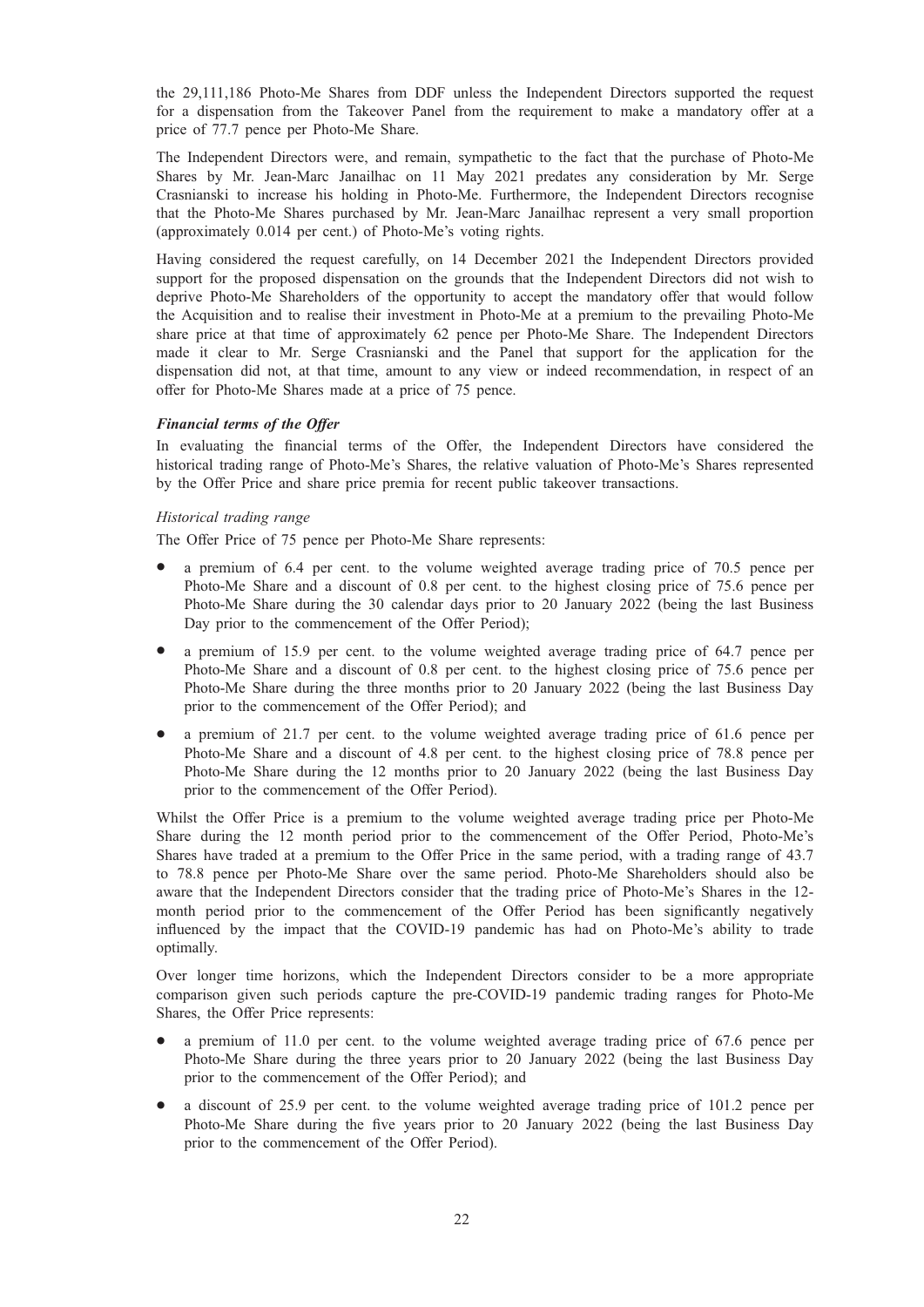the 29,111,186 Photo-Me Shares from DDF unless the Independent Directors supported the request for a dispensation from the Takeover Panel from the requirement to make a mandatory offer at a price of 77.7 pence per Photo-Me Share.

The Independent Directors were, and remain, sympathetic to the fact that the purchase of Photo-Me Shares by Mr. Jean-Marc Janailhac on 11 May 2021 predates any consideration by Mr. Serge Crasnianski to increase his holding in Photo-Me. Furthermore, the Independent Directors recognise that the Photo-Me Shares purchased by Mr. Jean-Marc Janailhac represent a very small proportion (approximately 0.014 per cent.) of Photo-Me's voting rights.

Having considered the request carefully, on 14 December 2021 the Independent Directors provided support for the proposed dispensation on the grounds that the Independent Directors did not wish to deprive Photo-Me Shareholders of the opportunity to accept the mandatory offer that would follow the Acquisition and to realise their investment in Photo-Me at a premium to the prevailing Photo-Me share price at that time of approximately 62 pence per Photo-Me Share. The Independent Directors made it clear to Mr. Serge Crasnianski and the Panel that support for the application for the dispensation did not, at that time, amount to any view or indeed recommendation, in respect of an offer for Photo-Me Shares made at a price of 75 pence.

***Financial terms of the Offer***

In evaluating the financial terms of the Offer, the Independent Directors have considered the historical trading range of Photo-Me's Shares, the relative valuation of Photo-Me's Shares represented by the Offer Price and share price premia for recent public takeover transactions.

*Historical trading range*

The Offer Price of 75 pence per Photo-Me Share represents:

- a premium of 6.4 per cent. to the volume weighted average trading price of 70.5 pence per Photo-Me Share and a discount of 0.8 per cent. to the highest closing price of 75.6 pence per Photo-Me Share during the 30 calendar days prior to 20 January 2022 (being the last Business Day prior to the commencement of the Offer Period);
- a premium of 15.9 per cent. to the volume weighted average trading price of 64.7 pence per Photo-Me Share and a discount of 0.8 per cent. to the highest closing price of 75.6 pence per Photo-Me Share during the three months prior to 20 January 2022 (being the last Business Day prior to the commencement of the Offer Period); and
- a premium of 21.7 per cent. to the volume weighted average trading price of 61.6 pence per Photo-Me Share and a discount of 4.8 per cent. to the highest closing price of 78.8 pence per Photo-Me Share during the 12 months prior to 20 January 2022 (being the last Business Day prior to the commencement of the Offer Period).

Whilst the Offer Price is a premium to the volume weighted average trading price per Photo-Me Share during the 12 month period prior to the commencement of the Offer Period, Photo-Me's Shares have traded at a premium to the Offer Price in the same period, with a trading range of 43.7 to 78.8 pence per Photo-Me Share over the same period. Photo-Me Shareholders should also be aware that the Independent Directors consider that the trading price of Photo-Me's Shares in the 12-month period prior to the commencement of the Offer Period has been significantly negatively influenced by the impact that the COVID-19 pandemic has had on Photo-Me's ability to trade optimally.

Over longer time horizons, which the Independent Directors consider to be a more appropriate comparison given such periods capture the pre-COVID-19 pandemic trading ranges for Photo-Me Shares, the Offer Price represents:

- a premium of 11.0 per cent. to the volume weighted average trading price of 67.6 pence per Photo-Me Share during the three years prior to 20 January 2022 (being the last Business Day prior to the commencement of the Offer Period); and
- a discount of 25.9 per cent. to the volume weighted average trading price of 101.2 pence per Photo-Me Share during the five years prior to 20 January 2022 (being the last Business Day prior to the commencement of the Offer Period).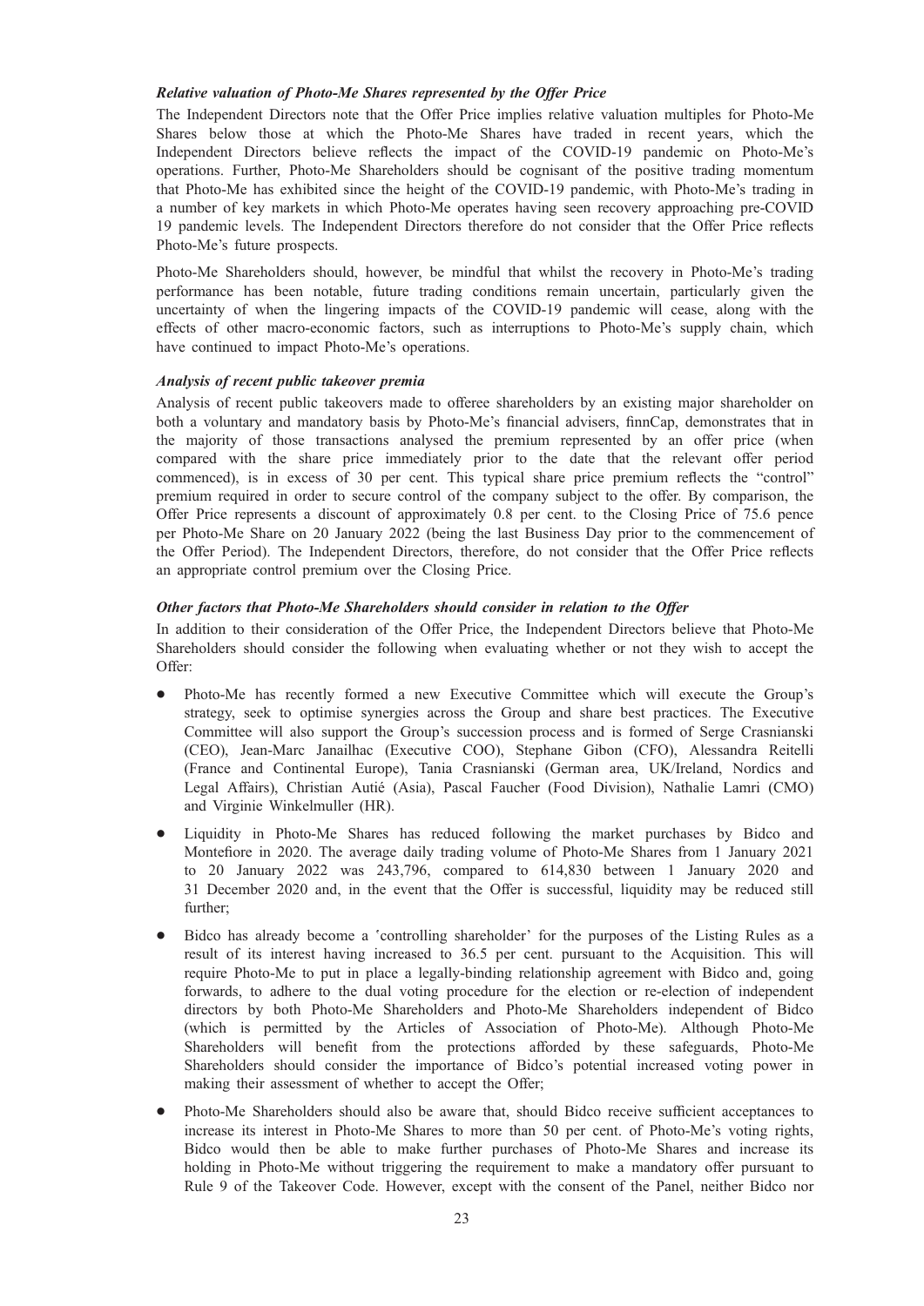***Relative valuation of Photo-Me Shares represented by the Offer Price***

The Independent Directors note that the Offer Price implies relative valuation multiples for Photo-Me Shares below those at which the Photo-Me Shares have traded in recent years, which the Independent Directors believe reflects the impact of the COVID-19 pandemic on Photo-Me's operations. Further, Photo-Me Shareholders should be cognisant of the positive trading momentum that Photo-Me has exhibited since the height of the COVID-19 pandemic, with Photo-Me's trading in a number of key markets in which Photo-Me operates having seen recovery approaching pre-COVID 19 pandemic levels. The Independent Directors therefore do not consider that the Offer Price reflects Photo-Me's future prospects.

Photo-Me Shareholders should, however, be mindful that whilst the recovery in Photo-Me's trading performance has been notable, future trading conditions remain uncertain, particularly given the uncertainty of when the lingering impacts of the COVID-19 pandemic will cease, along with the effects of other macro-economic factors, such as interruptions to Photo-Me's supply chain, which have continued to impact Photo-Me's operations.

***Analysis of recent public takeover premia***

Analysis of recent public takeovers made to offeree shareholders by an existing major shareholder on both a voluntary and mandatory basis by Photo-Me's financial advisers, finnCap, demonstrates that in the majority of those transactions analysed the premium represented by an offer price (when compared with the share price immediately prior to the date that the relevant offer period commenced), is in excess of 30 per cent. This typical share price premium reflects the "control" premium required in order to secure control of the company subject to the offer. By comparison, the Offer Price represents a discount of approximately 0.8 per cent. to the Closing Price of 75.6 pence per Photo-Me Share on 20 January 2022 (being the last Business Day prior to the commencement of the Offer Period). The Independent Directors, therefore, do not consider that the Offer Price reflects an appropriate control premium over the Closing Price.

***Other factors that Photo-Me Shareholders should consider in relation to the Offer***

In addition to their consideration of the Offer Price, the Independent Directors believe that Photo-Me Shareholders should consider the following when evaluating whether or not they wish to accept the Offer:

- Photo-Me has recently formed a new Executive Committee which will execute the Group's strategy, seek to optimise synergies across the Group and share best practices. The Executive Committee will also support the Group's succession process and is formed of Serge Crasnianski (CEO), Jean-Marc Janailhac (Executive COO), Stephane Gibon (CFO), Alessandra Reitelli (France and Continental Europe), Tania Crasnianski (German area, UK/Ireland, Nordics and Legal Affairs), Christian Autié (Asia), Pascal Faucher (Food Division), Nathalie Lamri (CMO) and Virginie Winkelmuller (HR).
- Liquidity in Photo-Me Shares has reduced following the market purchases by Bidco and Montefiore in 2020. The average daily trading volume of Photo-Me Shares from 1 January 2021 to 20 January 2022 was 243,796, compared to 614,830 between 1 January 2020 and 31 December 2020 and, in the event that the Offer is successful, liquidity may be reduced still further;
- Bidco has already become a 'controlling shareholder' for the purposes of the Listing Rules as a result of its interest having increased to 36.5 per cent. pursuant to the Acquisition. This will require Photo-Me to put in place a legally-binding relationship agreement with Bidco and, going forwards, to adhere to the dual voting procedure for the election or re-election of independent directors by both Photo-Me Shareholders and Photo-Me Shareholders independent of Bidco (which is permitted by the Articles of Association of Photo-Me). Although Photo-Me Shareholders will benefit from the protections afforded by these safeguards, Photo-Me Shareholders should consider the importance of Bidco's potential increased voting power in making their assessment of whether to accept the Offer;
- Photo-Me Shareholders should also be aware that, should Bidco receive sufficient acceptances to increase its interest in Photo-Me Shares to more than 50 per cent. of Photo-Me's voting rights, Bidco would then be able to make further purchases of Photo-Me Shares and increase its holding in Photo-Me without triggering the requirement to make a mandatory offer pursuant to Rule 9 of the Takeover Code. However, except with the consent of the Panel, neither Bidco nor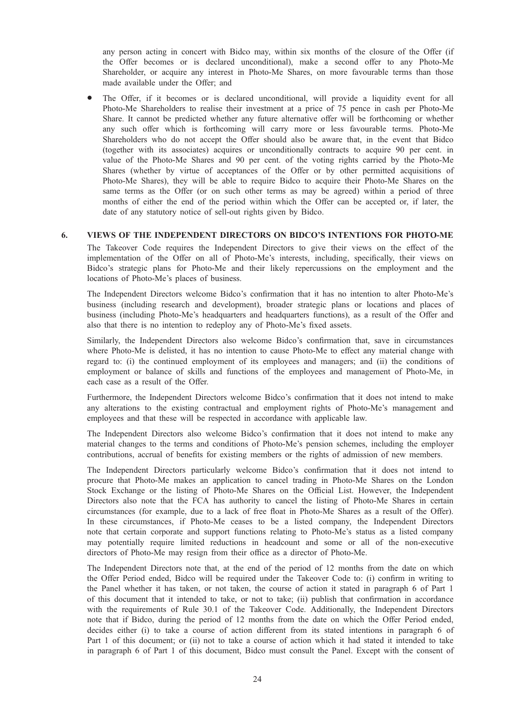any person acting in concert with Bidco may, within six months of the closure of the Offer (if the Offer becomes or is declared unconditional), make a second offer to any Photo-Me Shareholder, or acquire any interest in Photo-Me Shares, on more favourable terms than those made available under the Offer; and

- The Offer, if it becomes or is declared unconditional, will provide a liquidity event for all Photo-Me Shareholders to realise their investment at a price of 75 pence in cash per Photo-Me Share. It cannot be predicted whether any future alternative offer will be forthcoming or whether any such offer which is forthcoming will carry more or less favourable terms. Photo-Me Shareholders who do not accept the Offer should also be aware that, in the event that Bidco (together with its associates) acquires or unconditionally contracts to acquire 90 per cent. in value of the Photo-Me Shares and 90 per cent. of the voting rights carried by the Photo-Me Shares (whether by virtue of acceptances of the Offer or by other permitted acquisitions of Photo-Me Shares), they will be able to require Bidco to acquire their Photo-Me Shares on the same terms as the Offer (or on such other terms as may be agreed) within a period of three months of either the end of the period within which the Offer can be accepted or, if later, the date of any statutory notice of sell-out rights given by Bidco.

## 6. VIEWS OF THE INDEPENDENT DIRECTORS ON BIDCO'S INTENTIONS FOR PHOTO-ME

The Takeover Code requires the Independent Directors to give their views on the effect of the implementation of the Offer on all of Photo-Me's interests, including, specifically, their views on Bidco's strategic plans for Photo-Me and their likely repercussions on the employment and the locations of Photo-Me's places of business.

The Independent Directors welcome Bidco's confirmation that it has no intention to alter Photo-Me's business (including research and development), broader strategic plans or locations and places of business (including Photo-Me's headquarters and headquarters functions), as a result of the Offer and also that there is no intention to redeploy any of Photo-Me's fixed assets.

Similarly, the Independent Directors also welcome Bidco's confirmation that, save in circumstances where Photo-Me is delisted, it has no intention to cause Photo-Me to effect any material change with regard to: (i) the continued employment of its employees and managers; and (ii) the conditions of employment or balance of skills and functions of the employees and management of Photo-Me, in each case as a result of the Offer.

Furthermore, the Independent Directors welcome Bidco's confirmation that it does not intend to make any alterations to the existing contractual and employment rights of Photo-Me's management and employees and that these will be respected in accordance with applicable law.

The Independent Directors also welcome Bidco's confirmation that it does not intend to make any material changes to the terms and conditions of Photo-Me's pension schemes, including the employer contributions, accrual of benefits for existing members or the rights of admission of new members.

The Independent Directors particularly welcome Bidco's confirmation that it does not intend to procure that Photo-Me makes an application to cancel trading in Photo-Me Shares on the London Stock Exchange or the listing of Photo-Me Shares on the Official List. However, the Independent Directors also note that the FCA has authority to cancel the listing of Photo-Me Shares in certain circumstances (for example, due to a lack of free float in Photo-Me Shares as a result of the Offer). In these circumstances, if Photo-Me ceases to be a listed company, the Independent Directors note that certain corporate and support functions relating to Photo-Me's status as a listed company may potentially require limited reductions in headcount and some or all of the non-executive directors of Photo-Me may resign from their office as a director of Photo-Me.

The Independent Directors note that, at the end of the period of 12 months from the date on which the Offer Period ended, Bidco will be required under the Takeover Code to: (i) confirm in writing to the Panel whether it has taken, or not taken, the course of action it stated in paragraph 6 of Part 1 of this document that it intended to take, or not to take; (ii) publish that confirmation in accordance with the requirements of Rule 30.1 of the Takeover Code. Additionally, the Independent Directors note that if Bidco, during the period of 12 months from the date on which the Offer Period ended, decides either (i) to take a course of action different from its stated intentions in paragraph 6 of Part 1 of this document; or (ii) not to take a course of action which it had stated it intended to take in paragraph 6 of Part 1 of this document, Bidco must consult the Panel. Except with the consent of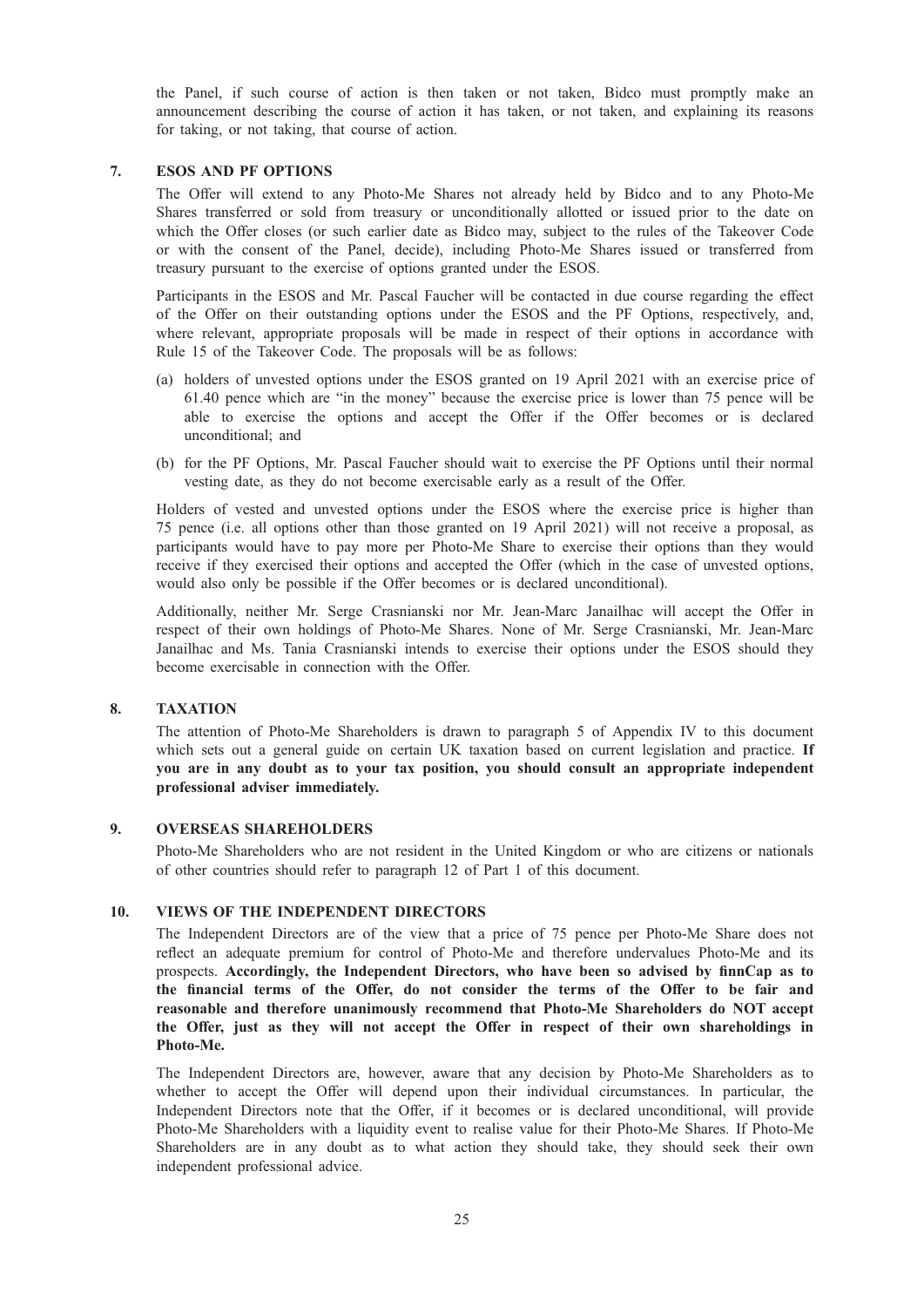the Panel, if such course of action is then taken or not taken, Bidco must promptly make an announcement describing the course of action it has taken, or not taken, and explaining its reasons for taking, or not taking, that course of action.

## 7. ESOS AND PF OPTIONS

The Offer will extend to any Photo-Me Shares not already held by Bidco and to any Photo-Me Shares transferred or sold from treasury or unconditionally allotted or issued prior to the date on which the Offer closes (or such earlier date as Bidco may, subject to the rules of the Takeover Code or with the consent of the Panel, decide), including Photo-Me Shares issued or transferred from treasury pursuant to the exercise of options granted under the ESOS.

Participants in the ESOS and Mr. Pascal Faucher will be contacted in due course regarding the effect of the Offer on their outstanding options under the ESOS and the PF Options, respectively, and, where relevant, appropriate proposals will be made in respect of their options in accordance with Rule 15 of the Takeover Code. The proposals will be as follows:

(a) holders of unvested options under the ESOS granted on 19 April 2021 with an exercise price of 61.40 pence which are "in the money" because the exercise price is lower than 75 pence will be able to exercise the options and accept the Offer if the Offer becomes or is declared unconditional; and

(b) for the PF Options, Mr. Pascal Faucher should wait to exercise the PF Options until their normal vesting date, as they do not become exercisable early as a result of the Offer.

Holders of vested and unvested options under the ESOS where the exercise price is higher than 75 pence (i.e. all options other than those granted on 19 April 2021) will not receive a proposal, as participants would have to pay more per Photo-Me Share to exercise their options than they would receive if they exercised their options and accepted the Offer (which in the case of unvested options, would also only be possible if the Offer becomes or is declared unconditional).

Additionally, neither Mr. Serge Crasnianski nor Mr. Jean-Marc Janailhac will accept the Offer in respect of their own holdings of Photo-Me Shares. None of Mr. Serge Crasnianski, Mr. Jean-Marc Janailhac and Ms. Tania Crasnianski intends to exercise their options under the ESOS should they become exercisable in connection with the Offer.

## 8. TAXATION

The attention of Photo-Me Shareholders is drawn to paragraph 5 of Appendix IV to this document which sets out a general guide on certain UK taxation based on current legislation and practice. **If you are in any doubt as to your tax position, you should consult an appropriate independent professional adviser immediately.**

## 9. OVERSEAS SHAREHOLDERS

Photo-Me Shareholders who are not resident in the United Kingdom or who are citizens or nationals of other countries should refer to paragraph 12 of Part 1 of this document.

## 10. VIEWS OF THE INDEPENDENT DIRECTORS

The Independent Directors are of the view that a price of 75 pence per Photo-Me Share does not reflect an adequate premium for control of Photo-Me and therefore undervalues Photo-Me and its prospects. **Accordingly, the Independent Directors, who have been so advised by finnCap as to the financial terms of the Offer, do not consider the terms of the Offer to be fair and reasonable and therefore unanimously recommend that Photo-Me Shareholders do NOT accept the Offer, just as they will not accept the Offer in respect of their own shareholdings in Photo-Me.**

The Independent Directors are, however, aware that any decision by Photo-Me Shareholders as to whether to accept the Offer will depend upon their individual circumstances. In particular, the Independent Directors note that the Offer, if it becomes or is declared unconditional, will provide Photo-Me Shareholders with a liquidity event to realise value for their Photo-Me Shares. If Photo-Me Shareholders are in any doubt as to what action they should take, they should seek their own independent professional advice.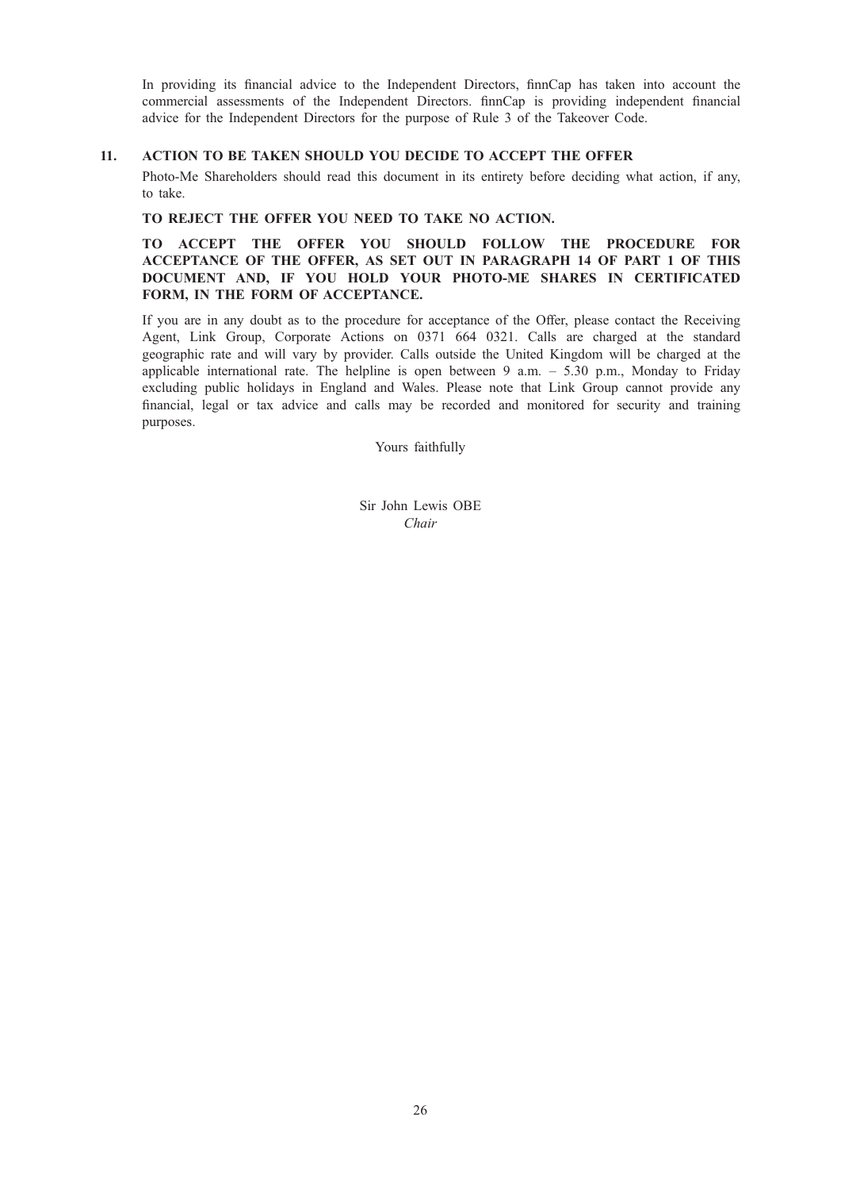In providing its financial advice to the Independent Directors, finnCap has taken into account the commercial assessments of the Independent Directors. finnCap is providing independent financial advice for the Independent Directors for the purpose of Rule 3 of the Takeover Code.

## 11. ACTION TO BE TAKEN SHOULD YOU DECIDE TO ACCEPT THE OFFER

Photo-Me Shareholders should read this document in its entirety before deciding what action, if any, to take.

**TO REJECT THE OFFER YOU NEED TO TAKE NO ACTION.**

**TO ACCEPT THE OFFER YOU SHOULD FOLLOW THE PROCEDURE FOR ACCEPTANCE OF THE OFFER, AS SET OUT IN PARAGRAPH 14 OF PART 1 OF THIS DOCUMENT AND, IF YOU HOLD YOUR PHOTO-ME SHARES IN CERTIFICATED FORM, IN THE FORM OF ACCEPTANCE.**

If you are in any doubt as to the procedure for acceptance of the Offer, please contact the Receiving Agent, Link Group, Corporate Actions on 0371 664 0321. Calls are charged at the standard geographic rate and will vary by provider. Calls outside the United Kingdom will be charged at the applicable international rate. The helpline is open between 9 a.m. – 5.30 p.m., Monday to Friday excluding public holidays in England and Wales. Please note that Link Group cannot provide any financial, legal or tax advice and calls may be recorded and monitored for security and training purposes.

Yours faithfully

Sir John Lewis OBE
*Chair*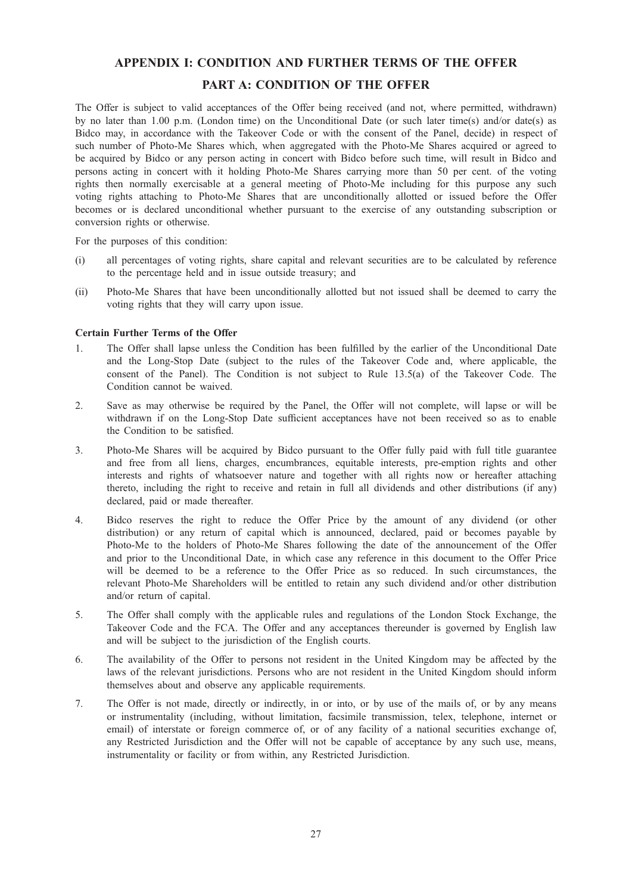# APPENDIX I: CONDITION AND FURTHER TERMS OF THE OFFER

## PART A: CONDITION OF THE OFFER

The Offer is subject to valid acceptances of the Offer being received (and not, where permitted, withdrawn) by no later than 1.00 p.m. (London time) on the Unconditional Date (or such later time(s) and/or date(s) as Bidco may, in accordance with the Takeover Code or with the consent of the Panel, decide) in respect of such number of Photo-Me Shares which, when aggregated with the Photo-Me Shares acquired or agreed to be acquired by Bidco or any person acting in concert with Bidco before such time, will result in Bidco and persons acting in concert with it holding Photo-Me Shares carrying more than 50 per cent. of the voting rights then normally exercisable at a general meeting of Photo-Me including for this purpose any such voting rights attaching to Photo-Me Shares that are unconditionally allotted or issued before the Offer becomes or is declared unconditional whether pursuant to the exercise of any outstanding subscription or conversion rights or otherwise.

For the purposes of this condition:

(i) all percentages of voting rights, share capital and relevant securities are to be calculated by reference to the percentage held and in issue outside treasury; and

(ii) Photo-Me Shares that have been unconditionally allotted but not issued shall be deemed to carry the voting rights that they will carry upon issue.

**Certain Further Terms of the Offer**

1. The Offer shall lapse unless the Condition has been fulfilled by the earlier of the Unconditional Date and the Long-Stop Date (subject to the rules of the Takeover Code and, where applicable, the consent of the Panel). The Condition is not subject to Rule 13.5(a) of the Takeover Code. The Condition cannot be waived.

2. Save as may otherwise be required by the Panel, the Offer will not complete, will lapse or will be withdrawn if on the Long-Stop Date sufficient acceptances have not been received so as to enable the Condition to be satisfied.

3. Photo-Me Shares will be acquired by Bidco pursuant to the Offer fully paid with full title guarantee and free from all liens, charges, encumbrances, equitable interests, pre-emption rights and other interests and rights of whatsoever nature and together with all rights now or hereafter attaching thereto, including the right to receive and retain in full all dividends and other distributions (if any) declared, paid or made thereafter.

4. Bidco reserves the right to reduce the Offer Price by the amount of any dividend (or other distribution) or any return of capital which is announced, declared, paid or becomes payable by Photo-Me to the holders of Photo-Me Shares following the date of the announcement of the Offer and prior to the Unconditional Date, in which case any reference in this document to the Offer Price will be deemed to be a reference to the Offer Price as so reduced. In such circumstances, the relevant Photo-Me Shareholders will be entitled to retain any such dividend and/or other distribution and/or return of capital.

5. The Offer shall comply with the applicable rules and regulations of the London Stock Exchange, the Takeover Code and the FCA. The Offer and any acceptances thereunder is governed by English law and will be subject to the jurisdiction of the English courts.

6. The availability of the Offer to persons not resident in the United Kingdom may be affected by the laws of the relevant jurisdictions. Persons who are not resident in the United Kingdom should inform themselves about and observe any applicable requirements.

7. The Offer is not made, directly or indirectly, in or into, or by use of the mails of, or by any means or instrumentality (including, without limitation, facsimile transmission, telex, telephone, internet or email) of interstate or foreign commerce of, or of any facility of a national securities exchange of, any Restricted Jurisdiction and the Offer will not be capable of acceptance by any such use, means, instrumentality or facility or from within, any Restricted Jurisdiction.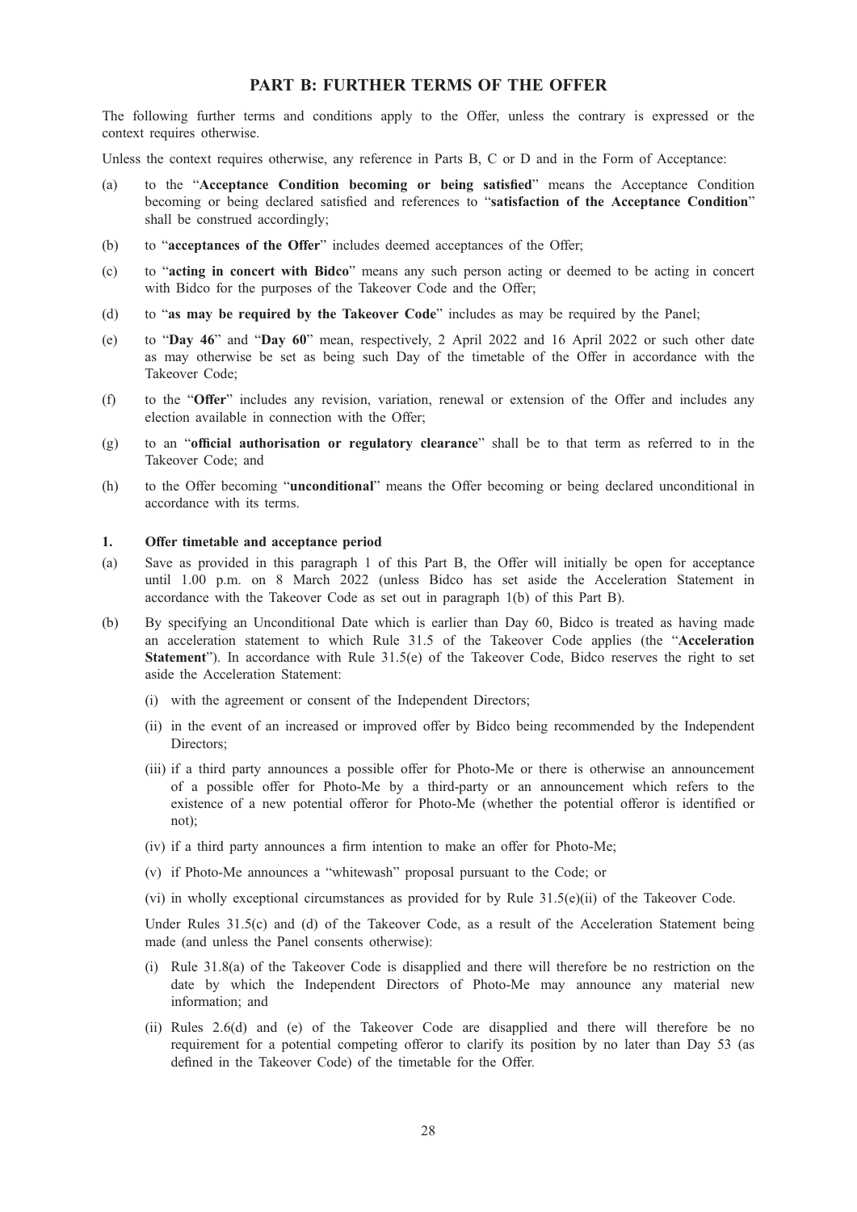## PART B: FURTHER TERMS OF THE OFFER

The following further terms and conditions apply to the Offer, unless the contrary is expressed or the context requires otherwise.

Unless the context requires otherwise, any reference in Parts B, C or D and in the Form of Acceptance:

(a) to the "**Acceptance Condition becoming or being satisfied**" means the Acceptance Condition becoming or being declared satisfied and references to "**satisfaction of the Acceptance Condition**" shall be construed accordingly;

(b) to "**acceptances of the Offer**" includes deemed acceptances of the Offer;

(c) to "**acting in concert with Bidco**" means any such person acting or deemed to be acting in concert with Bidco for the purposes of the Takeover Code and the Offer;

(d) to "**as may be required by the Takeover Code**" includes as may be required by the Panel;

(e) to "**Day 46**" and "**Day 60**" mean, respectively, 2 April 2022 and 16 April 2022 or such other date as may otherwise be set as being such Day of the timetable of the Offer in accordance with the Takeover Code;

(f) to the "**Offer**" includes any revision, variation, renewal or extension of the Offer and includes any election available in connection with the Offer;

(g) to an "**official authorisation or regulatory clearance**" shall be to that term as referred to in the Takeover Code; and

(h) to the Offer becoming "**unconditional**" means the Offer becoming or being declared unconditional in accordance with its terms.

### 1. Offer timetable and acceptance period

(a) Save as provided in this paragraph 1 of this Part B, the Offer will initially be open for acceptance until 1.00 p.m. on 8 March 2022 (unless Bidco has set aside the Acceleration Statement in accordance with the Takeover Code as set out in paragraph 1(b) of this Part B).

(b) By specifying an Unconditional Date which is earlier than Day 60, Bidco is treated as having made an acceleration statement to which Rule 31.5 of the Takeover Code applies (the "**Acceleration Statement**"). In accordance with Rule 31.5(e) of the Takeover Code, Bidco reserves the right to set aside the Acceleration Statement:

   (i) with the agreement or consent of the Independent Directors;

   (ii) in the event of an increased or improved offer by Bidco being recommended by the Independent Directors;

   (iii) if a third party announces a possible offer for Photo-Me or there is otherwise an announcement of a possible offer for Photo-Me by a third-party or an announcement which refers to the existence of a new potential offeror for Photo-Me (whether the potential offeror is identified or not);

   (iv) if a third party announces a firm intention to make an offer for Photo-Me;

   (v) if Photo-Me announces a "whitewash" proposal pursuant to the Code; or

   (vi) in wholly exceptional circumstances as provided for by Rule 31.5(e)(ii) of the Takeover Code.

   Under Rules 31.5(c) and (d) of the Takeover Code, as a result of the Acceleration Statement being made (and unless the Panel consents otherwise):

   (i) Rule 31.8(a) of the Takeover Code is disapplied and there will therefore be no restriction on the date by which the Independent Directors of Photo-Me may announce any material new information; and

   (ii) Rules 2.6(d) and (e) of the Takeover Code are disapplied and there will therefore be no requirement for a potential competing offeror to clarify its position by no later than Day 53 (as defined in the Takeover Code) of the timetable for the Offer.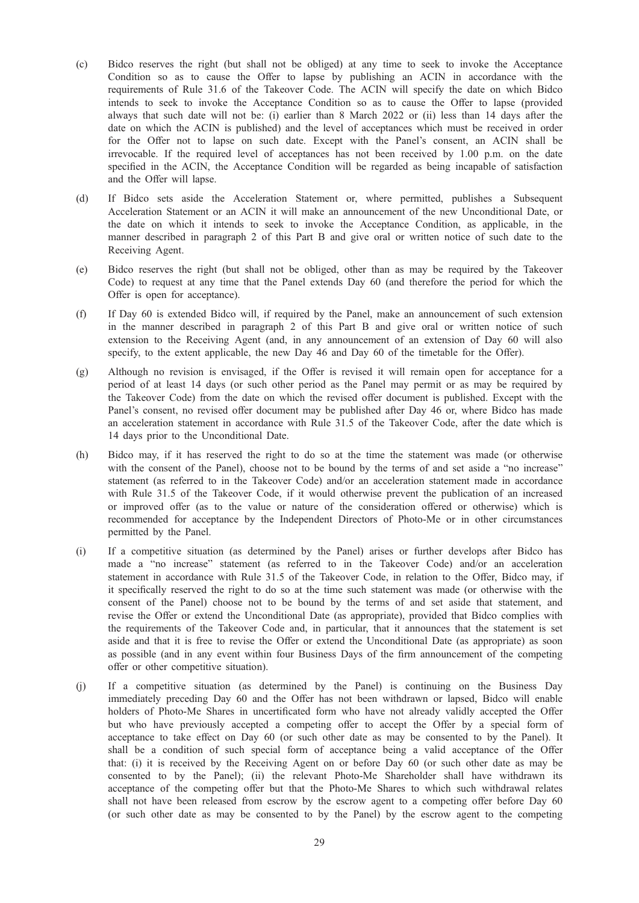(c) Bidco reserves the right (but shall not be obliged) at any time to seek to invoke the Acceptance Condition so as to cause the Offer to lapse by publishing an ACIN in accordance with the requirements of Rule 31.6 of the Takeover Code. The ACIN will specify the date on which Bidco intends to seek to invoke the Acceptance Condition so as to cause the Offer to lapse (provided always that such date will not be: (i) earlier than 8 March 2022 or (ii) less than 14 days after the date on which the ACIN is published) and the level of acceptances which must be received in order for the Offer not to lapse on such date. Except with the Panel's consent, an ACIN shall be irrevocable. If the required level of acceptances has not been received by 1.00 p.m. on the date specified in the ACIN, the Acceptance Condition will be regarded as being incapable of satisfaction and the Offer will lapse.

(d) If Bidco sets aside the Acceleration Statement or, where permitted, publishes a Subsequent Acceleration Statement or an ACIN it will make an announcement of the new Unconditional Date, or the date on which it intends to seek to invoke the Acceptance Condition, as applicable, in the manner described in paragraph 2 of this Part B and give oral or written notice of such date to the Receiving Agent.

(e) Bidco reserves the right (but shall not be obliged, other than as may be required by the Takeover Code) to request at any time that the Panel extends Day 60 (and therefore the period for which the Offer is open for acceptance).

(f) If Day 60 is extended Bidco will, if required by the Panel, make an announcement of such extension in the manner described in paragraph 2 of this Part B and give oral or written notice of such extension to the Receiving Agent (and, in any announcement of an extension of Day 60 will also specify, to the extent applicable, the new Day 46 and Day 60 of the timetable for the Offer).

(g) Although no revision is envisaged, if the Offer is revised it will remain open for acceptance for a period of at least 14 days (or such other period as the Panel may permit or as may be required by the Takeover Code) from the date on which the revised offer document is published. Except with the Panel's consent, no revised offer document may be published after Day 46 or, where Bidco has made an acceleration statement in accordance with Rule 31.5 of the Takeover Code, after the date which is 14 days prior to the Unconditional Date.

(h) Bidco may, if it has reserved the right to do so at the time the statement was made (or otherwise with the consent of the Panel), choose not to be bound by the terms of and set aside a "no increase" statement (as referred to in the Takeover Code) and/or an acceleration statement made in accordance with Rule 31.5 of the Takeover Code, if it would otherwise prevent the publication of an increased or improved offer (as to the value or nature of the consideration offered or otherwise) which is recommended for acceptance by the Independent Directors of Photo-Me or in other circumstances permitted by the Panel.

(i) If a competitive situation (as determined by the Panel) arises or further develops after Bidco has made a "no increase" statement (as referred to in the Takeover Code) and/or an acceleration statement in accordance with Rule 31.5 of the Takeover Code, in relation to the Offer, Bidco may, if it specifically reserved the right to do so at the time such statement was made (or otherwise with the consent of the Panel) choose not to be bound by the terms of and set aside that statement, and revise the Offer or extend the Unconditional Date (as appropriate), provided that Bidco complies with the requirements of the Takeover Code and, in particular, that it announces that the statement is set aside and that it is free to revise the Offer or extend the Unconditional Date (as appropriate) as soon as possible (and in any event within four Business Days of the firm announcement of the competing offer or other competitive situation).

(j) If a competitive situation (as determined by the Panel) is continuing on the Business Day immediately preceding Day 60 and the Offer has not been withdrawn or lapsed, Bidco will enable holders of Photo-Me Shares in uncertificated form who have not already validly accepted the Offer but who have previously accepted a competing offer to accept the Offer by a special form of acceptance to take effect on Day 60 (or such other date as may be consented to by the Panel). It shall be a condition of such special form of acceptance being a valid acceptance of the Offer that: (i) it is received by the Receiving Agent on or before Day 60 (or such other date as may be consented to by the Panel); (ii) the relevant Photo-Me Shareholder shall have withdrawn its acceptance of the competing offer but that the Photo-Me Shares to which such withdrawal relates shall not have been released from escrow by the escrow agent to a competing offer before Day 60 (or such other date as may be consented to by the Panel) by the escrow agent to the competing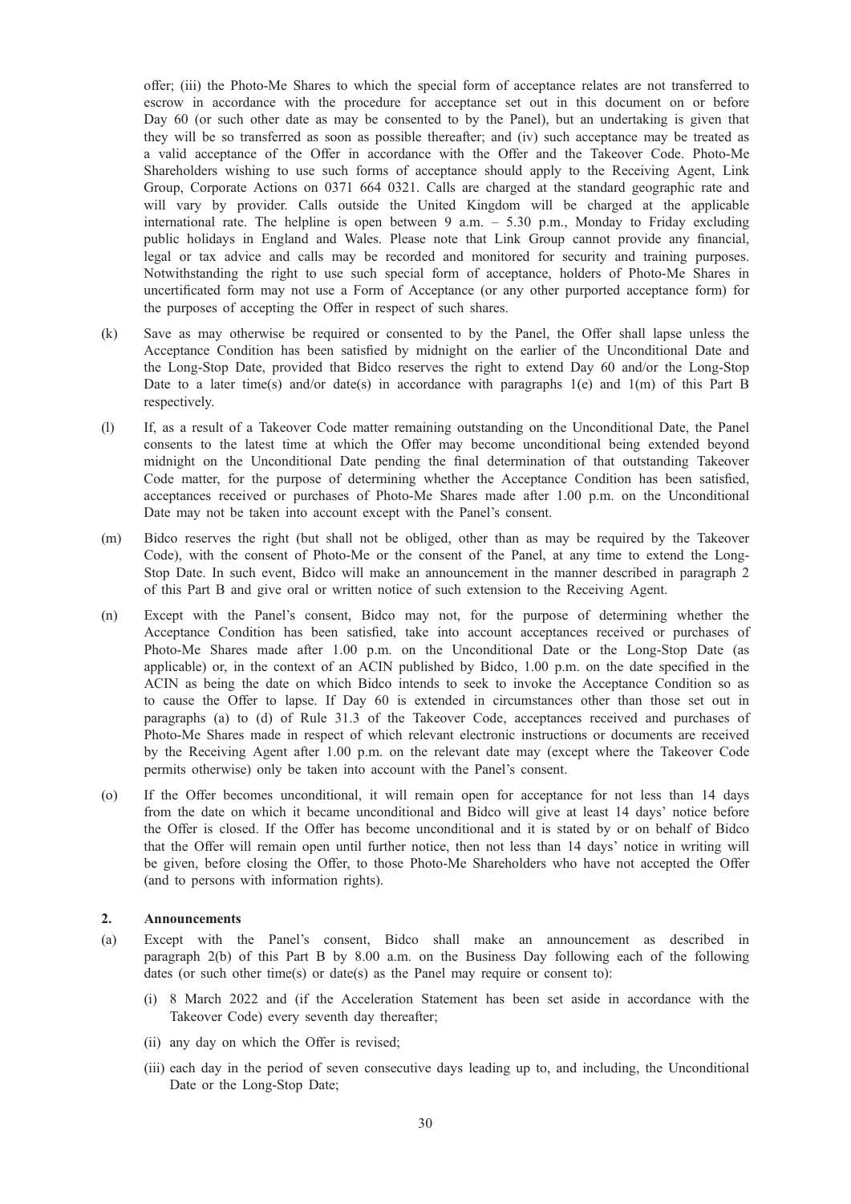offer; (iii) the Photo-Me Shares to which the special form of acceptance relates are not transferred to escrow in accordance with the procedure for acceptance set out in this document on or before Day 60 (or such other date as may be consented to by the Panel), but an undertaking is given that they will be so transferred as soon as possible thereafter; and (iv) such acceptance may be treated as a valid acceptance of the Offer in accordance with the Offer and the Takeover Code. Photo-Me Shareholders wishing to use such forms of acceptance should apply to the Receiving Agent, Link Group, Corporate Actions on 0371 664 0321. Calls are charged at the standard geographic rate and will vary by provider. Calls outside the United Kingdom will be charged at the applicable international rate. The helpline is open between 9 a.m. – 5.30 p.m., Monday to Friday excluding public holidays in England and Wales. Please note that Link Group cannot provide any financial, legal or tax advice and calls may be recorded and monitored for security and training purposes. Notwithstanding the right to use such special form of acceptance, holders of Photo-Me Shares in uncertificated form may not use a Form of Acceptance (or any other purported acceptance form) for the purposes of accepting the Offer in respect of such shares.

(k) Save as may otherwise be required or consented to by the Panel, the Offer shall lapse unless the Acceptance Condition has been satisfied by midnight on the earlier of the Unconditional Date and the Long-Stop Date, provided that Bidco reserves the right to extend Day 60 and/or the Long-Stop Date to a later time(s) and/or date(s) in accordance with paragraphs 1(e) and 1(m) of this Part B respectively.

(l) If, as a result of a Takeover Code matter remaining outstanding on the Unconditional Date, the Panel consents to the latest time at which the Offer may become unconditional being extended beyond midnight on the Unconditional Date pending the final determination of that outstanding Takeover Code matter, for the purpose of determining whether the Acceptance Condition has been satisfied, acceptances received or purchases of Photo-Me Shares made after 1.00 p.m. on the Unconditional Date may not be taken into account except with the Panel's consent.

(m) Bidco reserves the right (but shall not be obliged, other than as may be required by the Takeover Code), with the consent of Photo-Me or the consent of the Panel, at any time to extend the Long-Stop Date. In such event, Bidco will make an announcement in the manner described in paragraph 2 of this Part B and give oral or written notice of such extension to the Receiving Agent.

(n) Except with the Panel's consent, Bidco may not, for the purpose of determining whether the Acceptance Condition has been satisfied, take into account acceptances received or purchases of Photo-Me Shares made after 1.00 p.m. on the Unconditional Date or the Long-Stop Date (as applicable) or, in the context of an ACIN published by Bidco, 1.00 p.m. on the date specified in the ACIN as being the date on which Bidco intends to seek to invoke the Acceptance Condition so as to cause the Offer to lapse. If Day 60 is extended in circumstances other than those set out in paragraphs (a) to (d) of Rule 31.3 of the Takeover Code, acceptances received and purchases of Photo-Me Shares made in respect of which relevant electronic instructions or documents are received by the Receiving Agent after 1.00 p.m. on the relevant date may (except where the Takeover Code permits otherwise) only be taken into account with the Panel's consent.

(o) If the Offer becomes unconditional, it will remain open for acceptance for not less than 14 days from the date on which it became unconditional and Bidco will give at least 14 days' notice before the Offer is closed. If the Offer has become unconditional and it is stated by or on behalf of Bidco that the Offer will remain open until further notice, then not less than 14 days' notice in writing will be given, before closing the Offer, to those Photo-Me Shareholders who have not accepted the Offer (and to persons with information rights).

## 2. Announcements

(a) Except with the Panel's consent, Bidco shall make an announcement as described in paragraph 2(b) of this Part B by 8.00 a.m. on the Business Day following each of the following dates (or such other time(s) or date(s) as the Panel may require or consent to):

(i) 8 March 2022 and (if the Acceleration Statement has been set aside in accordance with the Takeover Code) every seventh day thereafter;

(ii) any day on which the Offer is revised;

(iii) each day in the period of seven consecutive days leading up to, and including, the Unconditional Date or the Long-Stop Date;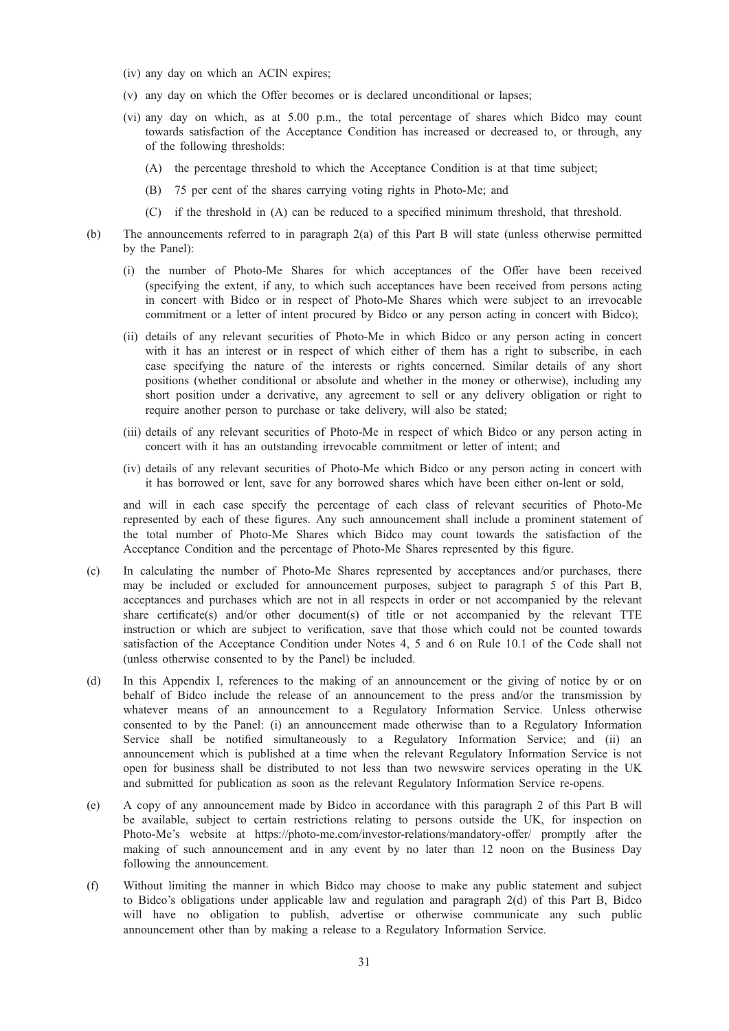(iv) any day on which an ACIN expires;

(v) any day on which the Offer becomes or is declared unconditional or lapses;

(vi) any day on which, as at 5.00 p.m., the total percentage of shares which Bidco may count towards satisfaction of the Acceptance Condition has increased or decreased to, or through, any of the following thresholds:

(A) the percentage threshold to which the Acceptance Condition is at that time subject;

(B) 75 per cent of the shares carrying voting rights in Photo-Me; and

(C) if the threshold in (A) can be reduced to a specified minimum threshold, that threshold.

(b) The announcements referred to in paragraph 2(a) of this Part B will state (unless otherwise permitted by the Panel):

(i) the number of Photo-Me Shares for which acceptances of the Offer have been received (specifying the extent, if any, to which such acceptances have been received from persons acting in concert with Bidco or in respect of Photo-Me Shares which were subject to an irrevocable commitment or a letter of intent procured by Bidco or any person acting in concert with Bidco);

(ii) details of any relevant securities of Photo-Me in which Bidco or any person acting in concert with it has an interest or in respect of which either of them has a right to subscribe, in each case specifying the nature of the interests or rights concerned. Similar details of any short positions (whether conditional or absolute and whether in the money or otherwise), including any short position under a derivative, any agreement to sell or any delivery obligation or right to require another person to purchase or take delivery, will also be stated;

(iii) details of any relevant securities of Photo-Me in respect of which Bidco or any person acting in concert with it has an outstanding irrevocable commitment or letter of intent; and

(iv) details of any relevant securities of Photo-Me which Bidco or any person acting in concert with it has borrowed or lent, save for any borrowed shares which have been either on-lent or sold,

and will in each case specify the percentage of each class of relevant securities of Photo-Me represented by each of these figures. Any such announcement shall include a prominent statement of the total number of Photo-Me Shares which Bidco may count towards the satisfaction of the Acceptance Condition and the percentage of Photo-Me Shares represented by this figure.

(c) In calculating the number of Photo-Me Shares represented by acceptances and/or purchases, there may be included or excluded for announcement purposes, subject to paragraph 5 of this Part B, acceptances and purchases which are not in all respects in order or not accompanied by the relevant share certificate(s) and/or other document(s) of title or not accompanied by the relevant TTE instruction or which are subject to verification, save that those which could not be counted towards satisfaction of the Acceptance Condition under Notes 4, 5 and 6 on Rule 10.1 of the Code shall not (unless otherwise consented to by the Panel) be included.

(d) In this Appendix I, references to the making of an announcement or the giving of notice by or on behalf of Bidco include the release of an announcement to the press and/or the transmission by whatever means of an announcement to a Regulatory Information Service. Unless otherwise consented to by the Panel: (i) an announcement made otherwise than to a Regulatory Information Service shall be notified simultaneously to a Regulatory Information Service; and (ii) an announcement which is published at a time when the relevant Regulatory Information Service is not open for business shall be distributed to not less than two newswire services operating in the UK and submitted for publication as soon as the relevant Regulatory Information Service re-opens.

(e) A copy of any announcement made by Bidco in accordance with this paragraph 2 of this Part B will be available, subject to certain restrictions relating to persons outside the UK, for inspection on Photo-Me's website at https://photo-me.com/investor-relations/mandatory-offer/ promptly after the making of such announcement and in any event by no later than 12 noon on the Business Day following the announcement.

(f) Without limiting the manner in which Bidco may choose to make any public statement and subject to Bidco's obligations under applicable law and regulation and paragraph 2(d) of this Part B, Bidco will have no obligation to publish, advertise or otherwise communicate any such public announcement other than by making a release to a Regulatory Information Service.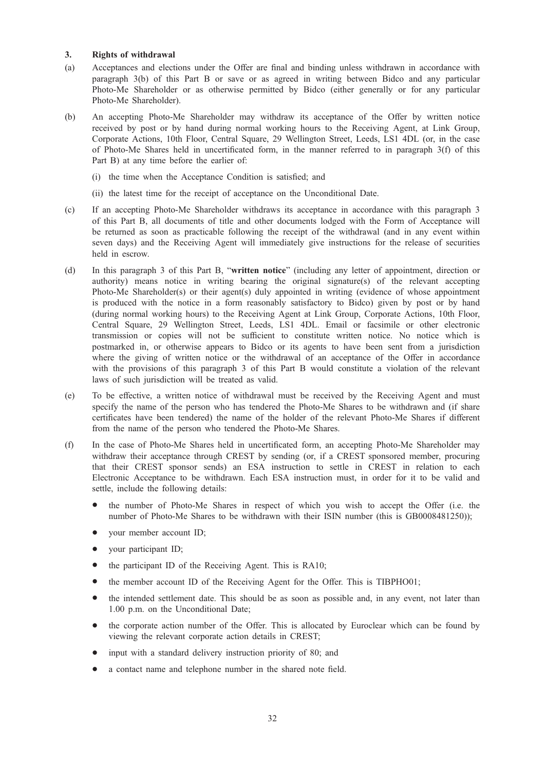### 3. Rights of withdrawal

(a) Acceptances and elections under the Offer are final and binding unless withdrawn in accordance with paragraph 3(b) of this Part B or save or as agreed in writing between Bidco and any particular Photo-Me Shareholder or as otherwise permitted by Bidco (either generally or for any particular Photo-Me Shareholder).

(b) An accepting Photo-Me Shareholder may withdraw its acceptance of the Offer by written notice received by post or by hand during normal working hours to the Receiving Agent, at Link Group, Corporate Actions, 10th Floor, Central Square, 29 Wellington Street, Leeds, LS1 4DL (or, in the case of Photo-Me Shares held in uncertificated form, in the manner referred to in paragraph 3(f) of this Part B) at any time before the earlier of:

(i) the time when the Acceptance Condition is satisfied; and

(ii) the latest time for the receipt of acceptance on the Unconditional Date.

(c) If an accepting Photo-Me Shareholder withdraws its acceptance in accordance with this paragraph 3 of this Part B, all documents of title and other documents lodged with the Form of Acceptance will be returned as soon as practicable following the receipt of the withdrawal (and in any event within seven days) and the Receiving Agent will immediately give instructions for the release of securities held in escrow.

(d) In this paragraph 3 of this Part B, "**written notice**" (including any letter of appointment, direction or authority) means notice in writing bearing the original signature(s) of the relevant accepting Photo-Me Shareholder(s) or their agent(s) duly appointed in writing (evidence of whose appointment is produced with the notice in a form reasonably satisfactory to Bidco) given by post or by hand (during normal working hours) to the Receiving Agent at Link Group, Corporate Actions, 10th Floor, Central Square, 29 Wellington Street, Leeds, LS1 4DL. Email or facsimile or other electronic transmission or copies will not be sufficient to constitute written notice. No notice which is postmarked in, or otherwise appears to Bidco or its agents to have been sent from a jurisdiction where the giving of written notice or the withdrawal of an acceptance of the Offer in accordance with the provisions of this paragraph 3 of this Part B would constitute a violation of the relevant laws of such jurisdiction will be treated as valid.

(e) To be effective, a written notice of withdrawal must be received by the Receiving Agent and must specify the name of the person who has tendered the Photo-Me Shares to be withdrawn and (if share certificates have been tendered) the name of the holder of the relevant Photo-Me Shares if different from the name of the person who tendered the Photo-Me Shares.

(f) In the case of Photo-Me Shares held in uncertificated form, an accepting Photo-Me Shareholder may withdraw their acceptance through CREST by sending (or, if a CREST sponsored member, procuring that their CREST sponsor sends) an ESA instruction to settle in CREST in relation to each Electronic Acceptance to be withdrawn. Each ESA instruction must, in order for it to be valid and settle, include the following details:

- the number of Photo-Me Shares in respect of which you wish to accept the Offer (i.e. the number of Photo-Me Shares to be withdrawn with their ISIN number (this is GB0008481250));
- your member account ID;
- your participant ID;
- the participant ID of the Receiving Agent. This is RA10;
- the member account ID of the Receiving Agent for the Offer. This is TIBPHO01;
- the intended settlement date. This should be as soon as possible and, in any event, not later than 1.00 p.m. on the Unconditional Date;
- the corporate action number of the Offer. This is allocated by Euroclear which can be found by viewing the relevant corporate action details in CREST;
- input with a standard delivery instruction priority of 80; and
- a contact name and telephone number in the shared note field.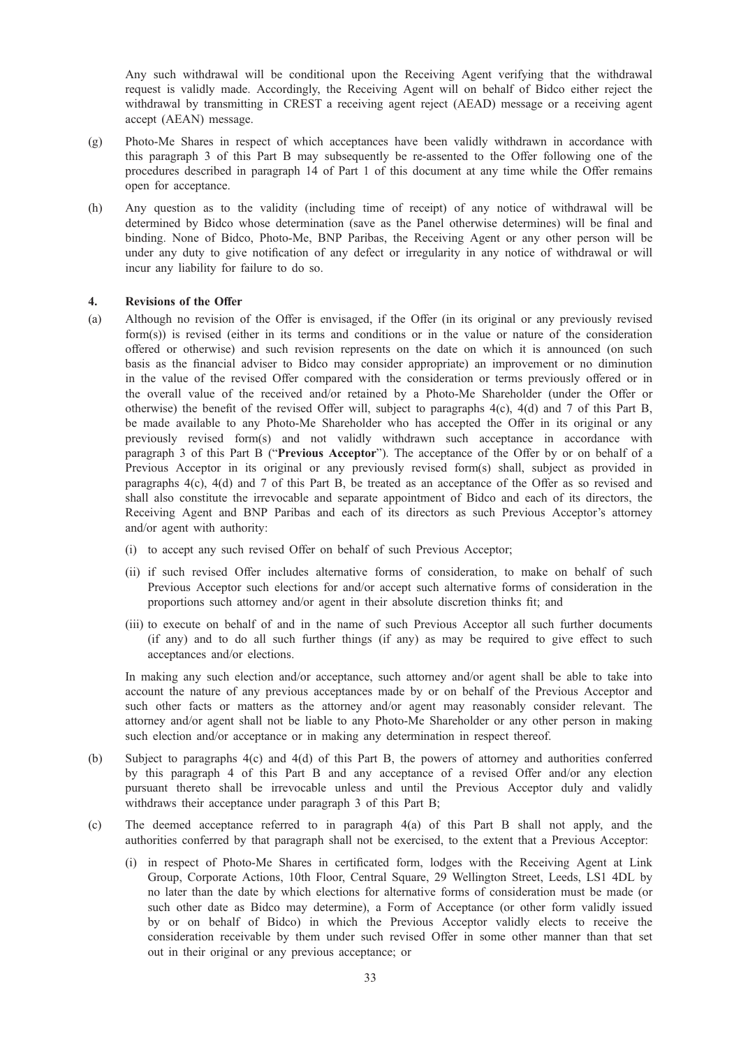Any such withdrawal will be conditional upon the Receiving Agent verifying that the withdrawal request is validly made. Accordingly, the Receiving Agent will on behalf of Bidco either reject the withdrawal by transmitting in CREST a receiving agent reject (AEAD) message or a receiving agent accept (AEAN) message.

(g) Photo-Me Shares in respect of which acceptances have been validly withdrawn in accordance with this paragraph 3 of this Part B may subsequently be re-assented to the Offer following one of the procedures described in paragraph 14 of Part 1 of this document at any time while the Offer remains open for acceptance.

(h) Any question as to the validity (including time of receipt) of any notice of withdrawal will be determined by Bidco whose determination (save as the Panel otherwise determines) will be final and binding. None of Bidco, Photo-Me, BNP Paribas, the Receiving Agent or any other person will be under any duty to give notification of any defect or irregularity in any notice of withdrawal or will incur any liability for failure to do so.

### 4. Revisions of the Offer

(a) Although no revision of the Offer is envisaged, if the Offer (in its original or any previously revised form(s)) is revised (either in its terms and conditions or in the value or nature of the consideration offered or otherwise) and such revision represents on the date on which it is announced (on such basis as the financial adviser to Bidco may consider appropriate) an improvement or no diminution in the value of the revised Offer compared with the consideration or terms previously offered or in the overall value of the received and/or retained by a Photo-Me Shareholder (under the Offer or otherwise) the benefit of the revised Offer will, subject to paragraphs 4(c), 4(d) and 7 of this Part B, be made available to any Photo-Me Shareholder who has accepted the Offer in its original or any previously revised form(s) and not validly withdrawn such acceptance in accordance with paragraph 3 of this Part B ("**Previous Acceptor**"). The acceptance of the Offer by or on behalf of a Previous Acceptor in its original or any previously revised form(s) shall, subject as provided in paragraphs 4(c), 4(d) and 7 of this Part B, be treated as an acceptance of the Offer as so revised and shall also constitute the irrevocable and separate appointment of Bidco and each of its directors, the Receiving Agent and BNP Paribas and each of its directors as such Previous Acceptor's attorney and/or agent with authority:

(i) to accept any such revised Offer on behalf of such Previous Acceptor;

(ii) if such revised Offer includes alternative forms of consideration, to make on behalf of such Previous Acceptor such elections for and/or accept such alternative forms of consideration in the proportions such attorney and/or agent in their absolute discretion thinks fit; and

(iii) to execute on behalf of and in the name of such Previous Acceptor all such further documents (if any) and to do all such further things (if any) as may be required to give effect to such acceptances and/or elections.

In making any such election and/or acceptance, such attorney and/or agent shall be able to take into account the nature of any previous acceptances made by or on behalf of the Previous Acceptor and such other facts or matters as the attorney and/or agent may reasonably consider relevant. The attorney and/or agent shall not be liable to any Photo-Me Shareholder or any other person in making such election and/or acceptance or in making any determination in respect thereof.

(b) Subject to paragraphs 4(c) and 4(d) of this Part B, the powers of attorney and authorities conferred by this paragraph 4 of this Part B and any acceptance of a revised Offer and/or any election pursuant thereto shall be irrevocable unless and until the Previous Acceptor duly and validly withdraws their acceptance under paragraph 3 of this Part B;

(c) The deemed acceptance referred to in paragraph 4(a) of this Part B shall not apply, and the authorities conferred by that paragraph shall not be exercised, to the extent that a Previous Acceptor:

(i) in respect of Photo-Me Shares in certificated form, lodges with the Receiving Agent at Link Group, Corporate Actions, 10th Floor, Central Square, 29 Wellington Street, Leeds, LS1 4DL by no later than the date by which elections for alternative forms of consideration must be made (or such other date as Bidco may determine), a Form of Acceptance (or other form validly issued by or on behalf of Bidco) in which the Previous Acceptor validly elects to receive the consideration receivable by them under such revised Offer in some other manner than that set out in their original or any previous acceptance; or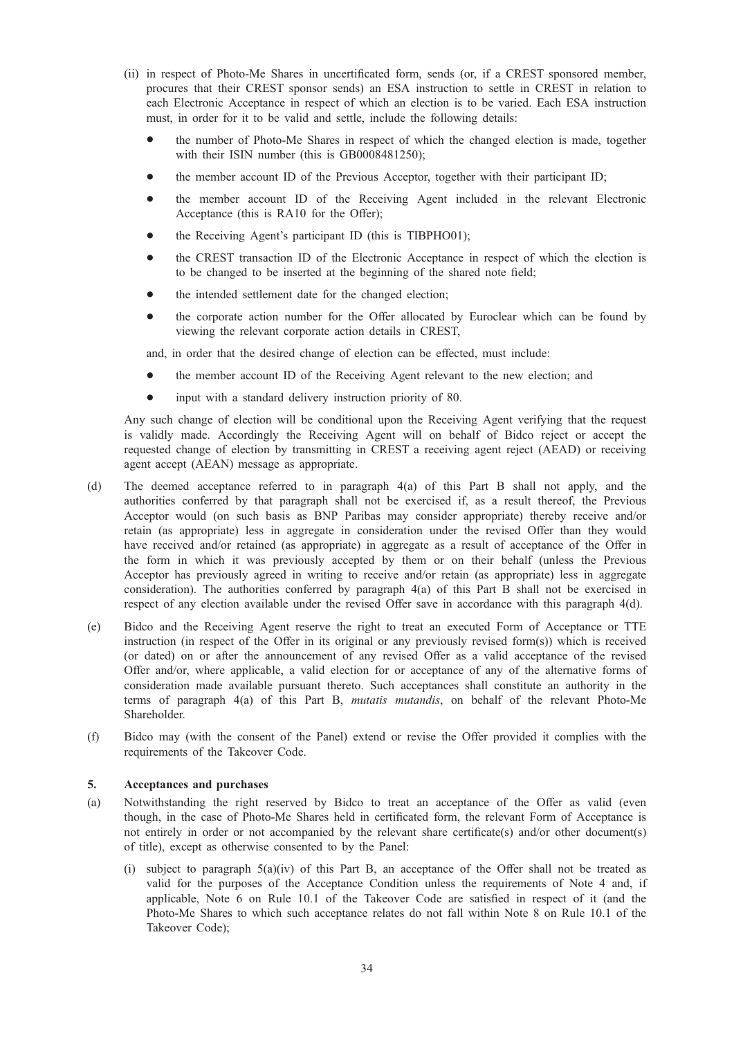(ii) in respect of Photo-Me Shares in uncertificated form, sends (or, if a CREST sponsored member, procures that their CREST sponsor sends) an ESA instruction to settle in CREST in relation to each Electronic Acceptance in respect of which an election is to be varied. Each ESA instruction must, in order for it to be valid and settle, include the following details:

- the number of Photo-Me Shares in respect of which the changed election is made, together with their ISIN number (this is GB0008481250);
- the member account ID of the Previous Acceptor, together with their participant ID;
- the member account ID of the Receiving Agent included in the relevant Electronic Acceptance (this is RA10 for the Offer);
- the Receiving Agent's participant ID (this is TIBPHO01);
- the CREST transaction ID of the Electronic Acceptance in respect of which the election is to be changed to be inserted at the beginning of the shared note field;
- the intended settlement date for the changed election;
- the corporate action number for the Offer allocated by Euroclear which can be found by viewing the relevant corporate action details in CREST,

and, in order that the desired change of election can be effected, must include:

- the member account ID of the Receiving Agent relevant to the new election; and
- input with a standard delivery instruction priority of 80.

Any such change of election will be conditional upon the Receiving Agent verifying that the request is validly made. Accordingly the Receiving Agent will on behalf of Bidco reject or accept the requested change of election by transmitting in CREST a receiving agent reject (AEAD) or receiving agent accept (AEAN) message as appropriate.

(d) The deemed acceptance referred to in paragraph 4(a) of this Part B shall not apply, and the authorities conferred by that paragraph shall not be exercised if, as a result thereof, the Previous Acceptor would (on such basis as BNP Paribas may consider appropriate) thereby receive and/or retain (as appropriate) less in aggregate in consideration under the revised Offer than they would have received and/or retained (as appropriate) in aggregate as a result of acceptance of the Offer in the form in which it was previously accepted by them or on their behalf (unless the Previous Acceptor has previously agreed in writing to receive and/or retain (as appropriate) less in aggregate consideration). The authorities conferred by paragraph 4(a) of this Part B shall not be exercised in respect of any election available under the revised Offer save in accordance with this paragraph 4(d).

(e) Bidco and the Receiving Agent reserve the right to treat an executed Form of Acceptance or TTE instruction (in respect of the Offer in its original or any previously revised form(s)) which is received (or dated) on or after the announcement of any revised Offer as a valid acceptance of the revised Offer and/or, where applicable, a valid election for or acceptance of any of the alternative forms of consideration made available pursuant thereto. Such acceptances shall constitute an authority in the terms of paragraph 4(a) of this Part B, *mutatis mutandis*, on behalf of the relevant Photo-Me Shareholder.

(f) Bidco may (with the consent of the Panel) extend or revise the Offer provided it complies with the requirements of the Takeover Code.

**5. Acceptances and purchases**

(a) Notwithstanding the right reserved by Bidco to treat an acceptance of the Offer as valid (even though, in the case of Photo-Me Shares held in certificated form, the relevant Form of Acceptance is not entirely in order or not accompanied by the relevant share certificate(s) and/or other document(s) of title), except as otherwise consented to by the Panel:

(i) subject to paragraph 5(a)(iv) of this Part B, an acceptance of the Offer shall not be treated as valid for the purposes of the Acceptance Condition unless the requirements of Note 4 and, if applicable, Note 6 on Rule 10.1 of the Takeover Code are satisfied in respect of it (and the Photo-Me Shares to which such acceptance relates do not fall within Note 8 on Rule 10.1 of the Takeover Code);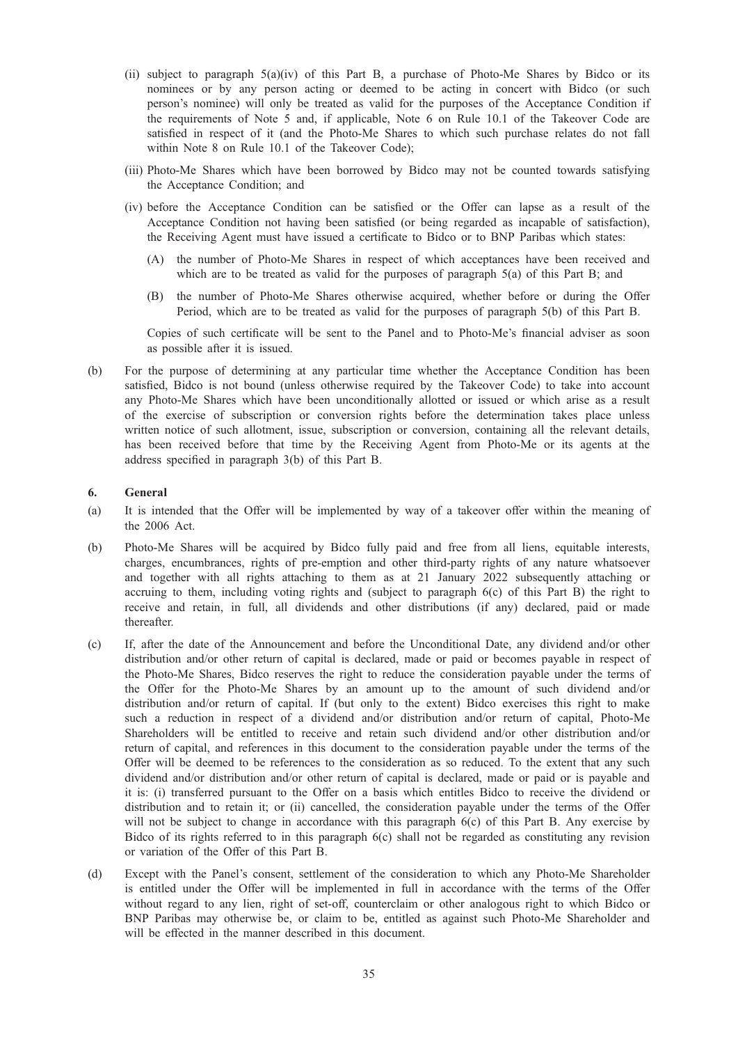(ii) subject to paragraph 5(a)(iv) of this Part B, a purchase of Photo-Me Shares by Bidco or its nominees or by any person acting or deemed to be acting in concert with Bidco (or such person's nominee) will only be treated as valid for the purposes of the Acceptance Condition if the requirements of Note 5 and, if applicable, Note 6 on Rule 10.1 of the Takeover Code are satisfied in respect of it (and the Photo-Me Shares to which such purchase relates do not fall within Note 8 on Rule 10.1 of the Takeover Code);

(iii) Photo-Me Shares which have been borrowed by Bidco may not be counted towards satisfying the Acceptance Condition; and

(iv) before the Acceptance Condition can be satisfied or the Offer can lapse as a result of the Acceptance Condition not having been satisfied (or being regarded as incapable of satisfaction), the Receiving Agent must have issued a certificate to Bidco or to BNP Paribas which states:

(A) the number of Photo-Me Shares in respect of which acceptances have been received and which are to be treated as valid for the purposes of paragraph 5(a) of this Part B; and

(B) the number of Photo-Me Shares otherwise acquired, whether before or during the Offer Period, which are to be treated as valid for the purposes of paragraph 5(b) of this Part B.

Copies of such certificate will be sent to the Panel and to Photo-Me's financial adviser as soon as possible after it is issued.

(b) For the purpose of determining at any particular time whether the Acceptance Condition has been satisfied, Bidco is not bound (unless otherwise required by the Takeover Code) to take into account any Photo-Me Shares which have been unconditionally allotted or issued or which arise as a result of the exercise of subscription or conversion rights before the determination takes place unless written notice of such allotment, issue, subscription or conversion, containing all the relevant details, has been received before that time by the Receiving Agent from Photo-Me or its agents at the address specified in paragraph 3(b) of this Part B.

**6. General**

(a) It is intended that the Offer will be implemented by way of a takeover offer within the meaning of the 2006 Act.

(b) Photo-Me Shares will be acquired by Bidco fully paid and free from all liens, equitable interests, charges, encumbrances, rights of pre-emption and other third-party rights of any nature whatsoever and together with all rights attaching to them as at 21 January 2022 subsequently attaching or accruing to them, including voting rights and (subject to paragraph 6(c) of this Part B) the right to receive and retain, in full, all dividends and other distributions (if any) declared, paid or made thereafter.

(c) If, after the date of the Announcement and before the Unconditional Date, any dividend and/or other distribution and/or other return of capital is declared, made or paid or becomes payable in respect of the Photo-Me Shares, Bidco reserves the right to reduce the consideration payable under the terms of the Offer for the Photo-Me Shares by an amount up to the amount of such dividend and/or distribution and/or return of capital. If (but only to the extent) Bidco exercises this right to make such a reduction in respect of a dividend and/or distribution and/or return of capital, Photo-Me Shareholders will be entitled to receive and retain such dividend and/or other distribution and/or return of capital, and references in this document to the consideration payable under the terms of the Offer will be deemed to be references to the consideration as so reduced. To the extent that any such dividend and/or distribution and/or other return of capital is declared, made or paid or is payable and it is: (i) transferred pursuant to the Offer on a basis which entitles Bidco to receive the dividend or distribution and to retain it; or (ii) cancelled, the consideration payable under the terms of the Offer will not be subject to change in accordance with this paragraph 6(c) of this Part B. Any exercise by Bidco of its rights referred to in this paragraph 6(c) shall not be regarded as constituting any revision or variation of the Offer of this Part B.

(d) Except with the Panel's consent, settlement of the consideration to which any Photo-Me Shareholder is entitled under the Offer will be implemented in full in accordance with the terms of the Offer without regard to any lien, right of set-off, counterclaim or other analogous right to which Bidco or BNP Paribas may otherwise be, or claim to be, entitled as against such Photo-Me Shareholder and will be effected in the manner described in this document.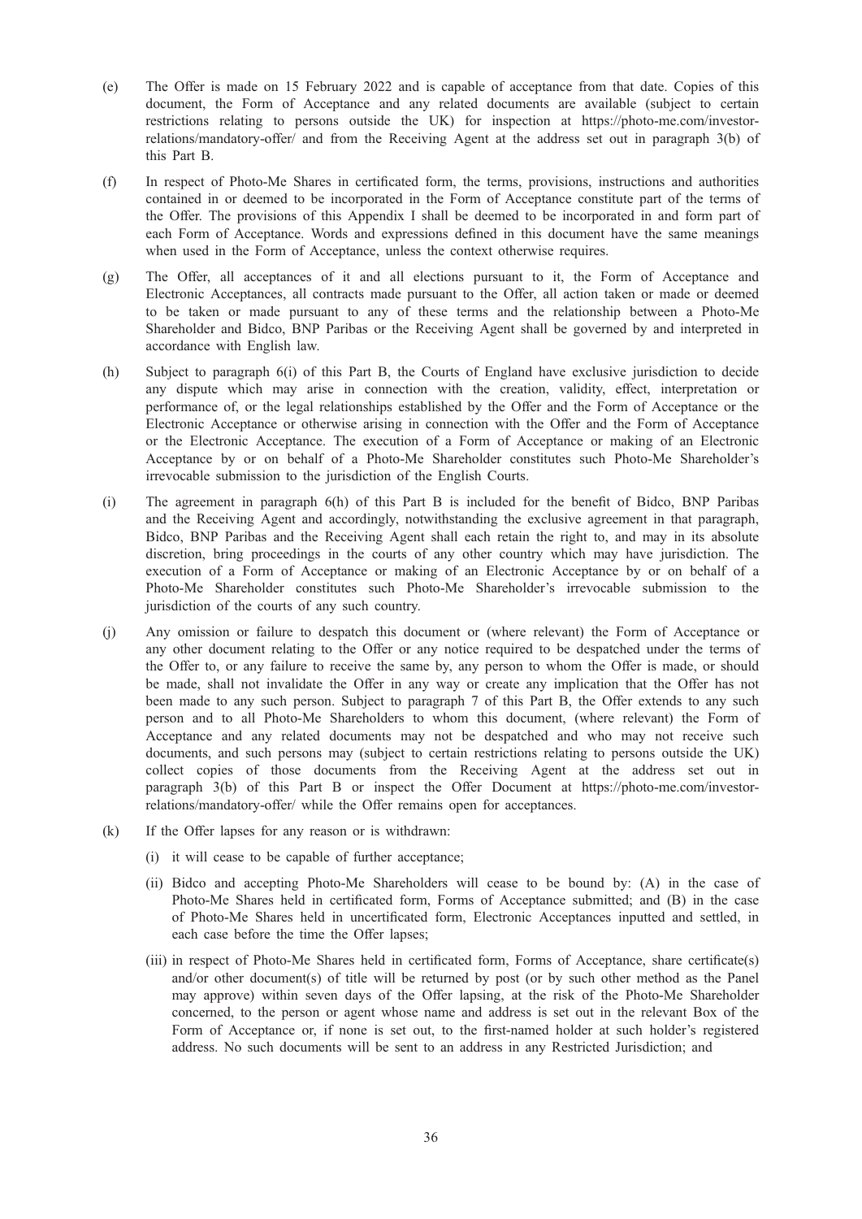(e) The Offer is made on 15 February 2022 and is capable of acceptance from that date. Copies of this document, the Form of Acceptance and any related documents are available (subject to certain restrictions relating to persons outside the UK) for inspection at https://photo-me.com/investor-relations/mandatory-offer/ and from the Receiving Agent at the address set out in paragraph 3(b) of this Part B.

(f) In respect of Photo-Me Shares in certificated form, the terms, provisions, instructions and authorities contained in or deemed to be incorporated in the Form of Acceptance constitute part of the terms of the Offer. The provisions of this Appendix I shall be deemed to be incorporated in and form part of each Form of Acceptance. Words and expressions defined in this document have the same meanings when used in the Form of Acceptance, unless the context otherwise requires.

(g) The Offer, all acceptances of it and all elections pursuant to it, the Form of Acceptance and Electronic Acceptances, all contracts made pursuant to the Offer, all action taken or made or deemed to be taken or made pursuant to any of these terms and the relationship between a Photo-Me Shareholder and Bidco, BNP Paribas or the Receiving Agent shall be governed by and interpreted in accordance with English law.

(h) Subject to paragraph 6(i) of this Part B, the Courts of England have exclusive jurisdiction to decide any dispute which may arise in connection with the creation, validity, effect, interpretation or performance of, or the legal relationships established by the Offer and the Form of Acceptance or the Electronic Acceptance or otherwise arising in connection with the Offer and the Form of Acceptance or the Electronic Acceptance. The execution of a Form of Acceptance or making of an Electronic Acceptance by or on behalf of a Photo-Me Shareholder constitutes such Photo-Me Shareholder's irrevocable submission to the jurisdiction of the English Courts.

(i) The agreement in paragraph 6(h) of this Part B is included for the benefit of Bidco, BNP Paribas and the Receiving Agent and accordingly, notwithstanding the exclusive agreement in that paragraph, Bidco, BNP Paribas and the Receiving Agent shall each retain the right to, and may in its absolute discretion, bring proceedings in the courts of any other country which may have jurisdiction. The execution of a Form of Acceptance or making of an Electronic Acceptance by or on behalf of a Photo-Me Shareholder constitutes such Photo-Me Shareholder's irrevocable submission to the jurisdiction of the courts of any such country.

(j) Any omission or failure to despatch this document or (where relevant) the Form of Acceptance or any other document relating to the Offer or any notice required to be despatched under the terms of the Offer to, or any failure to receive the same by, any person to whom the Offer is made, or should be made, shall not invalidate the Offer in any way or create any implication that the Offer has not been made to any such person. Subject to paragraph 7 of this Part B, the Offer extends to any such person and to all Photo-Me Shareholders to whom this document, (where relevant) the Form of Acceptance and any related documents may not be despatched and who may not receive such documents, and such persons may (subject to certain restrictions relating to persons outside the UK) collect copies of those documents from the Receiving Agent at the address set out in paragraph 3(b) of this Part B or inspect the Offer Document at https://photo-me.com/investor-relations/mandatory-offer/ while the Offer remains open for acceptances.

(k) If the Offer lapses for any reason or is withdrawn:

   (i) it will cease to be capable of further acceptance;

   (ii) Bidco and accepting Photo-Me Shareholders will cease to be bound by: (A) in the case of Photo-Me Shares held in certificated form, Forms of Acceptance submitted; and (B) in the case of Photo-Me Shares held in uncertificated form, Electronic Acceptances inputted and settled, in each case before the time the Offer lapses;

   (iii) in respect of Photo-Me Shares held in certificated form, Forms of Acceptance, share certificate(s) and/or other document(s) of title will be returned by post (or by such other method as the Panel may approve) within seven days of the Offer lapsing, at the risk of the Photo-Me Shareholder concerned, to the person or agent whose name and address is set out in the relevant Box of the Form of Acceptance or, if none is set out, to the first-named holder at such holder's registered address. No such documents will be sent to an address in any Restricted Jurisdiction; and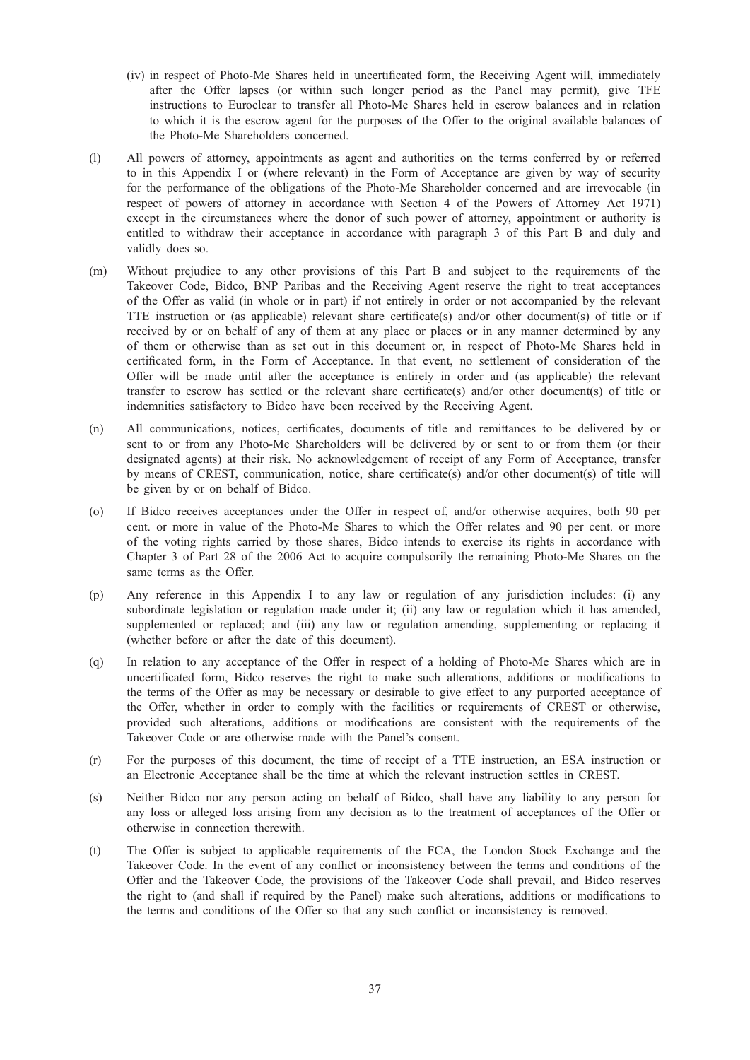(iv) in respect of Photo-Me Shares held in uncertificated form, the Receiving Agent will, immediately after the Offer lapses (or within such longer period as the Panel may permit), give TFE instructions to Euroclear to transfer all Photo-Me Shares held in escrow balances and in relation to which it is the escrow agent for the purposes of the Offer to the original available balances of the Photo-Me Shareholders concerned.

(l) All powers of attorney, appointments as agent and authorities on the terms conferred by or referred to in this Appendix I or (where relevant) in the Form of Acceptance are given by way of security for the performance of the obligations of the Photo-Me Shareholder concerned and are irrevocable (in respect of powers of attorney in accordance with Section 4 of the Powers of Attorney Act 1971) except in the circumstances where the donor of such power of attorney, appointment or authority is entitled to withdraw their acceptance in accordance with paragraph 3 of this Part B and duly and validly does so.

(m) Without prejudice to any other provisions of this Part B and subject to the requirements of the Takeover Code, Bidco, BNP Paribas and the Receiving Agent reserve the right to treat acceptances of the Offer as valid (in whole or in part) if not entirely in order or not accompanied by the relevant TTE instruction or (as applicable) relevant share certificate(s) and/or other document(s) of title or if received by or on behalf of any of them at any place or places or in any manner determined by any of them or otherwise than as set out in this document or, in respect of Photo-Me Shares held in certificated form, in the Form of Acceptance. In that event, no settlement of consideration of the Offer will be made until after the acceptance is entirely in order and (as applicable) the relevant transfer to escrow has settled or the relevant share certificate(s) and/or other document(s) of title or indemnities satisfactory to Bidco have been received by the Receiving Agent.

(n) All communications, notices, certificates, documents of title and remittances to be delivered by or sent to or from any Photo-Me Shareholders will be delivered by or sent to or from them (or their designated agents) at their risk. No acknowledgement of receipt of any Form of Acceptance, transfer by means of CREST, communication, notice, share certificate(s) and/or other document(s) of title will be given by or on behalf of Bidco.

(o) If Bidco receives acceptances under the Offer in respect of, and/or otherwise acquires, both 90 per cent. or more in value of the Photo-Me Shares to which the Offer relates and 90 per cent. or more of the voting rights carried by those shares, Bidco intends to exercise its rights in accordance with Chapter 3 of Part 28 of the 2006 Act to acquire compulsorily the remaining Photo-Me Shares on the same terms as the Offer.

(p) Any reference in this Appendix I to any law or regulation of any jurisdiction includes: (i) any subordinate legislation or regulation made under it; (ii) any law or regulation which it has amended, supplemented or replaced; and (iii) any law or regulation amending, supplementing or replacing it (whether before or after the date of this document).

(q) In relation to any acceptance of the Offer in respect of a holding of Photo-Me Shares which are in uncertificated form, Bidco reserves the right to make such alterations, additions or modifications to the terms of the Offer as may be necessary or desirable to give effect to any purported acceptance of the Offer, whether in order to comply with the facilities or requirements of CREST or otherwise, provided such alterations, additions or modifications are consistent with the requirements of the Takeover Code or are otherwise made with the Panel's consent.

(r) For the purposes of this document, the time of receipt of a TTE instruction, an ESA instruction or an Electronic Acceptance shall be the time at which the relevant instruction settles in CREST.

(s) Neither Bidco nor any person acting on behalf of Bidco, shall have any liability to any person for any loss or alleged loss arising from any decision as to the treatment of acceptances of the Offer or otherwise in connection therewith.

(t) The Offer is subject to applicable requirements of the FCA, the London Stock Exchange and the Takeover Code. In the event of any conflict or inconsistency between the terms and conditions of the Offer and the Takeover Code, the provisions of the Takeover Code shall prevail, and Bidco reserves the right to (and shall if required by the Panel) make such alterations, additions or modifications to the terms and conditions of the Offer so that any such conflict or inconsistency is removed.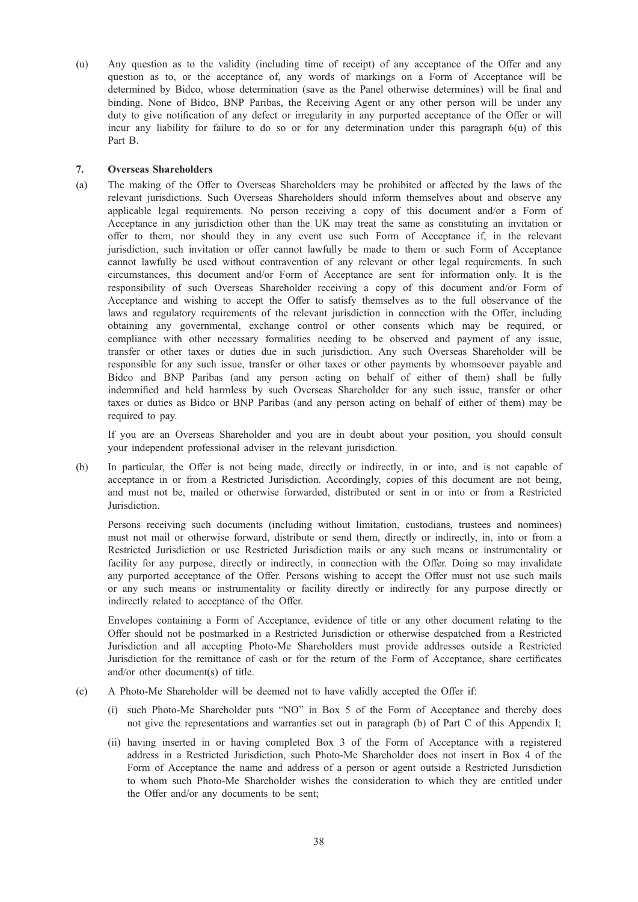(u) Any question as to the validity (including time of receipt) of any acceptance of the Offer and any question as to, or the acceptance of, any words of markings on a Form of Acceptance will be determined by Bidco, whose determination (save as the Panel otherwise determines) will be final and binding. None of Bidco, BNP Paribas, the Receiving Agent or any other person will be under any duty to give notification of any defect or irregularity in any purported acceptance of the Offer or will incur any liability for failure to do so or for any determination under this paragraph 6(u) of this Part B.

**7. Overseas Shareholders**

(a) The making of the Offer to Overseas Shareholders may be prohibited or affected by the laws of the relevant jurisdictions. Such Overseas Shareholders should inform themselves about and observe any applicable legal requirements. No person receiving a copy of this document and/or a Form of Acceptance in any jurisdiction other than the UK may treat the same as constituting an invitation or offer to them, nor should they in any event use such Form of Acceptance if, in the relevant jurisdiction, such invitation or offer cannot lawfully be made to them or such Form of Acceptance cannot lawfully be used without contravention of any relevant or other legal requirements. In such circumstances, this document and/or Form of Acceptance are sent for information only. It is the responsibility of such Overseas Shareholder receiving a copy of this document and/or Form of Acceptance and wishing to accept the Offer to satisfy themselves as to the full observance of the laws and regulatory requirements of the relevant jurisdiction in connection with the Offer, including obtaining any governmental, exchange control or other consents which may be required, or compliance with other necessary formalities needing to be observed and payment of any issue, transfer or other taxes or duties due in such jurisdiction. Any such Overseas Shareholder will be responsible for any such issue, transfer or other taxes or other payments by whomsoever payable and Bidco and BNP Paribas (and any person acting on behalf of either of them) shall be fully indemnified and held harmless by such Overseas Shareholder for any such issue, transfer or other taxes or duties as Bidco or BNP Paribas (and any person acting on behalf of either of them) may be required to pay.

    If you are an Overseas Shareholder and you are in doubt about your position, you should consult your independent professional adviser in the relevant jurisdiction.

(b) In particular, the Offer is not being made, directly or indirectly, in or into, and is not capable of acceptance in or from a Restricted Jurisdiction. Accordingly, copies of this document are not being, and must not be, mailed or otherwise forwarded, distributed or sent in or into or from a Restricted Jurisdiction.

    Persons receiving such documents (including without limitation, custodians, trustees and nominees) must not mail or otherwise forward, distribute or send them, directly or indirectly, in, into or from a Restricted Jurisdiction or use Restricted Jurisdiction mails or any such means or instrumentality or facility for any purpose, directly or indirectly, in connection with the Offer. Doing so may invalidate any purported acceptance of the Offer. Persons wishing to accept the Offer must not use such mails or any such means or instrumentality or facility directly or indirectly for any purpose directly or indirectly related to acceptance of the Offer.

    Envelopes containing a Form of Acceptance, evidence of title or any other document relating to the Offer should not be postmarked in a Restricted Jurisdiction or otherwise despatched from a Restricted Jurisdiction and all accepting Photo-Me Shareholders must provide addresses outside a Restricted Jurisdiction for the remittance of cash or for the return of the Form of Acceptance, share certificates and/or other document(s) of title.

(c) A Photo-Me Shareholder will be deemed not to have validly accepted the Offer if:

    (i) such Photo-Me Shareholder puts "NO" in Box 5 of the Form of Acceptance and thereby does not give the representations and warranties set out in paragraph (b) of Part C of this Appendix I;

    (ii) having inserted in or having completed Box 3 of the Form of Acceptance with a registered address in a Restricted Jurisdiction, such Photo-Me Shareholder does not insert in Box 4 of the Form of Acceptance the name and address of a person or agent outside a Restricted Jurisdiction to whom such Photo-Me Shareholder wishes the consideration to which they are entitled under the Offer and/or any documents to be sent;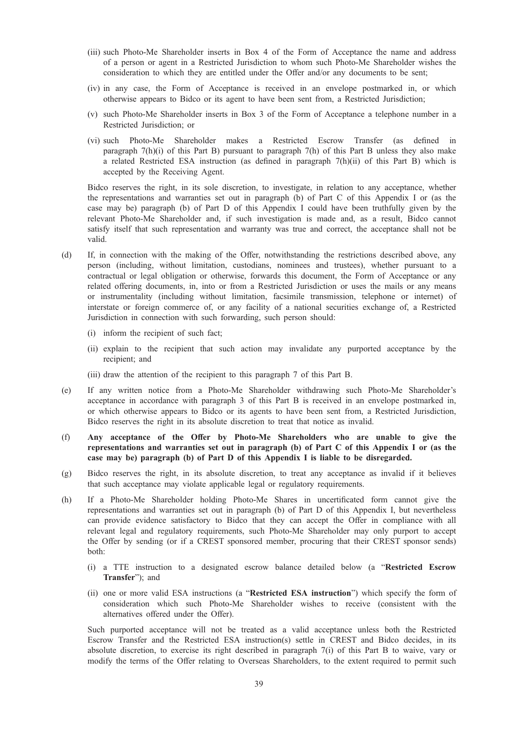(iii) such Photo-Me Shareholder inserts in Box 4 of the Form of Acceptance the name and address of a person or agent in a Restricted Jurisdiction to whom such Photo-Me Shareholder wishes the consideration to which they are entitled under the Offer and/or any documents to be sent;

(iv) in any case, the Form of Acceptance is received in an envelope postmarked in, or which otherwise appears to Bidco or its agent to have been sent from, a Restricted Jurisdiction;

(v) such Photo-Me Shareholder inserts in Box 3 of the Form of Acceptance a telephone number in a Restricted Jurisdiction; or

(vi) such Photo-Me Shareholder makes a Restricted Escrow Transfer (as defined in paragraph 7(h)(i) of this Part B) pursuant to paragraph 7(h) of this Part B unless they also make a related Restricted ESA instruction (as defined in paragraph 7(h)(ii) of this Part B) which is accepted by the Receiving Agent.

Bidco reserves the right, in its sole discretion, to investigate, in relation to any acceptance, whether the representations and warranties set out in paragraph (b) of Part C of this Appendix I or (as the case may be) paragraph (b) of Part D of this Appendix I could have been truthfully given by the relevant Photo-Me Shareholder and, if such investigation is made and, as a result, Bidco cannot satisfy itself that such representation and warranty was true and correct, the acceptance shall not be valid.

(d) If, in connection with the making of the Offer, notwithstanding the restrictions described above, any person (including, without limitation, custodians, nominees and trustees), whether pursuant to a contractual or legal obligation or otherwise, forwards this document, the Form of Acceptance or any related offering documents, in, into or from a Restricted Jurisdiction or uses the mails or any means or instrumentality (including without limitation, facsimile transmission, telephone or internet) of interstate or foreign commerce of, or any facility of a national securities exchange of, a Restricted Jurisdiction in connection with such forwarding, such person should:

(i) inform the recipient of such fact;

(ii) explain to the recipient that such action may invalidate any purported acceptance by the recipient; and

(iii) draw the attention of the recipient to this paragraph 7 of this Part B.

(e) If any written notice from a Photo-Me Shareholder withdrawing such Photo-Me Shareholder's acceptance in accordance with paragraph 3 of this Part B is received in an envelope postmarked in, or which otherwise appears to Bidco or its agents to have been sent from, a Restricted Jurisdiction, Bidco reserves the right in its absolute discretion to treat that notice as invalid.

(f) **Any acceptance of the Offer by Photo-Me Shareholders who are unable to give the representations and warranties set out in paragraph (b) of Part C of this Appendix I or (as the case may be) paragraph (b) of Part D of this Appendix I is liable to be disregarded.**

(g) Bidco reserves the right, in its absolute discretion, to treat any acceptance as invalid if it believes that such acceptance may violate applicable legal or regulatory requirements.

(h) If a Photo-Me Shareholder holding Photo-Me Shares in uncertificated form cannot give the representations and warranties set out in paragraph (b) of Part D of this Appendix I, but nevertheless can provide evidence satisfactory to Bidco that they can accept the Offer in compliance with all relevant legal and regulatory requirements, such Photo-Me Shareholder may only purport to accept the Offer by sending (or if a CREST sponsored member, procuring that their CREST sponsor sends) both:

(i) a TTE instruction to a designated escrow balance detailed below (a "**Restricted Escrow Transfer**"); and

(ii) one or more valid ESA instructions (a "**Restricted ESA instruction**") which specify the form of consideration which such Photo-Me Shareholder wishes to receive (consistent with the alternatives offered under the Offer).

Such purported acceptance will not be treated as a valid acceptance unless both the Restricted Escrow Transfer and the Restricted ESA instruction(s) settle in CREST and Bidco decides, in its absolute discretion, to exercise its right described in paragraph 7(i) of this Part B to waive, vary or modify the terms of the Offer relating to Overseas Shareholders, to the extent required to permit such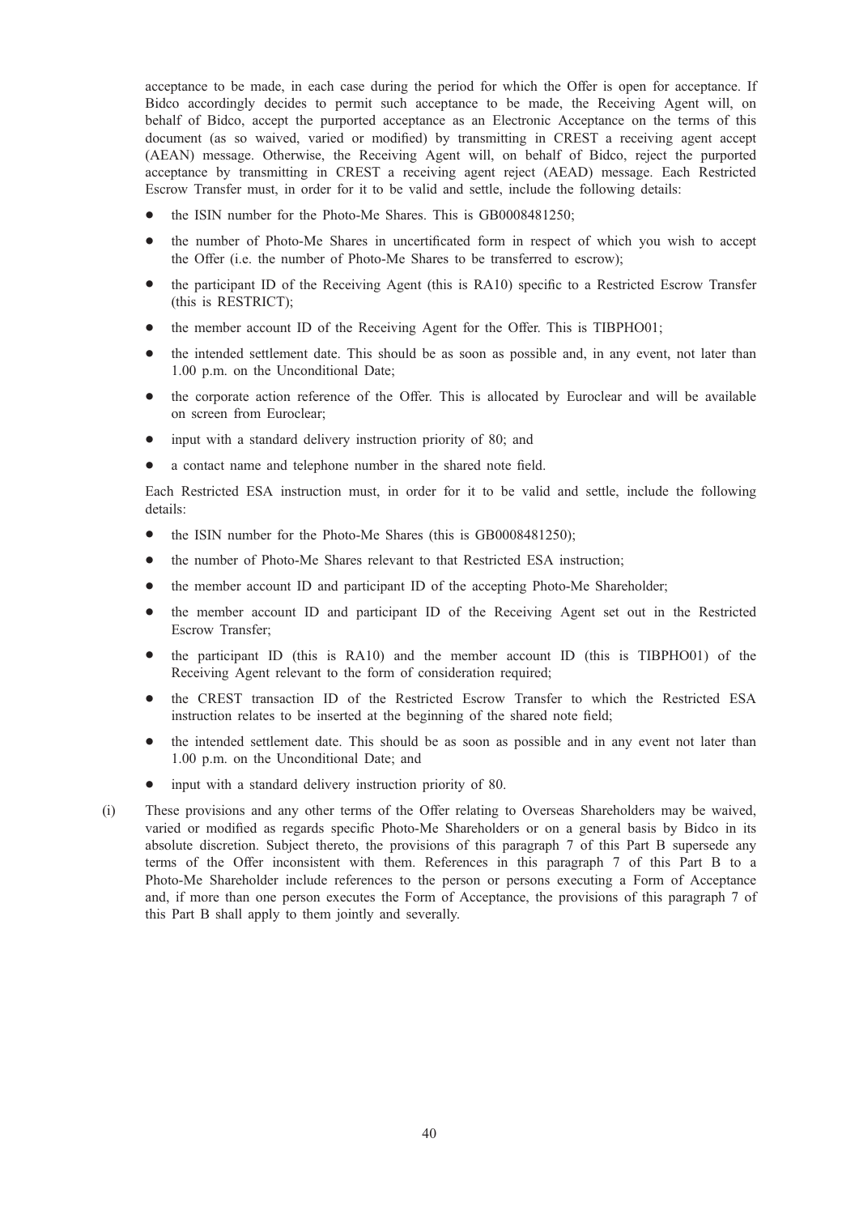acceptance to be made, in each case during the period for which the Offer is open for acceptance. If Bidco accordingly decides to permit such acceptance to be made, the Receiving Agent will, on behalf of Bidco, accept the purported acceptance as an Electronic Acceptance on the terms of this document (as so waived, varied or modified) by transmitting in CREST a receiving agent accept (AEAN) message. Otherwise, the Receiving Agent will, on behalf of Bidco, reject the purported acceptance by transmitting in CREST a receiving agent reject (AEAD) message. Each Restricted Escrow Transfer must, in order for it to be valid and settle, include the following details:

- the ISIN number for the Photo-Me Shares. This is GB0008481250;
- the number of Photo-Me Shares in uncertificated form in respect of which you wish to accept the Offer (i.e. the number of Photo-Me Shares to be transferred to escrow);
- the participant ID of the Receiving Agent (this is RA10) specific to a Restricted Escrow Transfer (this is RESTRICT);
- the member account ID of the Receiving Agent for the Offer. This is TIBPHO01;
- the intended settlement date. This should be as soon as possible and, in any event, not later than 1.00 p.m. on the Unconditional Date;
- the corporate action reference of the Offer. This is allocated by Euroclear and will be available on screen from Euroclear;
- input with a standard delivery instruction priority of 80; and
- a contact name and telephone number in the shared note field.

Each Restricted ESA instruction must, in order for it to be valid and settle, include the following details:

- the ISIN number for the Photo-Me Shares (this is GB0008481250);
- the number of Photo-Me Shares relevant to that Restricted ESA instruction;
- the member account ID and participant ID of the accepting Photo-Me Shareholder;
- the member account ID and participant ID of the Receiving Agent set out in the Restricted Escrow Transfer;
- the participant ID (this is RA10) and the member account ID (this is TIBPHO01) of the Receiving Agent relevant to the form of consideration required;
- the CREST transaction ID of the Restricted Escrow Transfer to which the Restricted ESA instruction relates to be inserted at the beginning of the shared note field;
- the intended settlement date. This should be as soon as possible and in any event not later than 1.00 p.m. on the Unconditional Date; and
- input with a standard delivery instruction priority of 80.

(i) These provisions and any other terms of the Offer relating to Overseas Shareholders may be waived, varied or modified as regards specific Photo-Me Shareholders or on a general basis by Bidco in its absolute discretion. Subject thereto, the provisions of this paragraph 7 of this Part B supersede any terms of the Offer inconsistent with them. References in this paragraph 7 of this Part B to a Photo-Me Shareholder include references to the person or persons executing a Form of Acceptance and, if more than one person executes the Form of Acceptance, the provisions of this paragraph 7 of this Part B shall apply to them jointly and severally.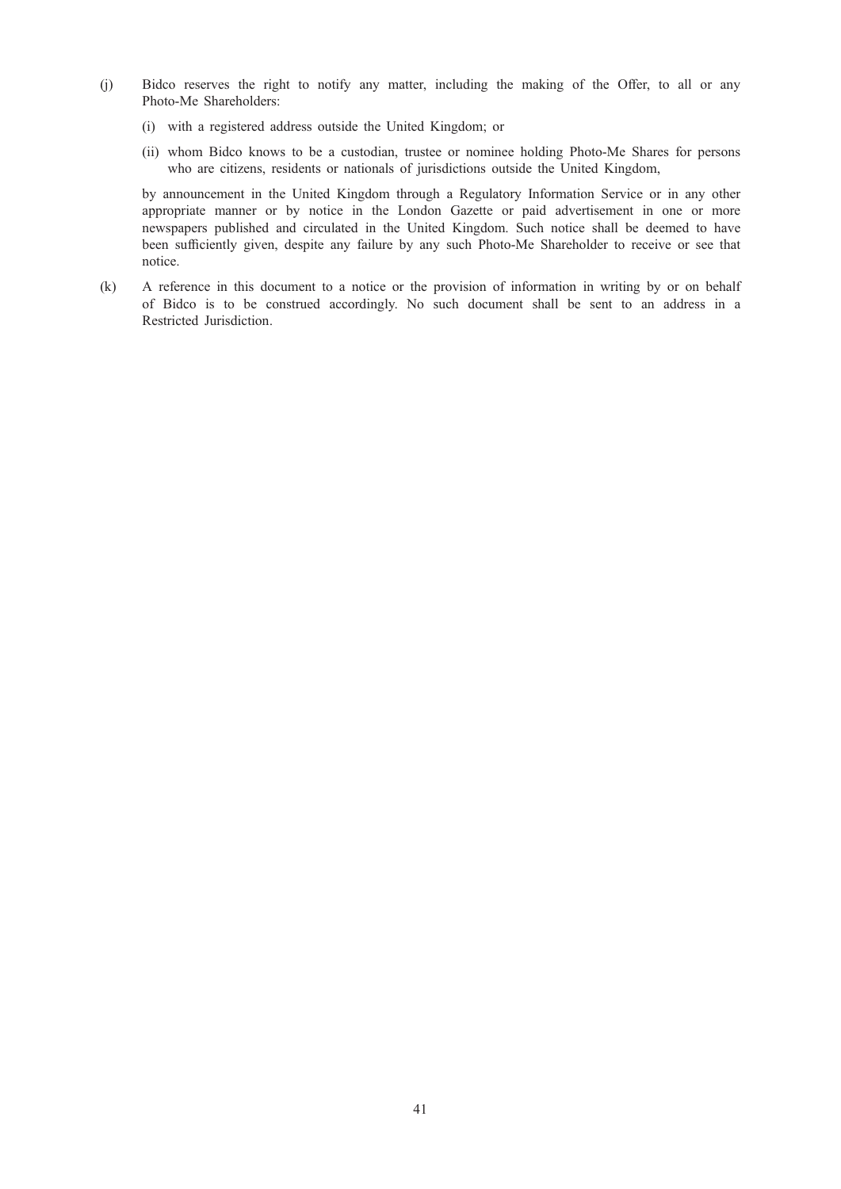(j) Bidco reserves the right to notify any matter, including the making of the Offer, to all or any Photo-Me Shareholders:

   (i) with a registered address outside the United Kingdom; or

   (ii) whom Bidco knows to be a custodian, trustee or nominee holding Photo-Me Shares for persons who are citizens, residents or nationals of jurisdictions outside the United Kingdom,

   by announcement in the United Kingdom through a Regulatory Information Service or in any other appropriate manner or by notice in the London Gazette or paid advertisement in one or more newspapers published and circulated in the United Kingdom. Such notice shall be deemed to have been sufficiently given, despite any failure by any such Photo-Me Shareholder to receive or see that notice.

(k) A reference in this document to a notice or the provision of information in writing by or on behalf of Bidco is to be construed accordingly. No such document shall be sent to an address in a Restricted Jurisdiction.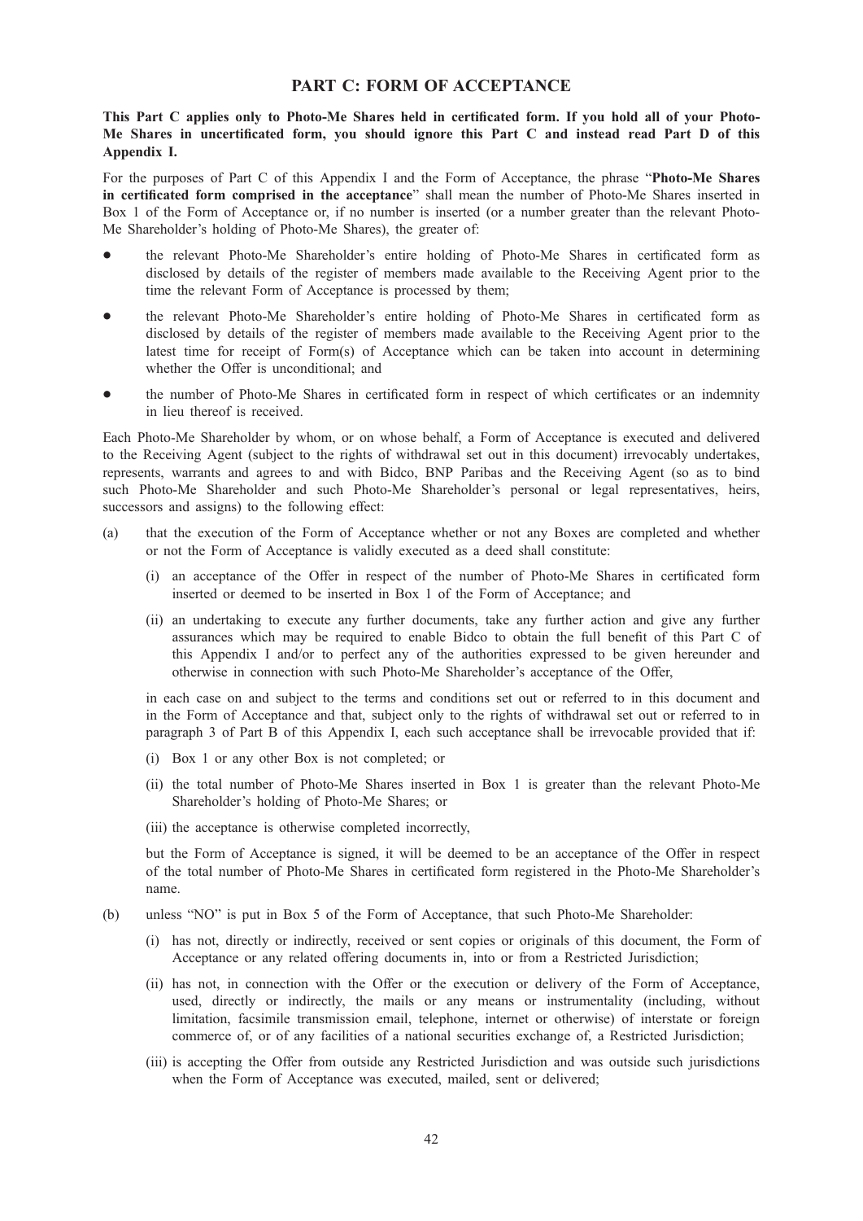## PART C: FORM OF ACCEPTANCE

**This Part C applies only to Photo-Me Shares held in certificated form. If you hold all of your Photo-Me Shares in uncertificated form, you should ignore this Part C and instead read Part D of this Appendix I.**

For the purposes of Part C of this Appendix I and the Form of Acceptance, the phrase "**Photo-Me Shares in certificated form comprised in the acceptance**" shall mean the number of Photo-Me Shares inserted in Box 1 of the Form of Acceptance or, if no number is inserted (or a number greater than the relevant Photo-Me Shareholder's holding of Photo-Me Shares), the greater of:

- the relevant Photo-Me Shareholder's entire holding of Photo-Me Shares in certificated form as disclosed by details of the register of members made available to the Receiving Agent prior to the time the relevant Form of Acceptance is processed by them;
- the relevant Photo-Me Shareholder's entire holding of Photo-Me Shares in certificated form as disclosed by details of the register of members made available to the Receiving Agent prior to the latest time for receipt of Form(s) of Acceptance which can be taken into account in determining whether the Offer is unconditional; and
- the number of Photo-Me Shares in certificated form in respect of which certificates or an indemnity in lieu thereof is received.

Each Photo-Me Shareholder by whom, or on whose behalf, a Form of Acceptance is executed and delivered to the Receiving Agent (subject to the rights of withdrawal set out in this document) irrevocably undertakes, represents, warrants and agrees to and with Bidco, BNP Paribas and the Receiving Agent (so as to bind such Photo-Me Shareholder and such Photo-Me Shareholder's personal or legal representatives, heirs, successors and assigns) to the following effect:

(a) that the execution of the Form of Acceptance whether or not any Boxes are completed and whether or not the Form of Acceptance is validly executed as a deed shall constitute:

 (i) an acceptance of the Offer in respect of the number of Photo-Me Shares in certificated form inserted or deemed to be inserted in Box 1 of the Form of Acceptance; and

 (ii) an undertaking to execute any further documents, take any further action and give any further assurances which may be required to enable Bidco to obtain the full benefit of this Part C of this Appendix I and/or to perfect any of the authorities expressed to be given hereunder and otherwise in connection with such Photo-Me Shareholder's acceptance of the Offer,

 in each case on and subject to the terms and conditions set out or referred to in this document and in the Form of Acceptance and that, subject only to the rights of withdrawal set out or referred to in paragraph 3 of Part B of this Appendix I, each such acceptance shall be irrevocable provided that if:

 (i) Box 1 or any other Box is not completed; or

 (ii) the total number of Photo-Me Shares inserted in Box 1 is greater than the relevant Photo-Me Shareholder's holding of Photo-Me Shares; or

 (iii) the acceptance is otherwise completed incorrectly,

 but the Form of Acceptance is signed, it will be deemed to be an acceptance of the Offer in respect of the total number of Photo-Me Shares in certificated form registered in the Photo-Me Shareholder's name.

(b) unless "NO" is put in Box 5 of the Form of Acceptance, that such Photo-Me Shareholder:

 (i) has not, directly or indirectly, received or sent copies or originals of this document, the Form of Acceptance or any related offering documents in, into or from a Restricted Jurisdiction;

 (ii) has not, in connection with the Offer or the execution or delivery of the Form of Acceptance, used, directly or indirectly, the mails or any means or instrumentality (including, without limitation, facsimile transmission email, telephone, internet or otherwise) of interstate or foreign commerce of, or of any facilities of a national securities exchange of, a Restricted Jurisdiction;

 (iii) is accepting the Offer from outside any Restricted Jurisdiction and was outside such jurisdictions when the Form of Acceptance was executed, mailed, sent or delivered;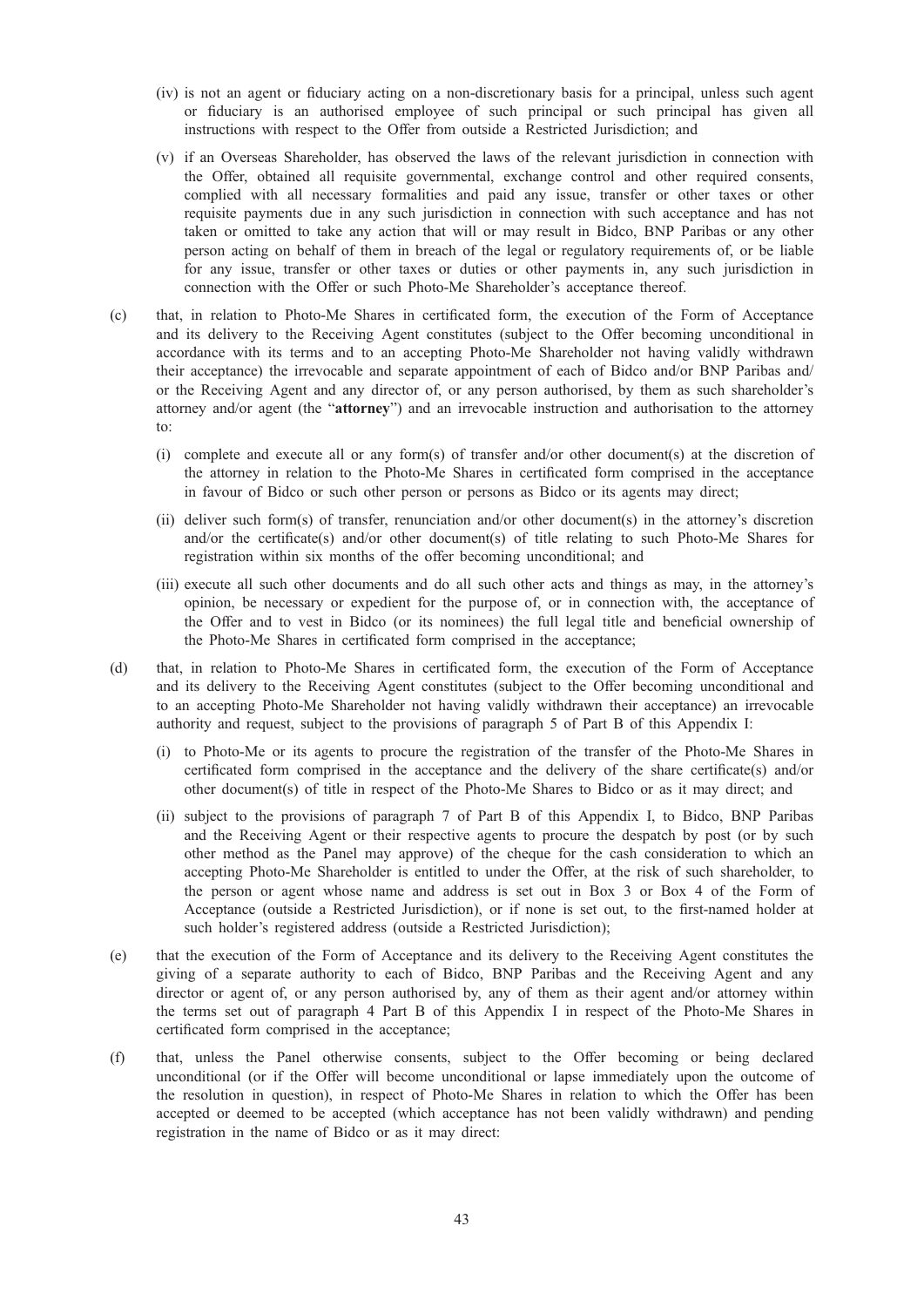(iv) is not an agent or fiduciary acting on a non-discretionary basis for a principal, unless such agent or fiduciary is an authorised employee of such principal or such principal has given all instructions with respect to the Offer from outside a Restricted Jurisdiction; and

(v) if an Overseas Shareholder, has observed the laws of the relevant jurisdiction in connection with the Offer, obtained all requisite governmental, exchange control and other required consents, complied with all necessary formalities and paid any issue, transfer or other taxes or other requisite payments due in any such jurisdiction in connection with such acceptance and has not taken or omitted to take any action that will or may result in Bidco, BNP Paribas or any other person acting on behalf of them in breach of the legal or regulatory requirements of, or be liable for any issue, transfer or other taxes or duties or other payments in, any such jurisdiction in connection with the Offer or such Photo-Me Shareholder's acceptance thereof.

(c) that, in relation to Photo-Me Shares in certificated form, the execution of the Form of Acceptance and its delivery to the Receiving Agent constitutes (subject to the Offer becoming unconditional in accordance with its terms and to an accepting Photo-Me Shareholder not having validly withdrawn their acceptance) the irrevocable and separate appointment of each of Bidco and/or BNP Paribas and/or the Receiving Agent and any director of, or any person authorised, by them as such shareholder's attorney and/or agent (the "**attorney**") and an irrevocable instruction and authorisation to the attorney to:

(i) complete and execute all or any form(s) of transfer and/or other document(s) at the discretion of the attorney in relation to the Photo-Me Shares in certificated form comprised in the acceptance in favour of Bidco or such other person or persons as Bidco or its agents may direct;

(ii) deliver such form(s) of transfer, renunciation and/or other document(s) in the attorney's discretion and/or the certificate(s) and/or other document(s) of title relating to such Photo-Me Shares for registration within six months of the offer becoming unconditional; and

(iii) execute all such other documents and do all such other acts and things as may, in the attorney's opinion, be necessary or expedient for the purpose of, or in connection with, the acceptance of the Offer and to vest in Bidco (or its nominees) the full legal title and beneficial ownership of the Photo-Me Shares in certificated form comprised in the acceptance;

(d) that, in relation to Photo-Me Shares in certificated form, the execution of the Form of Acceptance and its delivery to the Receiving Agent constitutes (subject to the Offer becoming unconditional and to an accepting Photo-Me Shareholder not having validly withdrawn their acceptance) an irrevocable authority and request, subject to the provisions of paragraph 5 of Part B of this Appendix I:

(i) to Photo-Me or its agents to procure the registration of the transfer of the Photo-Me Shares in certificated form comprised in the acceptance and the delivery of the share certificate(s) and/or other document(s) of title in respect of the Photo-Me Shares to Bidco or as it may direct; and

(ii) subject to the provisions of paragraph 7 of Part B of this Appendix I, to Bidco, BNP Paribas and the Receiving Agent or their respective agents to procure the despatch by post (or by such other method as the Panel may approve) of the cheque for the cash consideration to which an accepting Photo-Me Shareholder is entitled to under the Offer, at the risk of such shareholder, to the person or agent whose name and address is set out in Box 3 or Box 4 of the Form of Acceptance (outside a Restricted Jurisdiction), or if none is set out, to the first-named holder at such holder's registered address (outside a Restricted Jurisdiction);

(e) that the execution of the Form of Acceptance and its delivery to the Receiving Agent constitutes the giving of a separate authority to each of Bidco, BNP Paribas and the Receiving Agent and any director or agent of, or any person authorised by, any of them as their agent and/or attorney within the terms set out of paragraph 4 Part B of this Appendix I in respect of the Photo-Me Shares in certificated form comprised in the acceptance;

(f) that, unless the Panel otherwise consents, subject to the Offer becoming or being declared unconditional (or if the Offer will become unconditional or lapse immediately upon the outcome of the resolution in question), in respect of Photo-Me Shares in relation to which the Offer has been accepted or deemed to be accepted (which acceptance has not been validly withdrawn) and pending registration in the name of Bidco or as it may direct: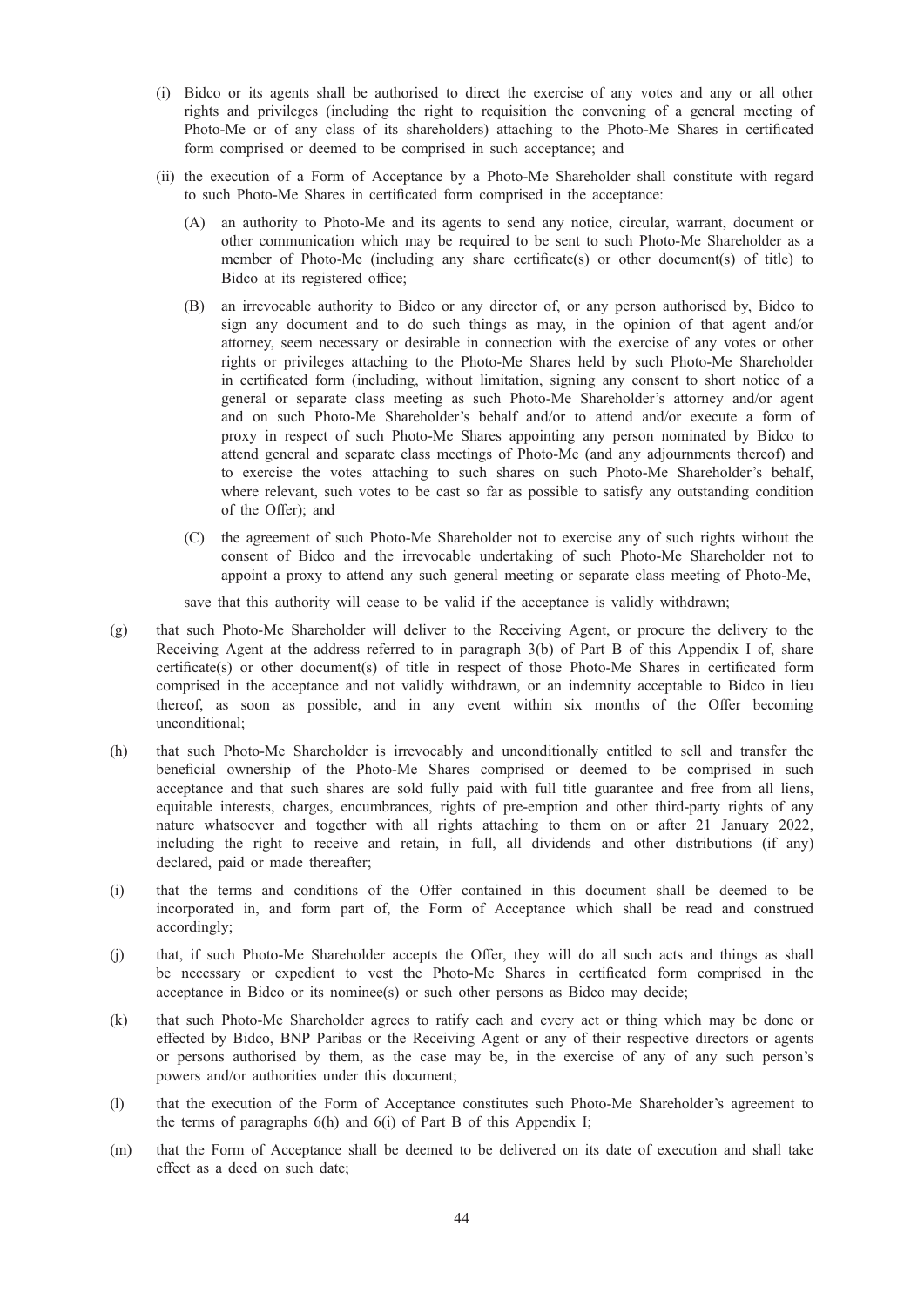(i) Bidco or its agents shall be authorised to direct the exercise of any votes and any or all other rights and privileges (including the right to requisition the convening of a general meeting of Photo-Me or of any class of its shareholders) attaching to the Photo-Me Shares in certificated form comprised or deemed to be comprised in such acceptance; and

(ii) the execution of a Form of Acceptance by a Photo-Me Shareholder shall constitute with regard to such Photo-Me Shares in certificated form comprised in the acceptance:

(A) an authority to Photo-Me and its agents to send any notice, circular, warrant, document or other communication which may be required to be sent to such Photo-Me Shareholder as a member of Photo-Me (including any share certificate(s) or other document(s) of title) to Bidco at its registered office;

(B) an irrevocable authority to Bidco or any director of, or any person authorised by, Bidco to sign any document and to do such things as may, in the opinion of that agent and/or attorney, seem necessary or desirable in connection with the exercise of any votes or other rights or privileges attaching to the Photo-Me Shares held by such Photo-Me Shareholder in certificated form (including, without limitation, signing any consent to short notice of a general or separate class meeting as such Photo-Me Shareholder's attorney and/or agent and on such Photo-Me Shareholder's behalf and/or to attend and/or execute a form of proxy in respect of such Photo-Me Shares appointing any person nominated by Bidco to attend general and separate class meetings of Photo-Me (and any adjournments thereof) and to exercise the votes attaching to such shares on such Photo-Me Shareholder's behalf, where relevant, such votes to be cast so far as possible to satisfy any outstanding condition of the Offer); and

(C) the agreement of such Photo-Me Shareholder not to exercise any of such rights without the consent of Bidco and the irrevocable undertaking of such Photo-Me Shareholder not to appoint a proxy to attend any such general meeting or separate class meeting of Photo-Me,

save that this authority will cease to be valid if the acceptance is validly withdrawn;

(g) that such Photo-Me Shareholder will deliver to the Receiving Agent, or procure the delivery to the Receiving Agent at the address referred to in paragraph 3(b) of Part B of this Appendix I of, share certificate(s) or other document(s) of title in respect of those Photo-Me Shares in certificated form comprised in the acceptance and not validly withdrawn, or an indemnity acceptable to Bidco in lieu thereof, as soon as possible, and in any event within six months of the Offer becoming unconditional;

(h) that such Photo-Me Shareholder is irrevocably and unconditionally entitled to sell and transfer the beneficial ownership of the Photo-Me Shares comprised or deemed to be comprised in such acceptance and that such shares are sold fully paid with full title guarantee and free from all liens, equitable interests, charges, encumbrances, rights of pre-emption and other third-party rights of any nature whatsoever and together with all rights attaching to them on or after 21 January 2022, including the right to receive and retain, in full, all dividends and other distributions (if any) declared, paid or made thereafter;

(i) that the terms and conditions of the Offer contained in this document shall be deemed to be incorporated in, and form part of, the Form of Acceptance which shall be read and construed accordingly;

(j) that, if such Photo-Me Shareholder accepts the Offer, they will do all such acts and things as shall be necessary or expedient to vest the Photo-Me Shares in certificated form comprised in the acceptance in Bidco or its nominee(s) or such other persons as Bidco may decide;

(k) that such Photo-Me Shareholder agrees to ratify each and every act or thing which may be done or effected by Bidco, BNP Paribas or the Receiving Agent or any of their respective directors or agents or persons authorised by them, as the case may be, in the exercise of any of any such person's powers and/or authorities under this document;

(l) that the execution of the Form of Acceptance constitutes such Photo-Me Shareholder's agreement to the terms of paragraphs 6(h) and 6(i) of Part B of this Appendix I;

(m) that the Form of Acceptance shall be deemed to be delivered on its date of execution and shall take effect as a deed on such date;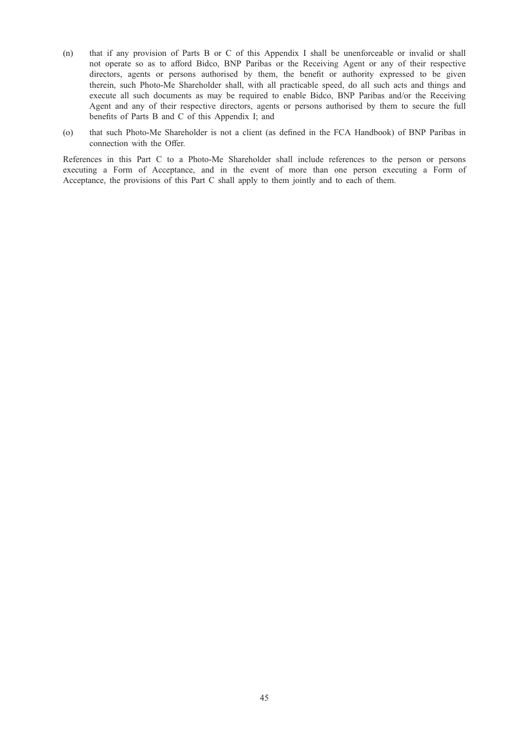(n) that if any provision of Parts B or C of this Appendix I shall be unenforceable or invalid or shall not operate so as to afford Bidco, BNP Paribas or the Receiving Agent or any of their respective directors, agents or persons authorised by them, the benefit or authority expressed to be given therein, such Photo-Me Shareholder shall, with all practicable speed, do all such acts and things and execute all such documents as may be required to enable Bidco, BNP Paribas and/or the Receiving Agent and any of their respective directors, agents or persons authorised by them to secure the full benefits of Parts B and C of this Appendix I; and

(o) that such Photo-Me Shareholder is not a client (as defined in the FCA Handbook) of BNP Paribas in connection with the Offer.

References in this Part C to a Photo-Me Shareholder shall include references to the person or persons executing a Form of Acceptance, and in the event of more than one person executing a Form of Acceptance, the provisions of this Part C shall apply to them jointly and to each of them.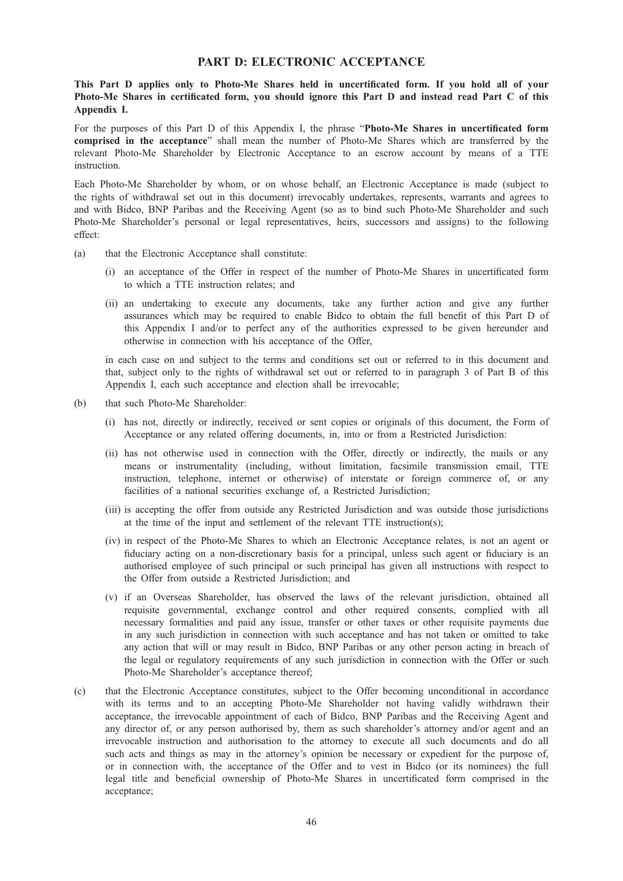## PART D: ELECTRONIC ACCEPTANCE

**This Part D applies only to Photo-Me Shares held in uncertificated form. If you hold all of your Photo-Me Shares in certificated form, you should ignore this Part D and instead read Part C of this Appendix I.**

For the purposes of this Part D of this Appendix I, the phrase "**Photo-Me Shares in uncertificated form comprised in the acceptance**" shall mean the number of Photo-Me Shares which are transferred by the relevant Photo-Me Shareholder by Electronic Acceptance to an escrow account by means of a TTE instruction.

Each Photo-Me Shareholder by whom, or on whose behalf, an Electronic Acceptance is made (subject to the rights of withdrawal set out in this document) irrevocably undertakes, represents, warrants and agrees to and with Bidco, BNP Paribas and the Receiving Agent (so as to bind such Photo-Me Shareholder and such Photo-Me Shareholder's personal or legal representatives, heirs, successors and assigns) to the following effect:

(a) that the Electronic Acceptance shall constitute:

  (i) an acceptance of the Offer in respect of the number of Photo-Me Shares in uncertificated form to which a TTE instruction relates; and

  (ii) an undertaking to execute any documents, take any further action and give any further assurances which may be required to enable Bidco to obtain the full benefit of this Part D of this Appendix I and/or to perfect any of the authorities expressed to be given hereunder and otherwise in connection with his acceptance of the Offer,

  in each case on and subject to the terms and conditions set out or referred to in this document and that, subject only to the rights of withdrawal set out or referred to in paragraph 3 of Part B of this Appendix I, each such acceptance and election shall be irrevocable;

(b) that such Photo-Me Shareholder:

  (i) has not, directly or indirectly, received or sent copies or originals of this document, the Form of Acceptance or any related offering documents, in, into or from a Restricted Jurisdiction:

  (ii) has not otherwise used in connection with the Offer, directly or indirectly, the mails or any means or instrumentality (including, without limitation, facsimile transmission email, TTE instruction, telephone, internet or otherwise) of interstate or foreign commerce of, or any facilities of a national securities exchange of, a Restricted Jurisdiction;

  (iii) is accepting the offer from outside any Restricted Jurisdiction and was outside those jurisdictions at the time of the input and settlement of the relevant TTE instruction(s);

  (iv) in respect of the Photo-Me Shares to which an Electronic Acceptance relates, is not an agent or fiduciary acting on a non-discretionary basis for a principal, unless such agent or fiduciary is an authorised employee of such principal or such principal has given all instructions with respect to the Offer from outside a Restricted Jurisdiction; and

  (v) if an Overseas Shareholder, has observed the laws of the relevant jurisdiction, obtained all requisite governmental, exchange control and other required consents, complied with all necessary formalities and paid any issue, transfer or other taxes or other requisite payments due in any such jurisdiction in connection with such acceptance and has not taken or omitted to take any action that will or may result in Bidco, BNP Paribas or any other person acting in breach of the legal or regulatory requirements of any such jurisdiction in connection with the Offer or such Photo-Me Shareholder's acceptance thereof;

(c) that the Electronic Acceptance constitutes, subject to the Offer becoming unconditional in accordance with its terms and to an accepting Photo-Me Shareholder not having validly withdrawn their acceptance, the irrevocable appointment of each of Bidco, BNP Paribas and the Receiving Agent and any director of, or any person authorised by, them as such shareholder's attorney and/or agent and an irrevocable instruction and authorisation to the attorney to execute all such documents and do all such acts and things as may in the attorney's opinion be necessary or expedient for the purpose of, or in connection with, the acceptance of the Offer and to vest in Bidco (or its nominees) the full legal title and beneficial ownership of Photo-Me Shares in uncertificated form comprised in the acceptance;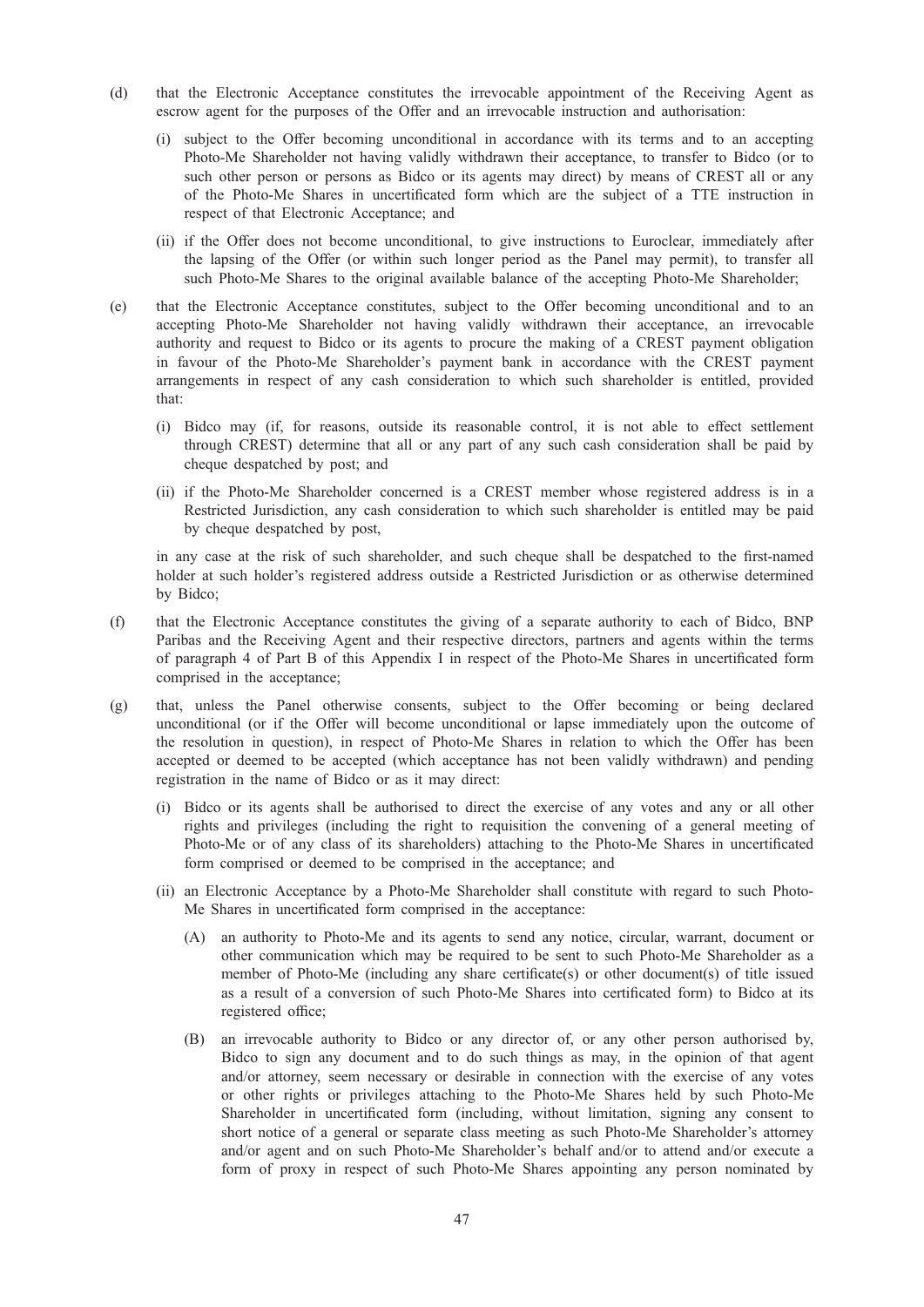(d) that the Electronic Acceptance constitutes the irrevocable appointment of the Receiving Agent as escrow agent for the purposes of the Offer and an irrevocable instruction and authorisation:

   (i) subject to the Offer becoming unconditional in accordance with its terms and to an accepting Photo-Me Shareholder not having validly withdrawn their acceptance, to transfer to Bidco (or to such other person or persons as Bidco or its agents may direct) by means of CREST all or any of the Photo-Me Shares in uncertificated form which are the subject of a TTE instruction in respect of that Electronic Acceptance; and

   (ii) if the Offer does not become unconditional, to give instructions to Euroclear, immediately after the lapsing of the Offer (or within such longer period as the Panel may permit), to transfer all such Photo-Me Shares to the original available balance of the accepting Photo-Me Shareholder;

(e) that the Electronic Acceptance constitutes, subject to the Offer becoming unconditional and to an accepting Photo-Me Shareholder not having validly withdrawn their acceptance, an irrevocable authority and request to Bidco or its agents to procure the making of a CREST payment obligation in favour of the Photo-Me Shareholder's payment bank in accordance with the CREST payment arrangements in respect of any cash consideration to which such shareholder is entitled, provided that:

   (i) Bidco may (if, for reasons, outside its reasonable control, it is not able to effect settlement through CREST) determine that all or any part of any such cash consideration shall be paid by cheque despatched by post; and

   (ii) if the Photo-Me Shareholder concerned is a CREST member whose registered address is in a Restricted Jurisdiction, any cash consideration to which such shareholder is entitled may be paid by cheque despatched by post,

   in any case at the risk of such shareholder, and such cheque shall be despatched to the first-named holder at such holder's registered address outside a Restricted Jurisdiction or as otherwise determined by Bidco;

(f) that the Electronic Acceptance constitutes the giving of a separate authority to each of Bidco, BNP Paribas and the Receiving Agent and their respective directors, partners and agents within the terms of paragraph 4 of Part B of this Appendix I in respect of the Photo-Me Shares in uncertificated form comprised in the acceptance;

(g) that, unless the Panel otherwise consents, subject to the Offer becoming or being declared unconditional (or if the Offer will become unconditional or lapse immediately upon the outcome of the resolution in question), in respect of Photo-Me Shares in relation to which the Offer has been accepted or deemed to be accepted (which acceptance has not been validly withdrawn) and pending registration in the name of Bidco or as it may direct:

   (i) Bidco or its agents shall be authorised to direct the exercise of any votes and any or all other rights and privileges (including the right to requisition the convening of a general meeting of Photo-Me or of any class of its shareholders) attaching to the Photo-Me Shares in uncertificated form comprised or deemed to be comprised in the acceptance; and

   (ii) an Electronic Acceptance by a Photo-Me Shareholder shall constitute with regard to such Photo-Me Shares in uncertificated form comprised in the acceptance:

      (A) an authority to Photo-Me and its agents to send any notice, circular, warrant, document or other communication which may be required to be sent to such Photo-Me Shareholder as a member of Photo-Me (including any share certificate(s) or other document(s) of title issued as a result of a conversion of such Photo-Me Shares into certificated form) to Bidco at its registered office;

      (B) an irrevocable authority to Bidco or any director of, or any other person authorised by, Bidco to sign any document and to do such things as may, in the opinion of that agent and/or attorney, seem necessary or desirable in connection with the exercise of any votes or other rights or privileges attaching to the Photo-Me Shares held by such Photo-Me Shareholder in uncertificated form (including, without limitation, signing any consent to short notice of a general or separate class meeting as such Photo-Me Shareholder's attorney and/or agent and on such Photo-Me Shareholder's behalf and/or to attend and/or execute a form of proxy in respect of such Photo-Me Shares appointing any person nominated by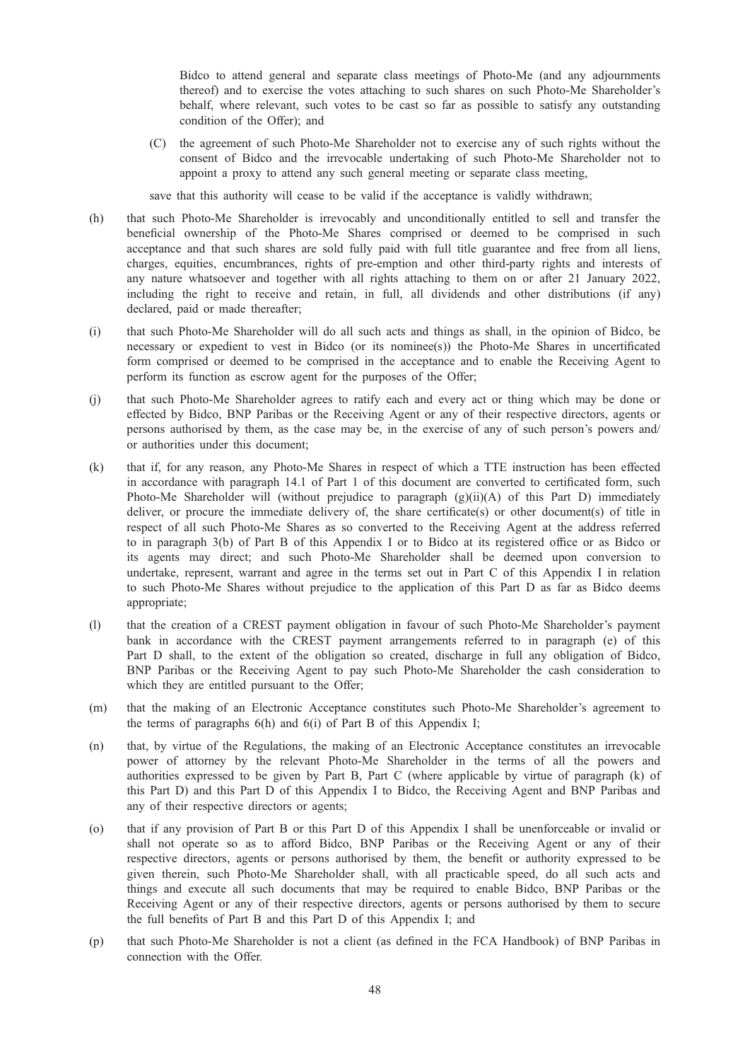Bidco to attend general and separate class meetings of Photo-Me (and any adjournments thereof) and to exercise the votes attaching to such shares on such Photo-Me Shareholder's behalf, where relevant, such votes to be cast so far as possible to satisfy any outstanding condition of the Offer); and

(C) the agreement of such Photo-Me Shareholder not to exercise any of such rights without the consent of Bidco and the irrevocable undertaking of such Photo-Me Shareholder not to appoint a proxy to attend any such general meeting or separate class meeting,

save that this authority will cease to be valid if the acceptance is validly withdrawn;

(h) that such Photo-Me Shareholder is irrevocably and unconditionally entitled to sell and transfer the beneficial ownership of the Photo-Me Shares comprised or deemed to be comprised in such acceptance and that such shares are sold fully paid with full title guarantee and free from all liens, charges, equities, encumbrances, rights of pre-emption and other third-party rights and interests of any nature whatsoever and together with all rights attaching to them on or after 21 January 2022, including the right to receive and retain, in full, all dividends and other distributions (if any) declared, paid or made thereafter;

(i) that such Photo-Me Shareholder will do all such acts and things as shall, in the opinion of Bidco, be necessary or expedient to vest in Bidco (or its nominee(s)) the Photo-Me Shares in uncertificated form comprised or deemed to be comprised in the acceptance and to enable the Receiving Agent to perform its function as escrow agent for the purposes of the Offer;

(j) that such Photo-Me Shareholder agrees to ratify each and every act or thing which may be done or effected by Bidco, BNP Paribas or the Receiving Agent or any of their respective directors, agents or persons authorised by them, as the case may be, in the exercise of any of such person's powers and/or authorities under this document;

(k) that if, for any reason, any Photo-Me Shares in respect of which a TTE instruction has been effected in accordance with paragraph 14.1 of Part 1 of this document are converted to certificated form, such Photo-Me Shareholder will (without prejudice to paragraph (g)(ii)(A) of this Part D) immediately deliver, or procure the immediate delivery of, the share certificate(s) or other document(s) of title in respect of all such Photo-Me Shares as so converted to the Receiving Agent at the address referred to in paragraph 3(b) of Part B of this Appendix I or to Bidco at its registered office or as Bidco or its agents may direct; and such Photo-Me Shareholder shall be deemed upon conversion to undertake, represent, warrant and agree in the terms set out in Part C of this Appendix I in relation to such Photo-Me Shares without prejudice to the application of this Part D as far as Bidco deems appropriate;

(l) that the creation of a CREST payment obligation in favour of such Photo-Me Shareholder's payment bank in accordance with the CREST payment arrangements referred to in paragraph (e) of this Part D shall, to the extent of the obligation so created, discharge in full any obligation of Bidco, BNP Paribas or the Receiving Agent to pay such Photo-Me Shareholder the cash consideration to which they are entitled pursuant to the Offer;

(m) that the making of an Electronic Acceptance constitutes such Photo-Me Shareholder's agreement to the terms of paragraphs 6(h) and 6(i) of Part B of this Appendix I;

(n) that, by virtue of the Regulations, the making of an Electronic Acceptance constitutes an irrevocable power of attorney by the relevant Photo-Me Shareholder in the terms of all the powers and authorities expressed to be given by Part B, Part C (where applicable by virtue of paragraph (k) of this Part D) and this Part D of this Appendix I to Bidco, the Receiving Agent and BNP Paribas and any of their respective directors or agents;

(o) that if any provision of Part B or this Part D of this Appendix I shall be unenforceable or invalid or shall not operate so as to afford Bidco, BNP Paribas or the Receiving Agent or any of their respective directors, agents or persons authorised by them, the benefit or authority expressed to be given therein, such Photo-Me Shareholder shall, with all practicable speed, do all such acts and things and execute all such documents that may be required to enable Bidco, BNP Paribas or the Receiving Agent or any of their respective directors, agents or persons authorised by them to secure the full benefits of Part B and this Part D of this Appendix I; and

(p) that such Photo-Me Shareholder is not a client (as defined in the FCA Handbook) of BNP Paribas in connection with the Offer.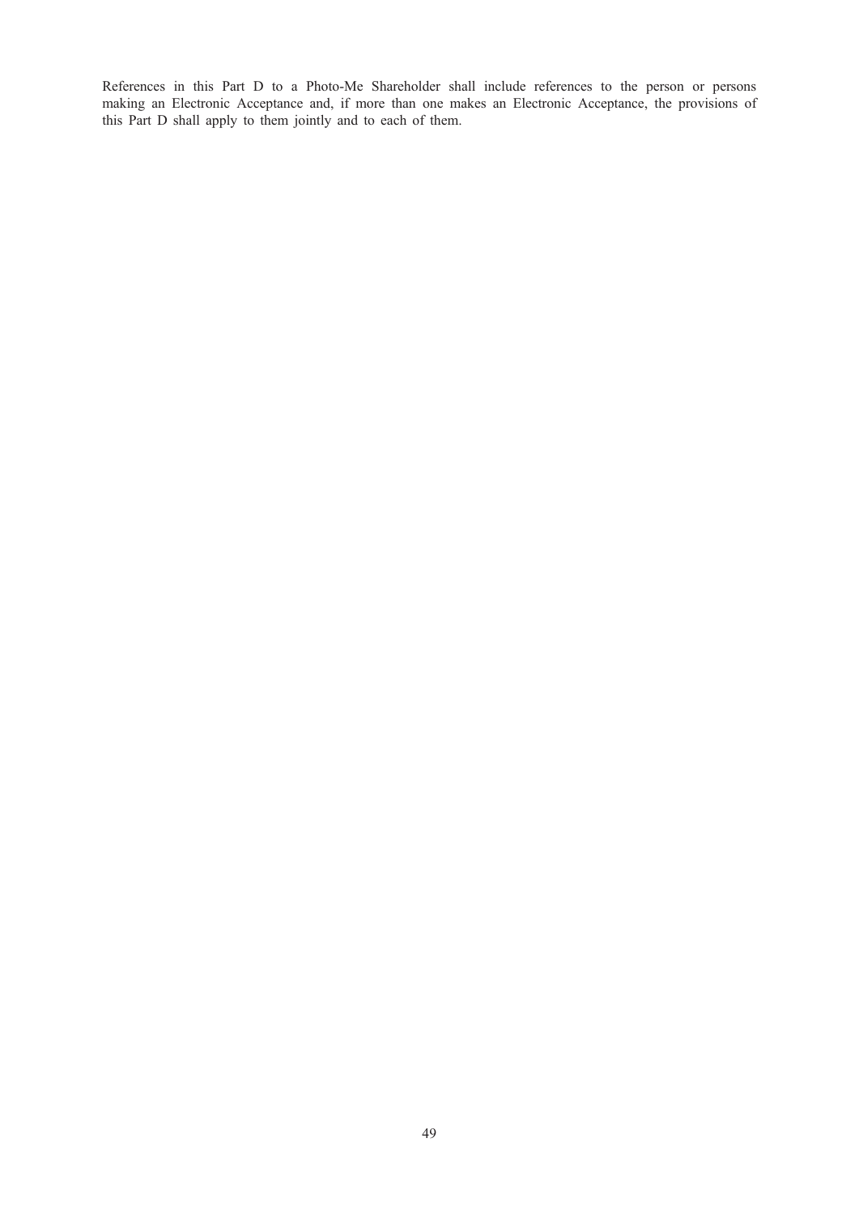References in this Part D to a Photo-Me Shareholder shall include references to the person or persons making an Electronic Acceptance and, if more than one makes an Electronic Acceptance, the provisions of this Part D shall apply to them jointly and to each of them.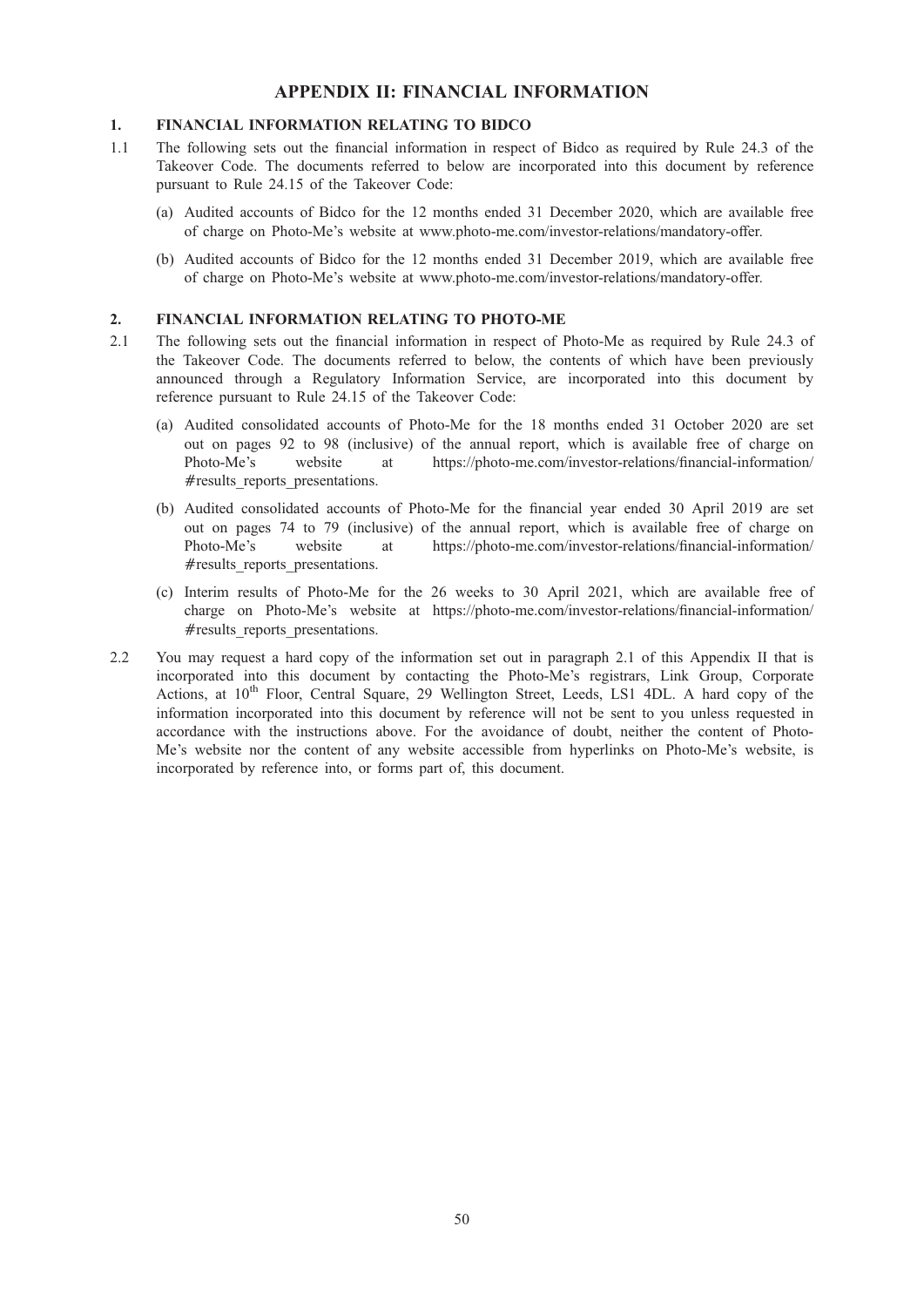# APPENDIX II: FINANCIAL INFORMATION

## 1. FINANCIAL INFORMATION RELATING TO BIDCO

1.1 The following sets out the financial information in respect of Bidco as required by Rule 24.3 of the Takeover Code. The documents referred to below are incorporated into this document by reference pursuant to Rule 24.15 of the Takeover Code:

(a) Audited accounts of Bidco for the 12 months ended 31 December 2020, which are available free of charge on Photo-Me's website at www.photo-me.com/investor-relations/mandatory-offer.

(b) Audited accounts of Bidco for the 12 months ended 31 December 2019, which are available free of charge on Photo-Me's website at www.photo-me.com/investor-relations/mandatory-offer.

## 2. FINANCIAL INFORMATION RELATING TO PHOTO-ME

2.1 The following sets out the financial information in respect of Photo-Me as required by Rule 24.3 of the Takeover Code. The documents referred to below, the contents of which have been previously announced through a Regulatory Information Service, are incorporated into this document by reference pursuant to Rule 24.15 of the Takeover Code:

(a) Audited consolidated accounts of Photo-Me for the 18 months ended 31 October 2020 are set out on pages 92 to 98 (inclusive) of the annual report, which is available free of charge on Photo-Me's website at https://photo-me.com/investor-relations/financial-information/#results_reports_presentations.

(b) Audited consolidated accounts of Photo-Me for the financial year ended 30 April 2019 are set out on pages 74 to 79 (inclusive) of the annual report, which is available free of charge on Photo-Me's website at https://photo-me.com/investor-relations/financial-information/#results_reports_presentations.

(c) Interim results of Photo-Me for the 26 weeks to 30 April 2021, which are available free of charge on Photo-Me's website at https://photo-me.com/investor-relations/financial-information/#results_reports_presentations.

2.2 You may request a hard copy of the information set out in paragraph 2.1 of this Appendix II that is incorporated into this document by contacting the Photo-Me's registrars, Link Group, Corporate Actions, at 10th Floor, Central Square, 29 Wellington Street, Leeds, LS1 4DL. A hard copy of the information incorporated into this document by reference will not be sent to you unless requested in accordance with the instructions above. For the avoidance of doubt, neither the content of Photo-Me's website nor the content of any website accessible from hyperlinks on Photo-Me's website, is incorporated by reference into, or forms part of, this document.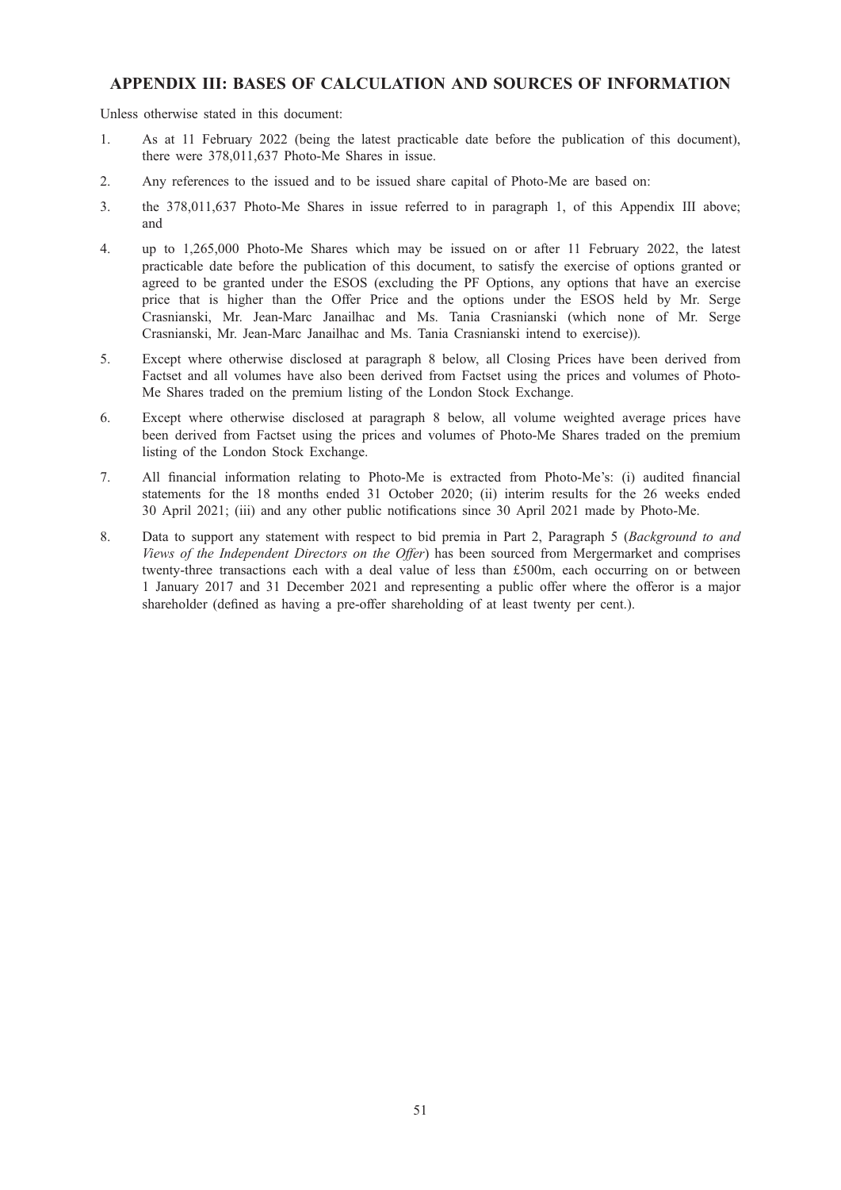## APPENDIX III: BASES OF CALCULATION AND SOURCES OF INFORMATION

Unless otherwise stated in this document:

1. As at 11 February 2022 (being the latest practicable date before the publication of this document), there were 378,011,637 Photo-Me Shares in issue.
2. Any references to the issued and to be issued share capital of Photo-Me are based on:
3. the 378,011,637 Photo-Me Shares in issue referred to in paragraph 1, of this Appendix III above; and
4. up to 1,265,000 Photo-Me Shares which may be issued on or after 11 February 2022, the latest practicable date before the publication of this document, to satisfy the exercise of options granted or agreed to be granted under the ESOS (excluding the PF Options, any options that have an exercise price that is higher than the Offer Price and the options under the ESOS held by Mr. Serge Crasnianski, Mr. Jean-Marc Janailhac and Ms. Tania Crasnianski (which none of Mr. Serge Crasnianski, Mr. Jean-Marc Janailhac and Ms. Tania Crasnianski intend to exercise)).
5. Except where otherwise disclosed at paragraph 8 below, all Closing Prices have been derived from Factset and all volumes have also been derived from Factset using the prices and volumes of Photo-Me Shares traded on the premium listing of the London Stock Exchange.
6. Except where otherwise disclosed at paragraph 8 below, all volume weighted average prices have been derived from Factset using the prices and volumes of Photo-Me Shares traded on the premium listing of the London Stock Exchange.
7. All financial information relating to Photo-Me is extracted from Photo-Me's: (i) audited financial statements for the 18 months ended 31 October 2020; (ii) interim results for the 26 weeks ended 30 April 2021; (iii) and any other public notifications since 30 April 2021 made by Photo-Me.
8. Data to support any statement with respect to bid premia in Part 2, Paragraph 5 (*Background to and Views of the Independent Directors on the Offer*) has been sourced from Mergermarket and comprises twenty-three transactions each with a deal value of less than £500m, each occurring on or between 1 January 2017 and 31 December 2021 and representing a public offer where the offeror is a major shareholder (defined as having a pre-offer shareholding of at least twenty per cent.).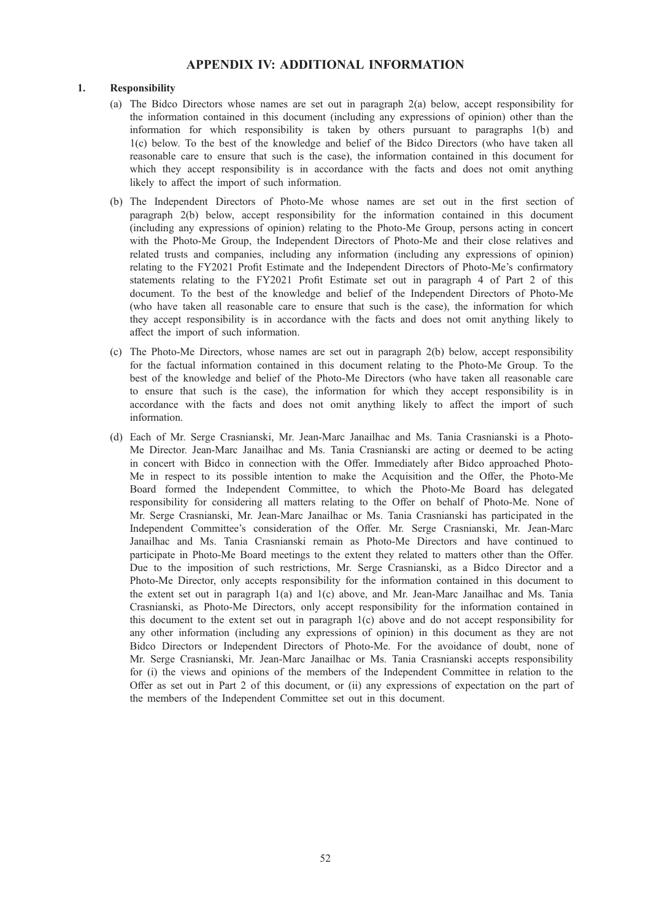# APPENDIX IV: ADDITIONAL INFORMATION

## 1. Responsibility

(a) The Bidco Directors whose names are set out in paragraph 2(a) below, accept responsibility for the information contained in this document (including any expressions of opinion) other than the information for which responsibility is taken by others pursuant to paragraphs 1(b) and 1(c) below. To the best of the knowledge and belief of the Bidco Directors (who have taken all reasonable care to ensure that such is the case), the information contained in this document for which they accept responsibility is in accordance with the facts and does not omit anything likely to affect the import of such information.

(b) The Independent Directors of Photo-Me whose names are set out in the first section of paragraph 2(b) below, accept responsibility for the information contained in this document (including any expressions of opinion) relating to the Photo-Me Group, persons acting in concert with the Photo-Me Group, the Independent Directors of Photo-Me and their close relatives and related trusts and companies, including any information (including any expressions of opinion) relating to the FY2021 Profit Estimate and the Independent Directors of Photo-Me's confirmatory statements relating to the FY2021 Profit Estimate set out in paragraph 4 of Part 2 of this document. To the best of the knowledge and belief of the Independent Directors of Photo-Me (who have taken all reasonable care to ensure that such is the case), the information for which they accept responsibility is in accordance with the facts and does not omit anything likely to affect the import of such information.

(c) The Photo-Me Directors, whose names are set out in paragraph 2(b) below, accept responsibility for the factual information contained in this document relating to the Photo-Me Group. To the best of the knowledge and belief of the Photo-Me Directors (who have taken all reasonable care to ensure that such is the case), the information for which they accept responsibility is in accordance with the facts and does not omit anything likely to affect the import of such information.

(d) Each of Mr. Serge Crasnianski, Mr. Jean-Marc Janailhac and Ms. Tania Crasnianski is a Photo-Me Director. Jean-Marc Janailhac and Ms. Tania Crasnianski are acting or deemed to be acting in concert with Bidco in connection with the Offer. Immediately after Bidco approached Photo-Me in respect to its possible intention to make the Acquisition and the Offer, the Photo-Me Board formed the Independent Committee, to which the Photo-Me Board has delegated responsibility for considering all matters relating to the Offer on behalf of Photo-Me. None of Mr. Serge Crasnianski, Mr. Jean-Marc Janailhac or Ms. Tania Crasnianski has participated in the Independent Committee's consideration of the Offer. Mr. Serge Crasnianski, Mr. Jean-Marc Janailhac and Ms. Tania Crasnianski remain as Photo-Me Directors and have continued to participate in Photo-Me Board meetings to the extent they related to matters other than the Offer. Due to the imposition of such restrictions, Mr. Serge Crasnianski, as a Bidco Director and a Photo-Me Director, only accepts responsibility for the information contained in this document to the extent set out in paragraph 1(a) and 1(c) above, and Mr. Jean-Marc Janailhac and Ms. Tania Crasnianski, as Photo-Me Directors, only accept responsibility for the information contained in this document to the extent set out in paragraph 1(c) above and do not accept responsibility for any other information (including any expressions of opinion) in this document as they are not Bidco Directors or Independent Directors of Photo-Me. For the avoidance of doubt, none of Mr. Serge Crasnianski, Mr. Jean-Marc Janailhac or Ms. Tania Crasnianski accepts responsibility for (i) the views and opinions of the members of the Independent Committee in relation to the Offer as set out in Part 2 of this document, or (ii) any expressions of expectation on the part of the members of the Independent Committee set out in this document.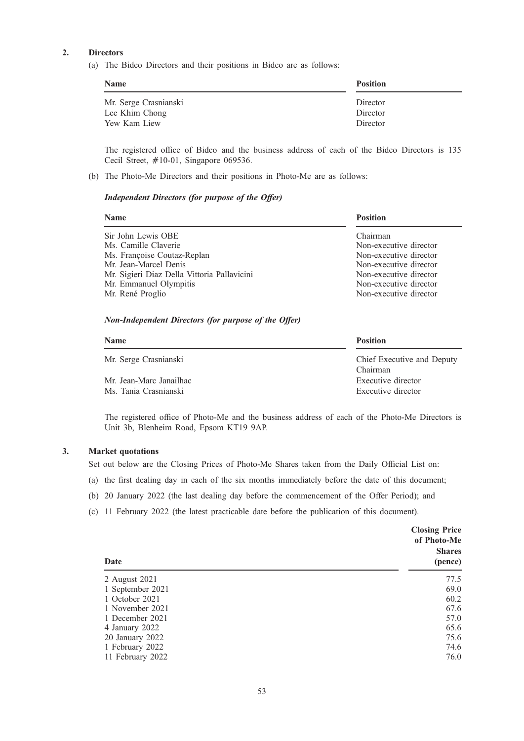## 2. Directors

(a) The Bidco Directors and their positions in Bidco are as follows:

| Name | Position |
|---|---|
| Mr. Serge Crasnianski | Director |
| Lee Khim Chong | Director |
| Yew Kam Liew | Director |

The registered office of Bidco and the business address of each of the Bidco Directors is 135 Cecil Street, #10-01, Singapore 069536.

(b) The Photo-Me Directors and their positions in Photo-Me are as follows:

***Independent Directors (for purpose of the Offer)***

| Name | Position |
|---|---|
| Sir John Lewis OBE | Chairman |
| Ms. Camille Claverie | Non-executive director |
| Ms. Françoise Coutaz-Replan | Non-executive director |
| Mr. Jean-Marcel Denis | Non-executive director |
| Mr. Sigieri Diaz Della Vittoria Pallavicini | Non-executive director |
| Mr. Emmanuel Olympitis | Non-executive director |
| Mr. René Proglio | Non-executive director |

***Non-Independent Directors (for purpose of the Offer)***

| Name | Position |
|---|---|
| Mr. Serge Crasnianski | Chief Executive and Deputy Chairman |
| Mr. Jean-Marc Janailhac | Executive director |
| Ms. Tania Crasnianski | Executive director |

The registered office of Photo-Me and the business address of each of the Photo-Me Directors is Unit 3b, Blenheim Road, Epsom KT19 9AP.

## 3. Market quotations

Set out below are the Closing Prices of Photo-Me Shares taken from the Daily Official List on:

(a) the first dealing day in each of the six months immediately before the date of this document;

(b) 20 January 2022 (the last dealing day before the commencement of the Offer Period); and

(c) 11 February 2022 (the latest practicable date before the publication of this document).

| Date | Closing Price of Photo-Me Shares (pence) |
|---|---|
| 2 August 2021 | 77.5 |
| 1 September 2021 | 69.0 |
| 1 October 2021 | 60.2 |
| 1 November 2021 | 67.6 |
| 1 December 2021 | 57.0 |
| 4 January 2022 | 65.6 |
| 20 January 2022 | 75.6 |
| 1 February 2022 | 74.6 |
| 11 February 2022 | 76.0 |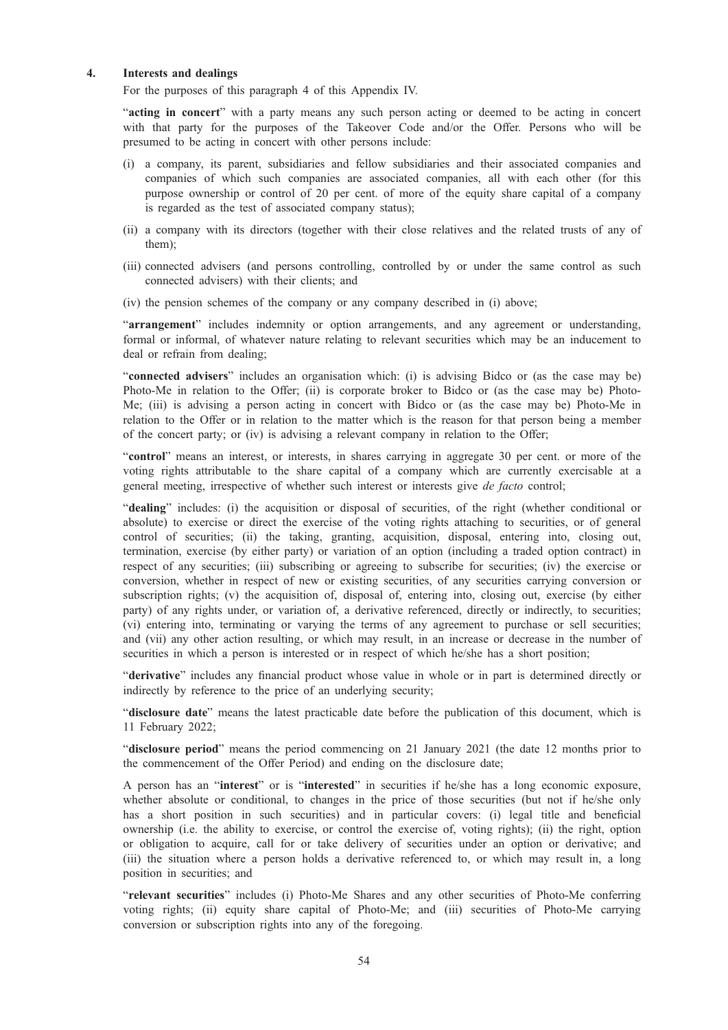#### 4. Interests and dealings

For the purposes of this paragraph 4 of this Appendix IV.

"**acting in concert**" with a party means any such person acting or deemed to be acting in concert with that party for the purposes of the Takeover Code and/or the Offer. Persons who will be presumed to be acting in concert with other persons include:

(i) a company, its parent, subsidiaries and fellow subsidiaries and their associated companies and companies of which such companies are associated companies, all with each other (for this purpose ownership or control of 20 per cent. of more of the equity share capital of a company is regarded as the test of associated company status);

(ii) a company with its directors (together with their close relatives and the related trusts of any of them);

(iii) connected advisers (and persons controlling, controlled by or under the same control as such connected advisers) with their clients; and

(iv) the pension schemes of the company or any company described in (i) above;

"**arrangement**" includes indemnity or option arrangements, and any agreement or understanding, formal or informal, of whatever nature relating to relevant securities which may be an inducement to deal or refrain from dealing;

"**connected advisers**" includes an organisation which: (i) is advising Bidco or (as the case may be) Photo-Me in relation to the Offer; (ii) is corporate broker to Bidco or (as the case may be) Photo-Me; (iii) is advising a person acting in concert with Bidco or (as the case may be) Photo-Me in relation to the Offer or in relation to the matter which is the reason for that person being a member of the concert party; or (iv) is advising a relevant company in relation to the Offer;

"**control**" means an interest, or interests, in shares carrying in aggregate 30 per cent. or more of the voting rights attributable to the share capital of a company which are currently exercisable at a general meeting, irrespective of whether such interest or interests give *de facto* control;

"**dealing**" includes: (i) the acquisition or disposal of securities, of the right (whether conditional or absolute) to exercise or direct the exercise of the voting rights attaching to securities, or of general control of securities; (ii) the taking, granting, acquisition, disposal, entering into, closing out, termination, exercise (by either party) or variation of an option (including a traded option contract) in respect of any securities; (iii) subscribing or agreeing to subscribe for securities; (iv) the exercise or conversion, whether in respect of new or existing securities, of any securities carrying conversion or subscription rights; (v) the acquisition of, disposal of, entering into, closing out, exercise (by either party) of any rights under, or variation of, a derivative referenced, directly or indirectly, to securities; (vi) entering into, terminating or varying the terms of any agreement to purchase or sell securities; and (vii) any other action resulting, or which may result, in an increase or decrease in the number of securities in which a person is interested or in respect of which he/she has a short position;

"**derivative**" includes any financial product whose value in whole or in part is determined directly or indirectly by reference to the price of an underlying security;

"**disclosure date**" means the latest practicable date before the publication of this document, which is 11 February 2022;

"**disclosure period**" means the period commencing on 21 January 2021 (the date 12 months prior to the commencement of the Offer Period) and ending on the disclosure date;

A person has an "**interest**" or is "**interested**" in securities if he/she has a long economic exposure, whether absolute or conditional, to changes in the price of those securities (but not if he/she only has a short position in such securities) and in particular covers: (i) legal title and beneficial ownership (i.e. the ability to exercise, or control the exercise of, voting rights); (ii) the right, option or obligation to acquire, call for or take delivery of securities under an option or derivative; and (iii) the situation where a person holds a derivative referenced to, or which may result in, a long position in securities; and

"**relevant securities**" includes (i) Photo-Me Shares and any other securities of Photo-Me conferring voting rights; (ii) equity share capital of Photo-Me; and (iii) securities of Photo-Me carrying conversion or subscription rights into any of the foregoing.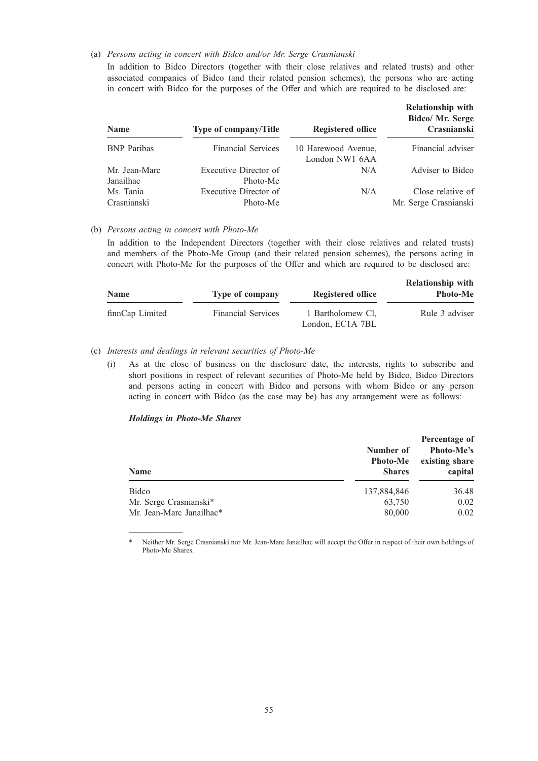(a) *Persons acting in concert with Bidco and/or Mr. Serge Crasnianski*

In addition to Bidco Directors (together with their close relatives and related trusts) and other associated companies of Bidco (and their related pension schemes), the persons who are acting in concert with Bidco for the purposes of the Offer and which are required to be disclosed are:

| Name | Type of company/Title | Registered office | Relationship with Bidco/ Mr. Serge Crasnianski |
|---|---|---|---|
| BNP Paribas | Financial Services | 10 Harewood Avenue, London NW1 6AA | Financial adviser |
| Mr. Jean-Marc Janailhac | Executive Director of Photo-Me | N/A | Adviser to Bidco |
| Ms. Tania Crasnianski | Executive Director of Photo-Me | N/A | Close relative of Mr. Serge Crasnianski |

(b) *Persons acting in concert with Photo-Me*

In addition to the Independent Directors (together with their close relatives and related trusts) and members of the Photo-Me Group (and their related pension schemes), the persons acting in concert with Photo-Me for the purposes of the Offer and which are required to be disclosed are:

| Name | Type of company | Registered office | Relationship with Photo-Me |
|---|---|---|---|
| finnCap Limited | Financial Services | 1 Bartholomew Cl, London, EC1A 7BL | Rule 3 adviser |

(c) *Interests and dealings in relevant securities of Photo-Me*

(i) As at the close of business on the disclosure date, the interests, rights to subscribe and short positions in respect of relevant securities of Photo-Me held by Bidco, Bidco Directors and persons acting in concert with Bidco and persons with whom Bidco or any person acting in concert with Bidco (as the case may be) has any arrangement were as follows:

***Holdings in Photo-Me Shares***

| Name | Number of Photo-Me Shares | Percentage of Photo-Me's existing share capital |
|---|---|---|
| Bidco | 137,884,846 | 36.48 |
| Mr. Serge Crasnianski* | 63,750 | 0.02 |
| Mr. Jean-Marc Janailhac* | 80,000 | 0.02 |

\* Neither Mr. Serge Crasnianski nor Mr. Jean-Marc Janailhac will accept the Offer in respect of their own holdings of Photo-Me Shares.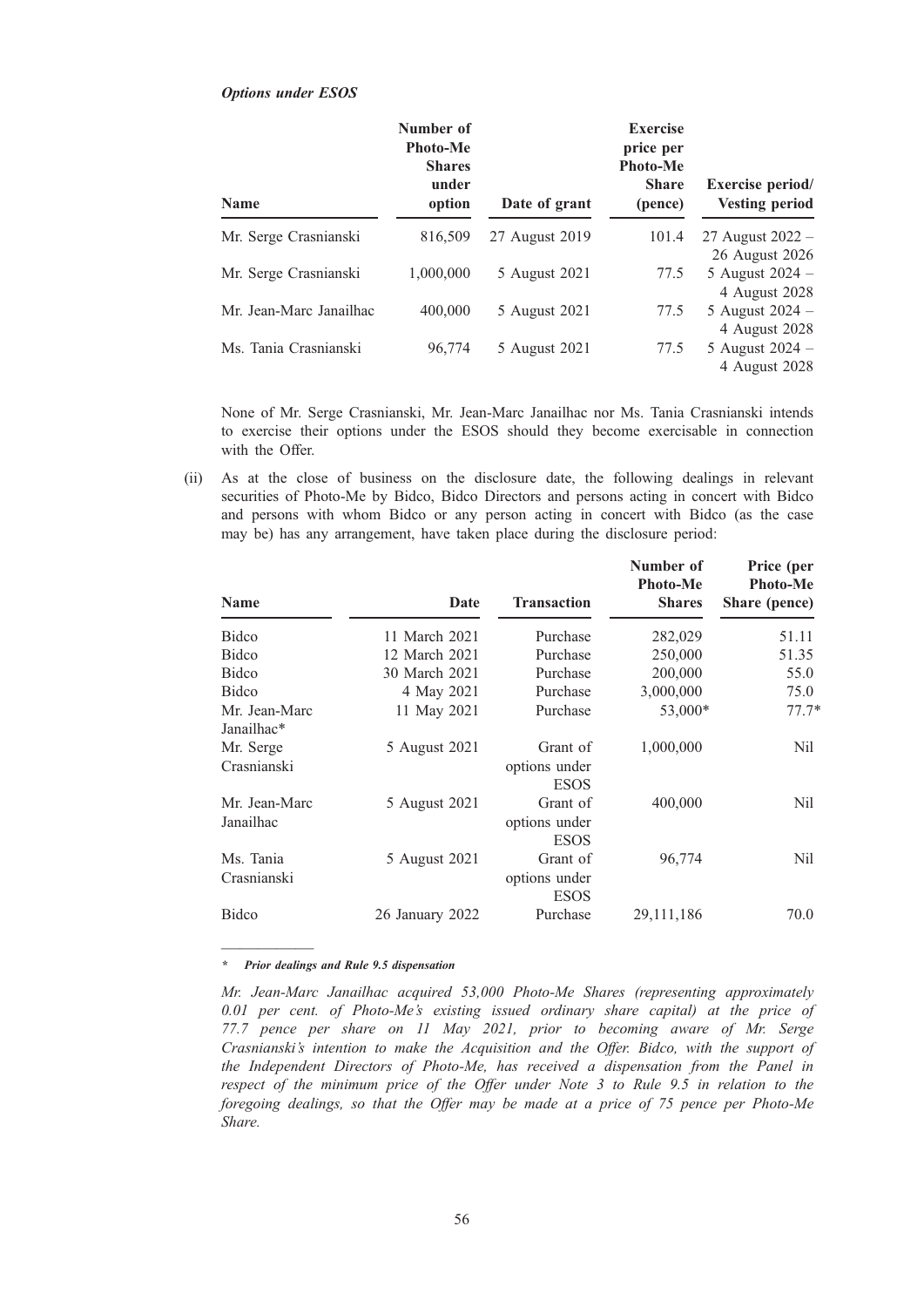***Options under ESOS***

| Name | Number of Photo-Me Shares under option | Date of grant | Exercise price per Photo-Me Share (pence) | Exercise period/ Vesting period |
|---|---|---|---|---|
| Mr. Serge Crasnianski | 816,509 | 27 August 2019 | 101.4 | 27 August 2022 – 26 August 2026 |
| Mr. Serge Crasnianski | 1,000,000 | 5 August 2021 | 77.5 | 5 August 2024 – 4 August 2028 |
| Mr. Jean-Marc Janailhac | 400,000 | 5 August 2021 | 77.5 | 5 August 2024 – 4 August 2028 |
| Ms. Tania Crasnianski | 96,774 | 5 August 2021 | 77.5 | 5 August 2024 – 4 August 2028 |

None of Mr. Serge Crasnianski, Mr. Jean-Marc Janailhac nor Ms. Tania Crasnianski intends to exercise their options under the ESOS should they become exercisable in connection with the Offer.

(ii) As at the close of business on the disclosure date, the following dealings in relevant securities of Photo-Me by Bidco, Bidco Directors and persons acting in concert with Bidco and persons with whom Bidco or any person acting in concert with Bidco (as the case may be) has any arrangement, have taken place during the disclosure period:

| Name | Date | Transaction | Number of Photo-Me Shares | Price (per Photo-Me Share (pence) |
|---|---|---|---|---|
| Bidco | 11 March 2021 | Purchase | 282,029 | 51.11 |
| Bidco | 12 March 2021 | Purchase | 250,000 | 51.35 |
| Bidco | 30 March 2021 | Purchase | 200,000 | 55.0 |
| Bidco | 4 May 2021 | Purchase | 3,000,000 | 75.0 |
| Mr. Jean-Marc Janailhac* | 11 May 2021 | Purchase | 53,000* | 77.7* |
| Mr. Serge Crasnianski | 5 August 2021 | Grant of options under ESOS | 1,000,000 | Nil |
| Mr. Jean-Marc Janailhac | 5 August 2021 | Grant of options under ESOS | 400,000 | Nil |
| Ms. Tania Crasnianski | 5 August 2021 | Grant of options under ESOS | 96,774 | Nil |
| Bidco | 26 January 2022 | Purchase | 29,111,186 | 70.0 |

*\* **Prior dealings and Rule 9.5 dispensation***

*Mr. Jean-Marc Janailhac acquired 53,000 Photo-Me Shares (representing approximately 0.01 per cent. of Photo-Me's existing issued ordinary share capital) at the price of 77.7 pence per share on 11 May 2021, prior to becoming aware of Mr. Serge Crasnianski's intention to make the Acquisition and the Offer. Bidco, with the support of the Independent Directors of Photo-Me, has received a dispensation from the Panel in respect of the minimum price of the Offer under Note 3 to Rule 9.5 in relation to the foregoing dealings, so that the Offer may be made at a price of 75 pence per Photo-Me Share.*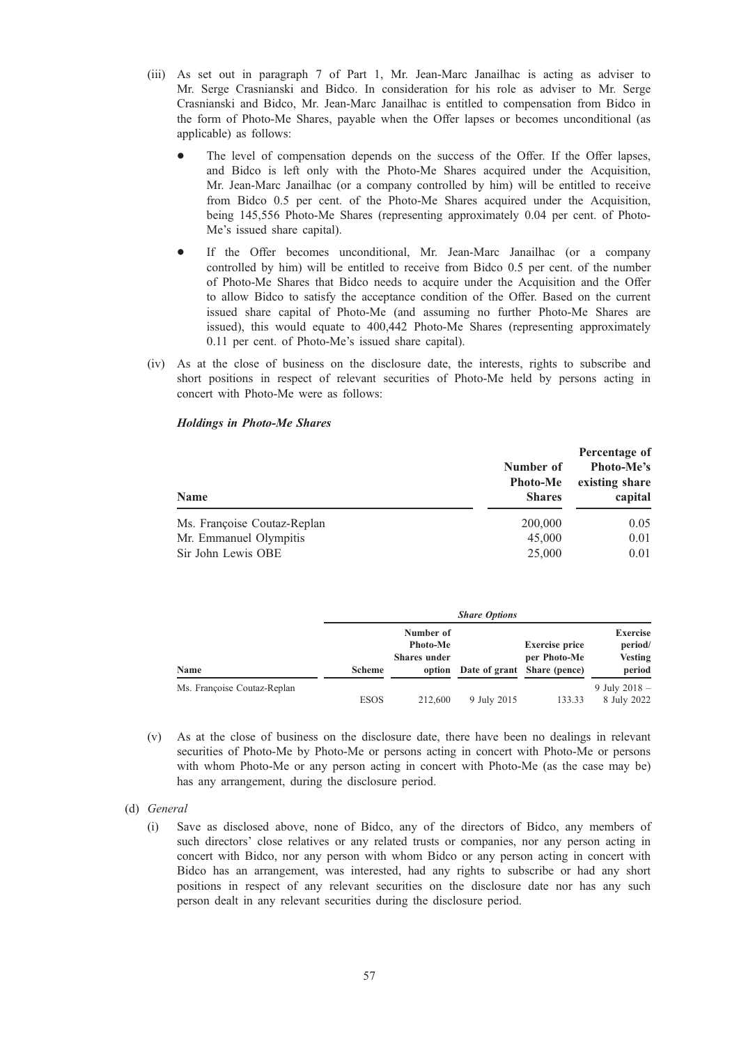(iii) As set out in paragraph 7 of Part 1, Mr. Jean-Marc Janailhac is acting as adviser to Mr. Serge Crasnianski and Bidco. In consideration for his role as adviser to Mr. Serge Crasnianski and Bidco, Mr. Jean-Marc Janailhac is entitled to compensation from Bidco in the form of Photo-Me Shares, payable when the Offer lapses or becomes unconditional (as applicable) as follows:

- The level of compensation depends on the success of the Offer. If the Offer lapses, and Bidco is left only with the Photo-Me Shares acquired under the Acquisition, Mr. Jean-Marc Janailhac (or a company controlled by him) will be entitled to receive from Bidco 0.5 per cent. of the Photo-Me Shares acquired under the Acquisition, being 145,556 Photo-Me Shares (representing approximately 0.04 per cent. of Photo-Me's issued share capital).
- If the Offer becomes unconditional, Mr. Jean-Marc Janailhac (or a company controlled by him) will be entitled to receive from Bidco 0.5 per cent. of the number of Photo-Me Shares that Bidco needs to acquire under the Acquisition and the Offer to allow Bidco to satisfy the acceptance condition of the Offer. Based on the current issued share capital of Photo-Me (and assuming no further Photo-Me Shares are issued), this would equate to 400,442 Photo-Me Shares (representing approximately 0.11 per cent. of Photo-Me's issued share capital).

(iv) As at the close of business on the disclosure date, the interests, rights to subscribe and short positions in respect of relevant securities of Photo-Me held by persons acting in concert with Photo-Me were as follows:

***Holdings in Photo-Me Shares***

| Name | Number of Photo-Me Shares | Percentage of Photo-Me's existing share capital |
|---|---|---|
| Ms. Françoise Coutaz-Replan | 200,000 | 0.05 |
| Mr. Emmanuel Olympitis | 45,000 | 0.01 |
| Sir John Lewis OBE | 25,000 | 0.01 |

| | *Share Options* | | | | |
|---|---|---|---|---|---|
| Name | Scheme | Number of Photo-Me Shares under option | Date of grant | Exercise price per Photo-Me Share (pence) | Exercise period/ Vesting period |
| Ms. Françoise Coutaz-Replan | ESOS | 212,600 | 9 July 2015 | 133.33 | 9 July 2018 – 8 July 2022 |

(v) As at the close of business on the disclosure date, there have been no dealings in relevant securities of Photo-Me by Photo-Me or persons acting in concert with Photo-Me or persons with whom Photo-Me or any person acting in concert with Photo-Me (as the case may be) has any arrangement, during the disclosure period.

(d) *General*

(i) Save as disclosed above, none of Bidco, any of the directors of Bidco, any members of such directors' close relatives or any related trusts or companies, nor any person acting in concert with Bidco, nor any person with whom Bidco or any person acting in concert with Bidco has an arrangement, was interested, had any rights to subscribe or had any short positions in respect of any relevant securities on the disclosure date nor has any such person dealt in any relevant securities during the disclosure period.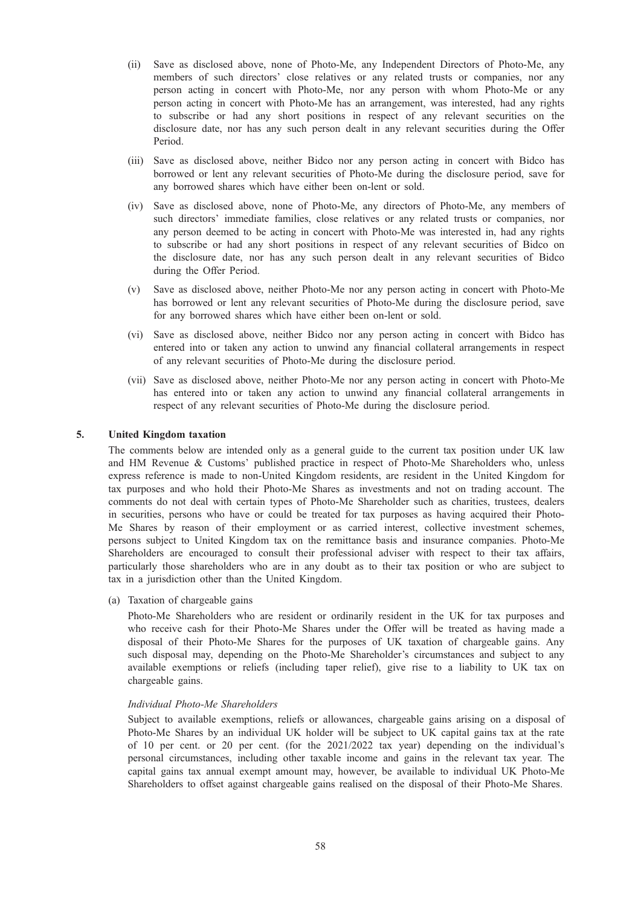(ii) Save as disclosed above, none of Photo-Me, any Independent Directors of Photo-Me, any members of such directors' close relatives or any related trusts or companies, nor any person acting in concert with Photo-Me, nor any person with whom Photo-Me or any person acting in concert with Photo-Me has an arrangement, was interested, had any rights to subscribe or had any short positions in respect of any relevant securities on the disclosure date, nor has any such person dealt in any relevant securities during the Offer Period.

(iii) Save as disclosed above, neither Bidco nor any person acting in concert with Bidco has borrowed or lent any relevant securities of Photo-Me during the disclosure period, save for any borrowed shares which have either been on-lent or sold.

(iv) Save as disclosed above, none of Photo-Me, any directors of Photo-Me, any members of such directors' immediate families, close relatives or any related trusts or companies, nor any person deemed to be acting in concert with Photo-Me was interested in, had any rights to subscribe or had any short positions in respect of any relevant securities of Bidco on the disclosure date, nor has any such person dealt in any relevant securities of Bidco during the Offer Period.

(v) Save as disclosed above, neither Photo-Me nor any person acting in concert with Photo-Me has borrowed or lent any relevant securities of Photo-Me during the disclosure period, save for any borrowed shares which have either been on-lent or sold.

(vi) Save as disclosed above, neither Bidco nor any person acting in concert with Bidco has entered into or taken any action to unwind any financial collateral arrangements in respect of any relevant securities of Photo-Me during the disclosure period.

(vii) Save as disclosed above, neither Photo-Me nor any person acting in concert with Photo-Me has entered into or taken any action to unwind any financial collateral arrangements in respect of any relevant securities of Photo-Me during the disclosure period.

## 5. United Kingdom taxation

The comments below are intended only as a general guide to the current tax position under UK law and HM Revenue & Customs' published practice in respect of Photo-Me Shareholders who, unless express reference is made to non-United Kingdom residents, are resident in the United Kingdom for tax purposes and who hold their Photo-Me Shares as investments and not on trading account. The comments do not deal with certain types of Photo-Me Shareholder such as charities, trustees, dealers in securities, persons who have or could be treated for tax purposes as having acquired their Photo-Me Shares by reason of their employment or as carried interest, collective investment schemes, persons subject to United Kingdom tax on the remittance basis and insurance companies. Photo-Me Shareholders are encouraged to consult their professional adviser with respect to their tax affairs, particularly those shareholders who are in any doubt as to their tax position or who are subject to tax in a jurisdiction other than the United Kingdom.

(a) Taxation of chargeable gains

Photo-Me Shareholders who are resident or ordinarily resident in the UK for tax purposes and who receive cash for their Photo-Me Shares under the Offer will be treated as having made a disposal of their Photo-Me Shares for the purposes of UK taxation of chargeable gains. Any such disposal may, depending on the Photo-Me Shareholder's circumstances and subject to any available exemptions or reliefs (including taper relief), give rise to a liability to UK tax on chargeable gains.

*Individual Photo-Me Shareholders*

Subject to available exemptions, reliefs or allowances, chargeable gains arising on a disposal of Photo-Me Shares by an individual UK holder will be subject to UK capital gains tax at the rate of 10 per cent. or 20 per cent. (for the 2021/2022 tax year) depending on the individual's personal circumstances, including other taxable income and gains in the relevant tax year. The capital gains tax annual exempt amount may, however, be available to individual UK Photo-Me Shareholders to offset against chargeable gains realised on the disposal of their Photo-Me Shares.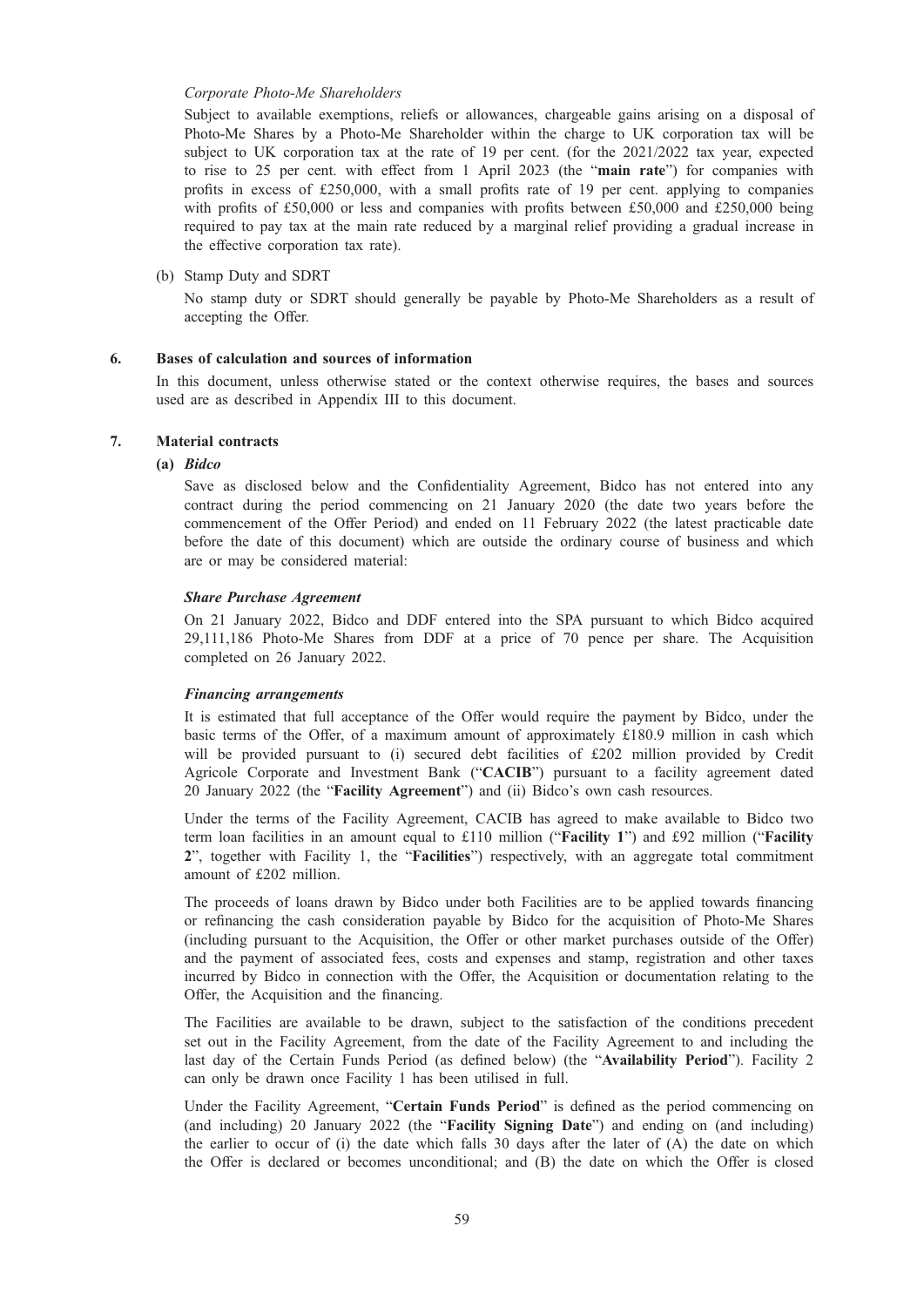*Corporate Photo-Me Shareholders*

Subject to available exemptions, reliefs or allowances, chargeable gains arising on a disposal of Photo-Me Shares by a Photo-Me Shareholder within the charge to UK corporation tax will be subject to UK corporation tax at the rate of 19 per cent. (for the 2021/2022 tax year, expected to rise to 25 per cent. with effect from 1 April 2023 (the "**main rate**") for companies with profits in excess of £250,000, with a small profits rate of 19 per cent. applying to companies with profits of £50,000 or less and companies with profits between £50,000 and £250,000 being required to pay tax at the main rate reduced by a marginal relief providing a gradual increase in the effective corporation tax rate).

(b) Stamp Duty and SDRT

No stamp duty or SDRT should generally be payable by Photo-Me Shareholders as a result of accepting the Offer.

## 6. Bases of calculation and sources of information

In this document, unless otherwise stated or the context otherwise requires, the bases and sources used are as described in Appendix III to this document.

## 7. Material contracts

**(a)** ***Bidco***

Save as disclosed below and the Confidentiality Agreement, Bidco has not entered into any contract during the period commencing on 21 January 2020 (the date two years before the commencement of the Offer Period) and ended on 11 February 2022 (the latest practicable date before the date of this document) which are outside the ordinary course of business and which are or may be considered material:

***Share Purchase Agreement***

On 21 January 2022, Bidco and DDF entered into the SPA pursuant to which Bidco acquired 29,111,186 Photo-Me Shares from DDF at a price of 70 pence per share. The Acquisition completed on 26 January 2022.

***Financing arrangements***

It is estimated that full acceptance of the Offer would require the payment by Bidco, under the basic terms of the Offer, of a maximum amount of approximately £180.9 million in cash which will be provided pursuant to (i) secured debt facilities of £202 million provided by Credit Agricole Corporate and Investment Bank ("**CACIB**") pursuant to a facility agreement dated 20 January 2022 (the "**Facility Agreement**") and (ii) Bidco's own cash resources.

Under the terms of the Facility Agreement, CACIB has agreed to make available to Bidco two term loan facilities in an amount equal to £110 million ("**Facility 1**") and £92 million ("**Facility 2**", together with Facility 1, the "**Facilities**") respectively, with an aggregate total commitment amount of £202 million.

The proceeds of loans drawn by Bidco under both Facilities are to be applied towards financing or refinancing the cash consideration payable by Bidco for the acquisition of Photo-Me Shares (including pursuant to the Acquisition, the Offer or other market purchases outside of the Offer) and the payment of associated fees, costs and expenses and stamp, registration and other taxes incurred by Bidco in connection with the Offer, the Acquisition or documentation relating to the Offer, the Acquisition and the financing.

The Facilities are available to be drawn, subject to the satisfaction of the conditions precedent set out in the Facility Agreement, from the date of the Facility Agreement to and including the last day of the Certain Funds Period (as defined below) (the "**Availability Period**"). Facility 2 can only be drawn once Facility 1 has been utilised in full.

Under the Facility Agreement, "**Certain Funds Period**" is defined as the period commencing on (and including) 20 January 2022 (the "**Facility Signing Date**") and ending on (and including) the earlier to occur of (i) the date which falls 30 days after the later of (A) the date on which the Offer is declared or becomes unconditional; and (B) the date on which the Offer is closed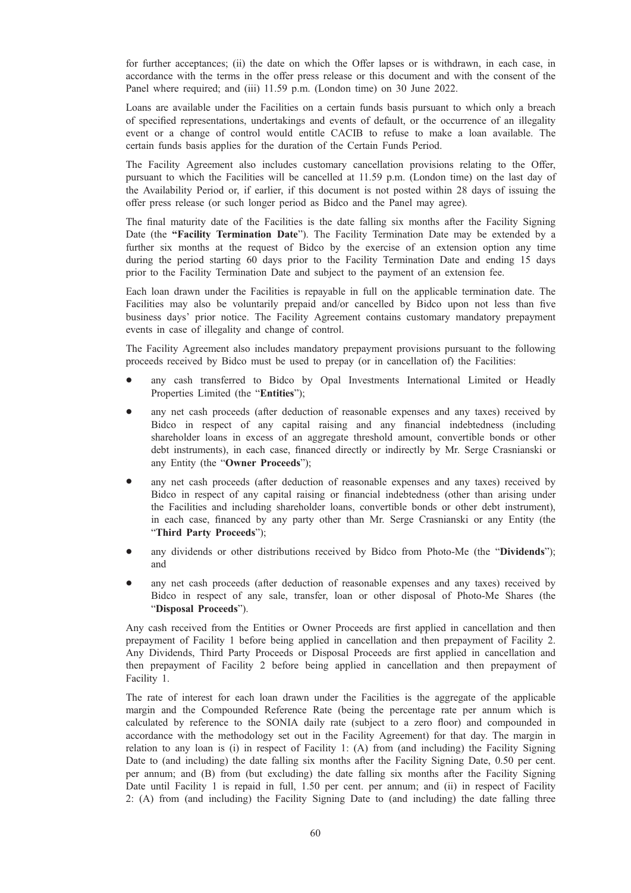for further acceptances; (ii) the date on which the Offer lapses or is withdrawn, in each case, in accordance with the terms in the offer press release or this document and with the consent of the Panel where required; and (iii) 11.59 p.m. (London time) on 30 June 2022.

Loans are available under the Facilities on a certain funds basis pursuant to which only a breach of specified representations, undertakings and events of default, or the occurrence of an illegality event or a change of control would entitle CACIB to refuse to make a loan available. The certain funds basis applies for the duration of the Certain Funds Period.

The Facility Agreement also includes customary cancellation provisions relating to the Offer, pursuant to which the Facilities will be cancelled at 11.59 p.m. (London time) on the last day of the Availability Period or, if earlier, if this document is not posted within 28 days of issuing the offer press release (or such longer period as Bidco and the Panel may agree).

The final maturity date of the Facilities is the date falling six months after the Facility Signing Date (the **"Facility Termination Date"**). The Facility Termination Date may be extended by a further six months at the request of Bidco by the exercise of an extension option any time during the period starting 60 days prior to the Facility Termination Date and ending 15 days prior to the Facility Termination Date and subject to the payment of an extension fee.

Each loan drawn under the Facilities is repayable in full on the applicable termination date. The Facilities may also be voluntarily prepaid and/or cancelled by Bidco upon not less than five business days' prior notice. The Facility Agreement contains customary mandatory prepayment events in case of illegality and change of control.

The Facility Agreement also includes mandatory prepayment provisions pursuant to the following proceeds received by Bidco must be used to prepay (or in cancellation of) the Facilities:

- any cash transferred to Bidco by Opal Investments International Limited or Headly Properties Limited (the "**Entities**");
- any net cash proceeds (after deduction of reasonable expenses and any taxes) received by Bidco in respect of any capital raising and any financial indebtedness (including shareholder loans in excess of an aggregate threshold amount, convertible bonds or other debt instruments), in each case, financed directly or indirectly by Mr. Serge Crasnianski or any Entity (the "**Owner Proceeds**");
- any net cash proceeds (after deduction of reasonable expenses and any taxes) received by Bidco in respect of any capital raising or financial indebtedness (other than arising under the Facilities and including shareholder loans, convertible bonds or other debt instrument), in each case, financed by any party other than Mr. Serge Crasnianski or any Entity (the "**Third Party Proceeds**");
- any dividends or other distributions received by Bidco from Photo-Me (the "**Dividends**"); and
- any net cash proceeds (after deduction of reasonable expenses and any taxes) received by Bidco in respect of any sale, transfer, loan or other disposal of Photo-Me Shares (the "**Disposal Proceeds**").

Any cash received from the Entities or Owner Proceeds are first applied in cancellation and then prepayment of Facility 1 before being applied in cancellation and then prepayment of Facility 2. Any Dividends, Third Party Proceeds or Disposal Proceeds are first applied in cancellation and then prepayment of Facility 2 before being applied in cancellation and then prepayment of Facility 1.

The rate of interest for each loan drawn under the Facilities is the aggregate of the applicable margin and the Compounded Reference Rate (being the percentage rate per annum which is calculated by reference to the SONIA daily rate (subject to a zero floor) and compounded in accordance with the methodology set out in the Facility Agreement) for that day. The margin in relation to any loan is (i) in respect of Facility 1: (A) from (and including) the Facility Signing Date to (and including) the date falling six months after the Facility Signing Date, 0.50 per cent. per annum; and (B) from (but excluding) the date falling six months after the Facility Signing Date until Facility 1 is repaid in full, 1.50 per cent. per annum; and (ii) in respect of Facility 2: (A) from (and including) the Facility Signing Date to (and including) the date falling three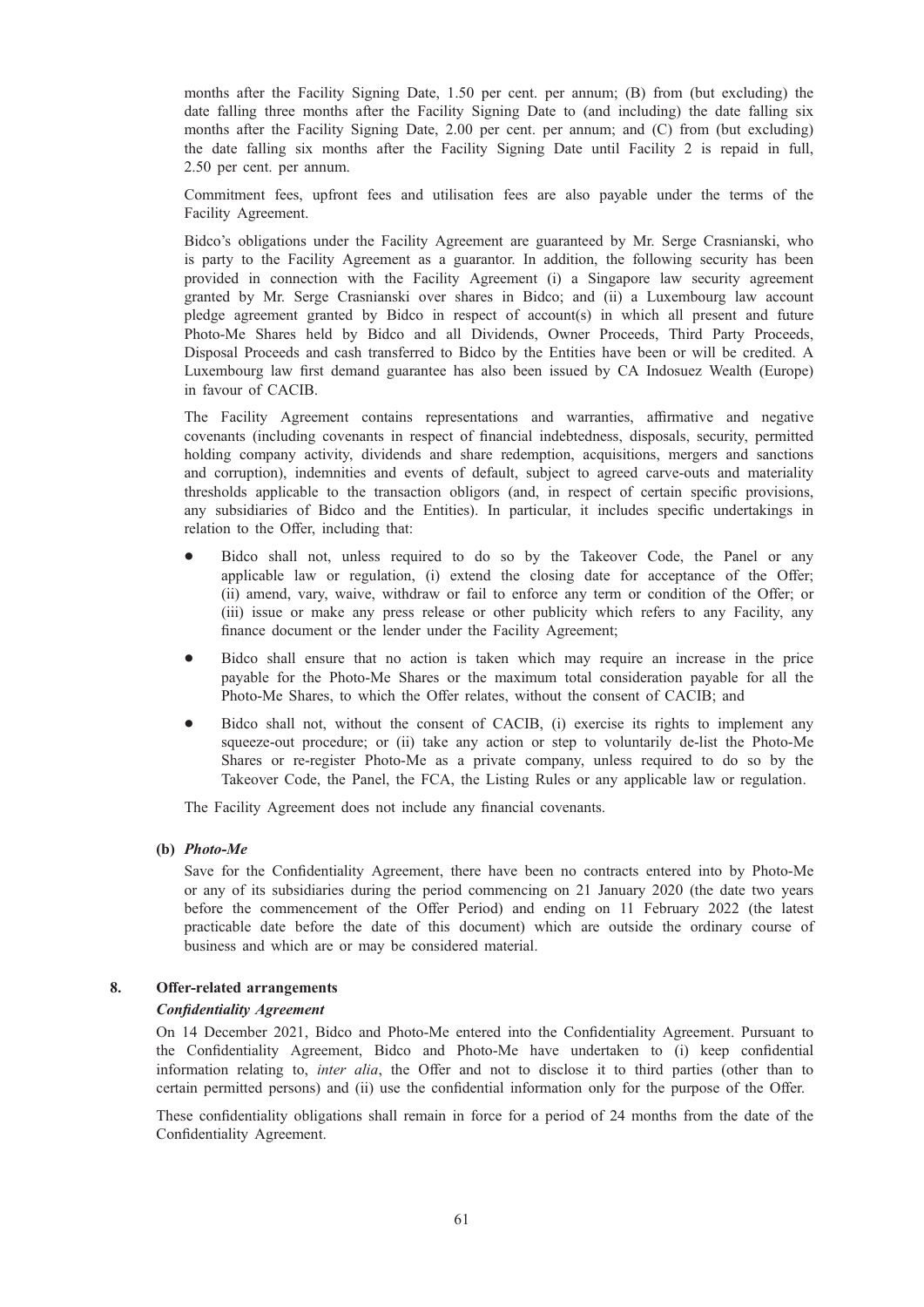months after the Facility Signing Date, 1.50 per cent. per annum; (B) from (but excluding) the date falling three months after the Facility Signing Date to (and including) the date falling six months after the Facility Signing Date, 2.00 per cent. per annum; and (C) from (but excluding) the date falling six months after the Facility Signing Date until Facility 2 is repaid in full, 2.50 per cent. per annum.

Commitment fees, upfront fees and utilisation fees are also payable under the terms of the Facility Agreement.

Bidco's obligations under the Facility Agreement are guaranteed by Mr. Serge Crasnianski, who is party to the Facility Agreement as a guarantor. In addition, the following security has been provided in connection with the Facility Agreement (i) a Singapore law security agreement granted by Mr. Serge Crasnianski over shares in Bidco; and (ii) a Luxembourg law account pledge agreement granted by Bidco in respect of account(s) in which all present and future Photo-Me Shares held by Bidco and all Dividends, Owner Proceeds, Third Party Proceeds, Disposal Proceeds and cash transferred to Bidco by the Entities have been or will be credited. A Luxembourg law first demand guarantee has also been issued by CA Indosuez Wealth (Europe) in favour of CACIB.

The Facility Agreement contains representations and warranties, affirmative and negative covenants (including covenants in respect of financial indebtedness, disposals, security, permitted holding company activity, dividends and share redemption, acquisitions, mergers and sanctions and corruption), indemnities and events of default, subject to agreed carve-outs and materiality thresholds applicable to the transaction obligors (and, in respect of certain specific provisions, any subsidiaries of Bidco and the Entities). In particular, it includes specific undertakings in relation to the Offer, including that:

- Bidco shall not, unless required to do so by the Takeover Code, the Panel or any applicable law or regulation, (i) extend the closing date for acceptance of the Offer; (ii) amend, vary, waive, withdraw or fail to enforce any term or condition of the Offer; or (iii) issue or make any press release or other publicity which refers to any Facility, any finance document or the lender under the Facility Agreement;
- Bidco shall ensure that no action is taken which may require an increase in the price payable for the Photo-Me Shares or the maximum total consideration payable for all the Photo-Me Shares, to which the Offer relates, without the consent of CACIB; and
- Bidco shall not, without the consent of CACIB, (i) exercise its rights to implement any squeeze-out procedure; or (ii) take any action or step to voluntarily de-list the Photo-Me Shares or re-register Photo-Me as a private company, unless required to do so by the Takeover Code, the Panel, the FCA, the Listing Rules or any applicable law or regulation.

The Facility Agreement does not include any financial covenants.

**(b)** ***Photo-Me***

Save for the Confidentiality Agreement, there have been no contracts entered into by Photo-Me or any of its subsidiaries during the period commencing on 21 January 2020 (the date two years before the commencement of the Offer Period) and ending on 11 February 2022 (the latest practicable date before the date of this document) which are outside the ordinary course of business and which are or may be considered material.

## 8. Offer-related arrangements

***Confidentiality Agreement***

On 14 December 2021, Bidco and Photo-Me entered into the Confidentiality Agreement. Pursuant to the Confidentiality Agreement, Bidco and Photo-Me have undertaken to (i) keep confidential information relating to, *inter alia*, the Offer and not to disclose it to third parties (other than to certain permitted persons) and (ii) use the confidential information only for the purpose of the Offer.

These confidentiality obligations shall remain in force for a period of 24 months from the date of the Confidentiality Agreement.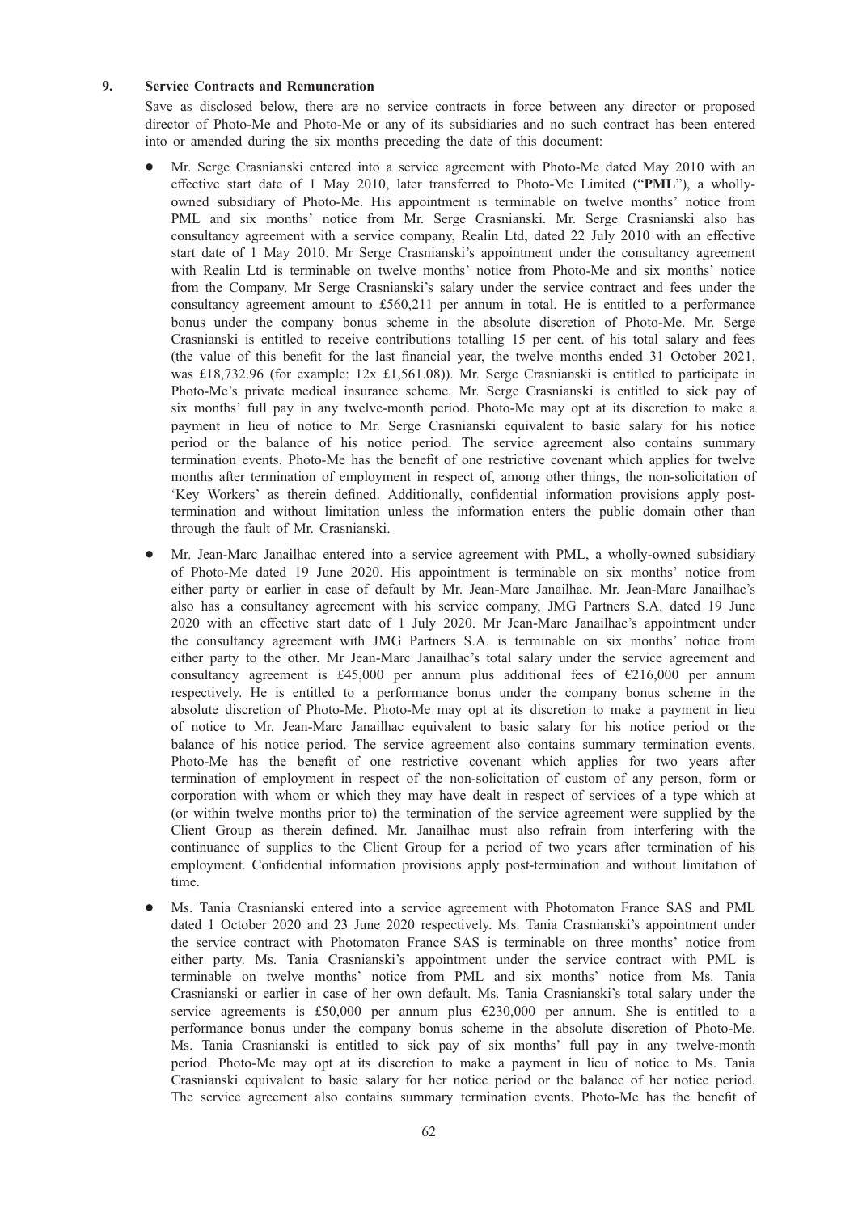## 9. Service Contracts and Remuneration

Save as disclosed below, there are no service contracts in force between any director or proposed director of Photo-Me and Photo-Me or any of its subsidiaries and no such contract has been entered into or amended during the six months preceding the date of this document:

- Mr. Serge Crasnianski entered into a service agreement with Photo-Me dated May 2010 with an effective start date of 1 May 2010, later transferred to Photo-Me Limited ("**PML**"), a wholly-owned subsidiary of Photo-Me. His appointment is terminable on twelve months' notice from PML and six months' notice from Mr. Serge Crasnianski. Mr. Serge Crasnianski also has consultancy agreement with a service company, Realin Ltd, dated 22 July 2010 with an effective start date of 1 May 2010. Mr Serge Crasnianski's appointment under the consultancy agreement with Realin Ltd is terminable on twelve months' notice from Photo-Me and six months' notice from the Company. Mr Serge Crasnianski's salary under the service contract and fees under the consultancy agreement amount to £560,211 per annum in total. He is entitled to a performance bonus under the company bonus scheme in the absolute discretion of Photo-Me. Mr. Serge Crasnianski is entitled to receive contributions totalling 15 per cent. of his total salary and fees (the value of this benefit for the last financial year, the twelve months ended 31 October 2021, was £18,732.96 (for example: 12x £1,561.08)). Mr. Serge Crasnianski is entitled to participate in Photo-Me's private medical insurance scheme. Mr. Serge Crasnianski is entitled to sick pay of six months' full pay in any twelve-month period. Photo-Me may opt at its discretion to make a payment in lieu of notice to Mr. Serge Crasnianski equivalent to basic salary for his notice period or the balance of his notice period. The service agreement also contains summary termination events. Photo-Me has the benefit of one restrictive covenant which applies for twelve months after termination of employment in respect of, among other things, the non-solicitation of 'Key Workers' as therein defined. Additionally, confidential information provisions apply post-termination and without limitation unless the information enters the public domain other than through the fault of Mr. Crasnianski.

- Mr. Jean-Marc Janailhac entered into a service agreement with PML, a wholly-owned subsidiary of Photo-Me dated 19 June 2020. His appointment is terminable on six months' notice from either party or earlier in case of default by Mr. Jean-Marc Janailhac. Mr. Jean-Marc Janailhac's also has a consultancy agreement with his service company, JMG Partners S.A. dated 19 June 2020 with an effective start date of 1 July 2020. Mr Jean-Marc Janailhac's appointment under the consultancy agreement with JMG Partners S.A. is terminable on six months' notice from either party to the other. Mr Jean-Marc Janailhac's total salary under the service agreement and consultancy agreement is £45,000 per annum plus additional fees of €216,000 per annum respectively. He is entitled to a performance bonus under the company bonus scheme in the absolute discretion of Photo-Me. Photo-Me may opt at its discretion to make a payment in lieu of notice to Mr. Jean-Marc Janailhac equivalent to basic salary for his notice period or the balance of his notice period. The service agreement also contains summary termination events. Photo-Me has the benefit of one restrictive covenant which applies for two years after termination of employment in respect of the non-solicitation of custom of any person, form or corporation with whom or which they may have dealt in respect of services of a type which at (or within twelve months prior to) the termination of the service agreement were supplied by the Client Group as therein defined. Mr. Janailhac must also refrain from interfering with the continuance of supplies to the Client Group for a period of two years after termination of his employment. Confidential information provisions apply post-termination and without limitation of time.

- Ms. Tania Crasnianski entered into a service agreement with Photomaton France SAS and PML dated 1 October 2020 and 23 June 2020 respectively. Ms. Tania Crasnianski's appointment under the service contract with Photomaton France SAS is terminable on three months' notice from either party. Ms. Tania Crasnianski's appointment under the service contract with PML is terminable on twelve months' notice from PML and six months' notice from Ms. Tania Crasnianski or earlier in case of her own default. Ms. Tania Crasnianski's total salary under the service agreements is £50,000 per annum plus €230,000 per annum. She is entitled to a performance bonus under the company bonus scheme in the absolute discretion of Photo-Me. Ms. Tania Crasnianski is entitled to sick pay of six months' full pay in any twelve-month period. Photo-Me may opt at its discretion to make a payment in lieu of notice to Ms. Tania Crasnianski equivalent to basic salary for her notice period or the balance of her notice period. The service agreement also contains summary termination events. Photo-Me has the benefit of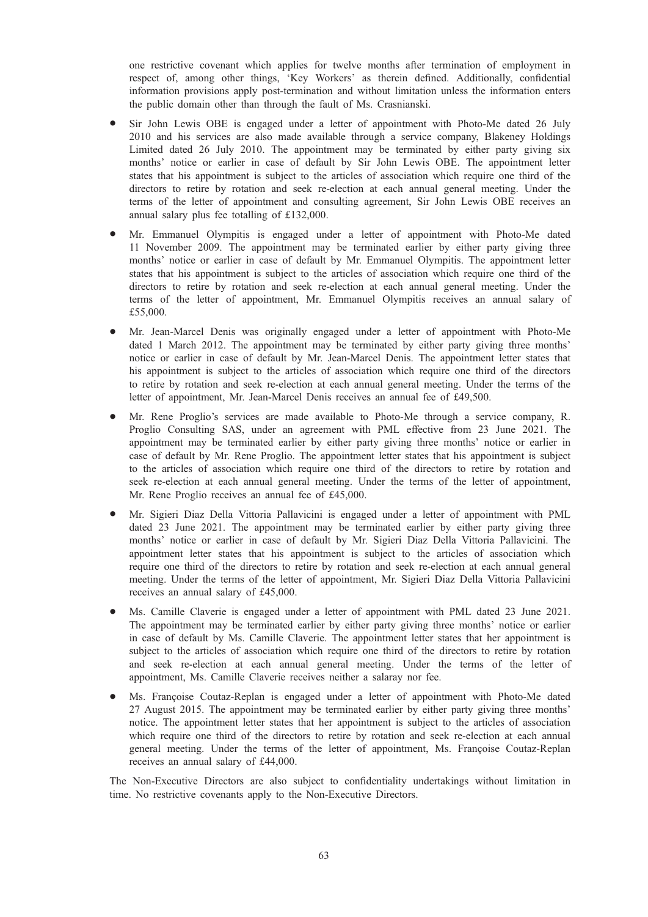one restrictive covenant which applies for twelve months after termination of employment in respect of, among other things, 'Key Workers' as therein defined. Additionally, confidential information provisions apply post-termination and without limitation unless the information enters the public domain other than through the fault of Ms. Crasnianski.

- Sir John Lewis OBE is engaged under a letter of appointment with Photo-Me dated 26 July 2010 and his services are also made available through a service company, Blakeney Holdings Limited dated 26 July 2010. The appointment may be terminated by either party giving six months' notice or earlier in case of default by Sir John Lewis OBE. The appointment letter states that his appointment is subject to the articles of association which require one third of the directors to retire by rotation and seek re-election at each annual general meeting. Under the terms of the letter of appointment and consulting agreement, Sir John Lewis OBE receives an annual salary plus fee totalling of £132,000.
- Mr. Emmanuel Olympitis is engaged under a letter of appointment with Photo-Me dated 11 November 2009. The appointment may be terminated earlier by either party giving three months' notice or earlier in case of default by Mr. Emmanuel Olympitis. The appointment letter states that his appointment is subject to the articles of association which require one third of the directors to retire by rotation and seek re-election at each annual general meeting. Under the terms of the letter of appointment, Mr. Emmanuel Olympitis receives an annual salary of £55,000.
- Mr. Jean-Marcel Denis was originally engaged under a letter of appointment with Photo-Me dated 1 March 2012. The appointment may be terminated by either party giving three months' notice or earlier in case of default by Mr. Jean-Marcel Denis. The appointment letter states that his appointment is subject to the articles of association which require one third of the directors to retire by rotation and seek re-election at each annual general meeting. Under the terms of the letter of appointment, Mr. Jean-Marcel Denis receives an annual fee of £49,500.
- Mr. Rene Proglio's services are made available to Photo-Me through a service company, R. Proglio Consulting SAS, under an agreement with PML effective from 23 June 2021. The appointment may be terminated earlier by either party giving three months' notice or earlier in case of default by Mr. Rene Proglio. The appointment letter states that his appointment is subject to the articles of association which require one third of the directors to retire by rotation and seek re-election at each annual general meeting. Under the terms of the letter of appointment, Mr. Rene Proglio receives an annual fee of £45,000.
- Mr. Sigieri Diaz Della Vittoria Pallavicini is engaged under a letter of appointment with PML dated 23 June 2021. The appointment may be terminated earlier by either party giving three months' notice or earlier in case of default by Mr. Sigieri Diaz Della Vittoria Pallavicini. The appointment letter states that his appointment is subject to the articles of association which require one third of the directors to retire by rotation and seek re-election at each annual general meeting. Under the terms of the letter of appointment, Mr. Sigieri Diaz Della Vittoria Pallavicini receives an annual salary of £45,000.
- Ms. Camille Claverie is engaged under a letter of appointment with PML dated 23 June 2021. The appointment may be terminated earlier by either party giving three months' notice or earlier in case of default by Ms. Camille Claverie. The appointment letter states that her appointment is subject to the articles of association which require one third of the directors to retire by rotation and seek re-election at each annual general meeting. Under the terms of the letter of appointment, Ms. Camille Claverie receives neither a salaray nor fee.
- Ms. Françoise Coutaz-Replan is engaged under a letter of appointment with Photo-Me dated 27 August 2015. The appointment may be terminated earlier by either party giving three months' notice. The appointment letter states that her appointment is subject to the articles of association which require one third of the directors to retire by rotation and seek re-election at each annual general meeting. Under the terms of the letter of appointment, Ms. Françoise Coutaz-Replan receives an annual salary of £44,000.

The Non-Executive Directors are also subject to confidentiality undertakings without limitation in time. No restrictive covenants apply to the Non-Executive Directors.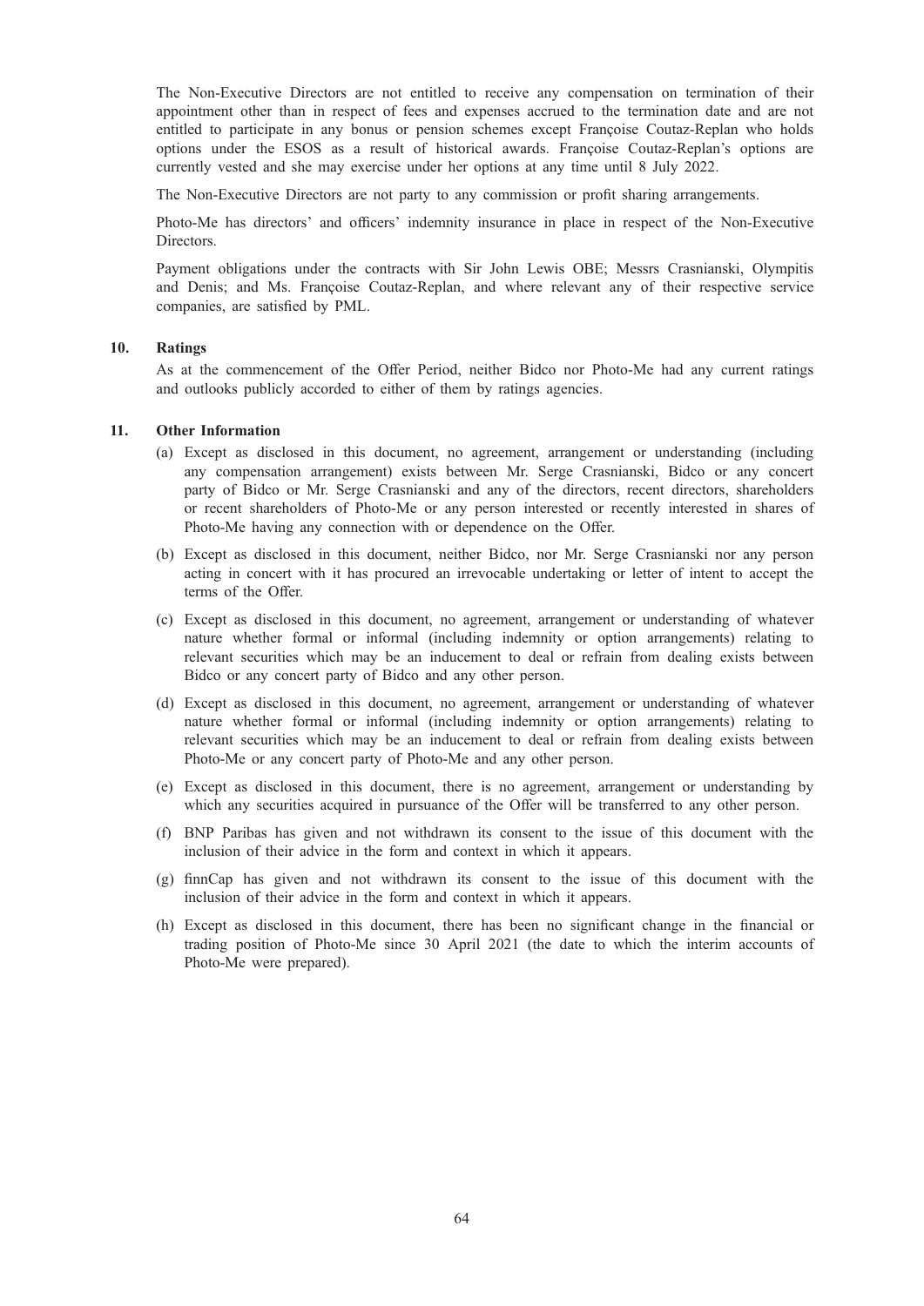The Non-Executive Directors are not entitled to receive any compensation on termination of their appointment other than in respect of fees and expenses accrued to the termination date and are not entitled to participate in any bonus or pension schemes except Françoise Coutaz-Replan who holds options under the ESOS as a result of historical awards. Françoise Coutaz-Replan's options are currently vested and she may exercise under her options at any time until 8 July 2022.

The Non-Executive Directors are not party to any commission or profit sharing arrangements.

Photo-Me has directors' and officers' indemnity insurance in place in respect of the Non-Executive Directors.

Payment obligations under the contracts with Sir John Lewis OBE; Messrs Crasnianski, Olympitis and Denis; and Ms. Françoise Coutaz-Replan, and where relevant any of their respective service companies, are satisfied by PML.

## 10. Ratings

As at the commencement of the Offer Period, neither Bidco nor Photo-Me had any current ratings and outlooks publicly accorded to either of them by ratings agencies.

## 11. Other Information

(a) Except as disclosed in this document, no agreement, arrangement or understanding (including any compensation arrangement) exists between Mr. Serge Crasnianski, Bidco or any concert party of Bidco or Mr. Serge Crasnianski and any of the directors, recent directors, shareholders or recent shareholders of Photo-Me or any person interested or recently interested in shares of Photo-Me having any connection with or dependence on the Offer.

(b) Except as disclosed in this document, neither Bidco, nor Mr. Serge Crasnianski nor any person acting in concert with it has procured an irrevocable undertaking or letter of intent to accept the terms of the Offer.

(c) Except as disclosed in this document, no agreement, arrangement or understanding of whatever nature whether formal or informal (including indemnity or option arrangements) relating to relevant securities which may be an inducement to deal or refrain from dealing exists between Bidco or any concert party of Bidco and any other person.

(d) Except as disclosed in this document, no agreement, arrangement or understanding of whatever nature whether formal or informal (including indemnity or option arrangements) relating to relevant securities which may be an inducement to deal or refrain from dealing exists between Photo-Me or any concert party of Photo-Me and any other person.

(e) Except as disclosed in this document, there is no agreement, arrangement or understanding by which any securities acquired in pursuance of the Offer will be transferred to any other person.

(f) BNP Paribas has given and not withdrawn its consent to the issue of this document with the inclusion of their advice in the form and context in which it appears.

(g) finnCap has given and not withdrawn its consent to the issue of this document with the inclusion of their advice in the form and context in which it appears.

(h) Except as disclosed in this document, there has been no significant change in the financial or trading position of Photo-Me since 30 April 2021 (the date to which the interim accounts of Photo-Me were prepared).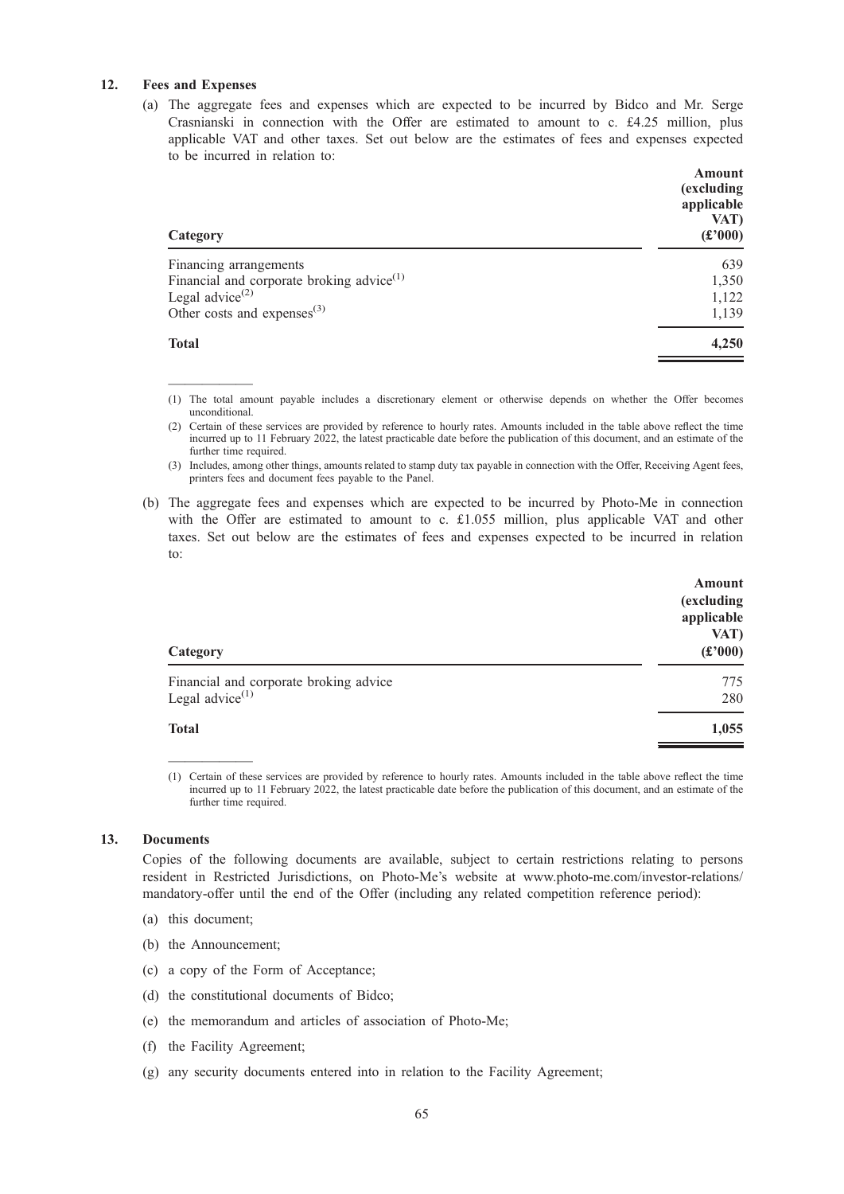## 12. Fees and Expenses

(a) The aggregate fees and expenses which are expected to be incurred by Bidco and Mr. Serge Crasnianski in connection with the Offer are estimated to amount to c. £4.25 million, plus applicable VAT and other taxes. Set out below are the estimates of fees and expenses expected to be incurred in relation to:

| Category | Amount (excluding applicable VAT) (£'000) |
|---|---|
| Financing arrangements | 639 |
| Financial and corporate broking advice[(1)] | 1,350 |
| Legal advice[(2)] | 1,122 |
| Other costs and expenses[(3)] | 1,139 |
| **Total** | **4,250** |

(1) The total amount payable includes a discretionary element or otherwise depends on whether the Offer becomes unconditional.

(2) Certain of these services are provided by reference to hourly rates. Amounts included in the table above reflect the time incurred up to 11 February 2022, the latest practicable date before the publication of this document, and an estimate of the further time required.

(3) Includes, among other things, amounts related to stamp duty tax payable in connection with the Offer, Receiving Agent fees, printers fees and document fees payable to the Panel.

(b) The aggregate fees and expenses which are expected to be incurred by Photo-Me in connection with the Offer are estimated to amount to c. £1.055 million, plus applicable VAT and other taxes. Set out below are the estimates of fees and expenses expected to be incurred in relation to:

| Category | Amount (excluding applicable VAT) (£'000) |
|---|---|
| Financial and corporate broking advice | 775 |
| Legal advice[(1)] | 280 |
| **Total** | **1,055** |

(1) Certain of these services are provided by reference to hourly rates. Amounts included in the table above reflect the time incurred up to 11 February 2022, the latest practicable date before the publication of this document, and an estimate of the further time required.

## 13. Documents

Copies of the following documents are available, subject to certain restrictions relating to persons resident in Restricted Jurisdictions, on Photo-Me's website at www.photo-me.com/investor-relations/mandatory-offer until the end of the Offer (including any related competition reference period):

(a) this document;

(b) the Announcement;

(c) a copy of the Form of Acceptance;

(d) the constitutional documents of Bidco;

(e) the memorandum and articles of association of Photo-Me;

(f) the Facility Agreement;

(g) any security documents entered into in relation to the Facility Agreement;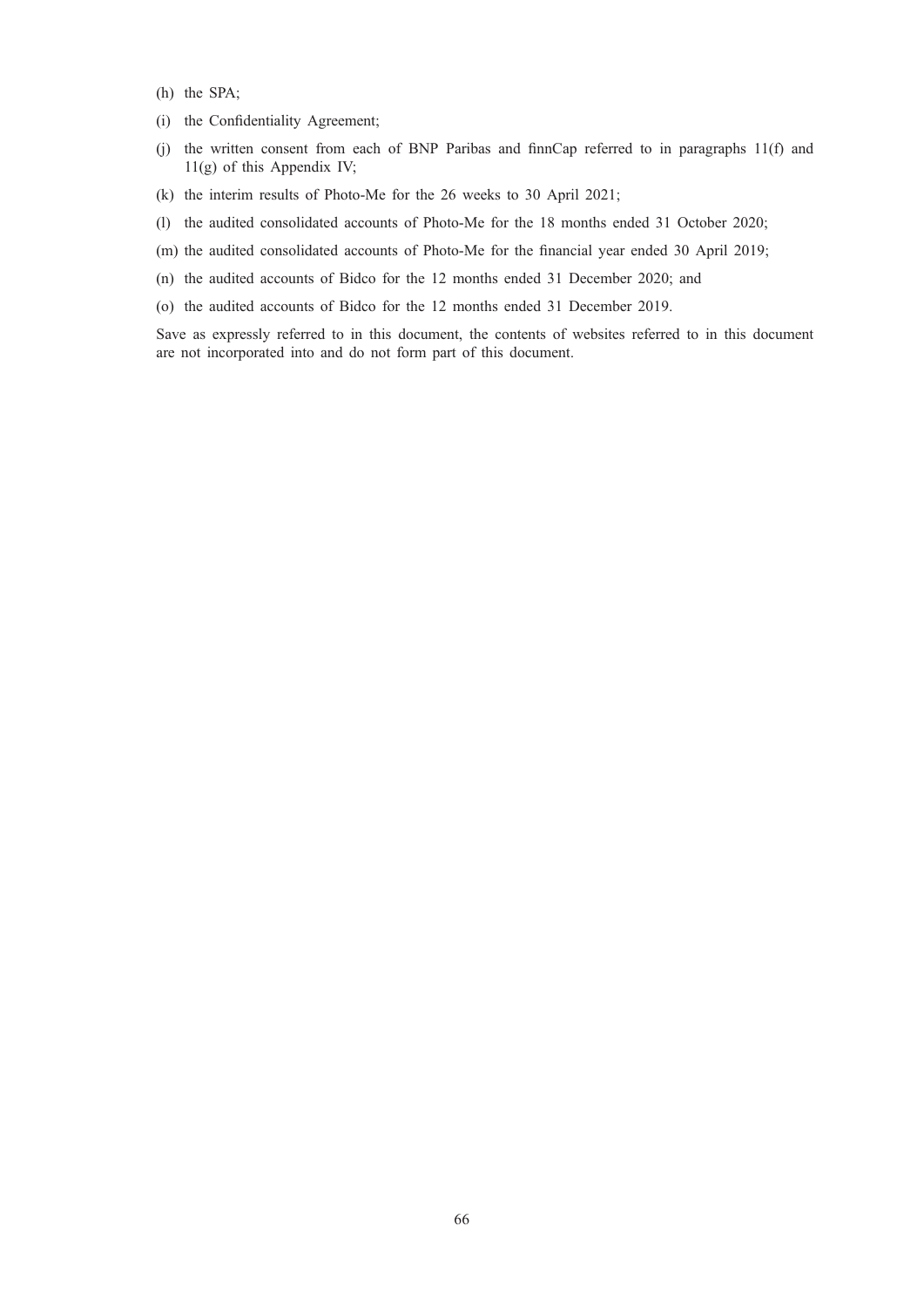(h) the SPA;

(i) the Confidentiality Agreement;

(j) the written consent from each of BNP Paribas and finnCap referred to in paragraphs 11(f) and 11(g) of this Appendix IV;

(k) the interim results of Photo-Me for the 26 weeks to 30 April 2021;

(l) the audited consolidated accounts of Photo-Me for the 18 months ended 31 October 2020;

(m) the audited consolidated accounts of Photo-Me for the financial year ended 30 April 2019;

(n) the audited accounts of Bidco for the 12 months ended 31 December 2020; and

(o) the audited accounts of Bidco for the 12 months ended 31 December 2019.

Save as expressly referred to in this document, the contents of websites referred to in this document are not incorporated into and do not form part of this document.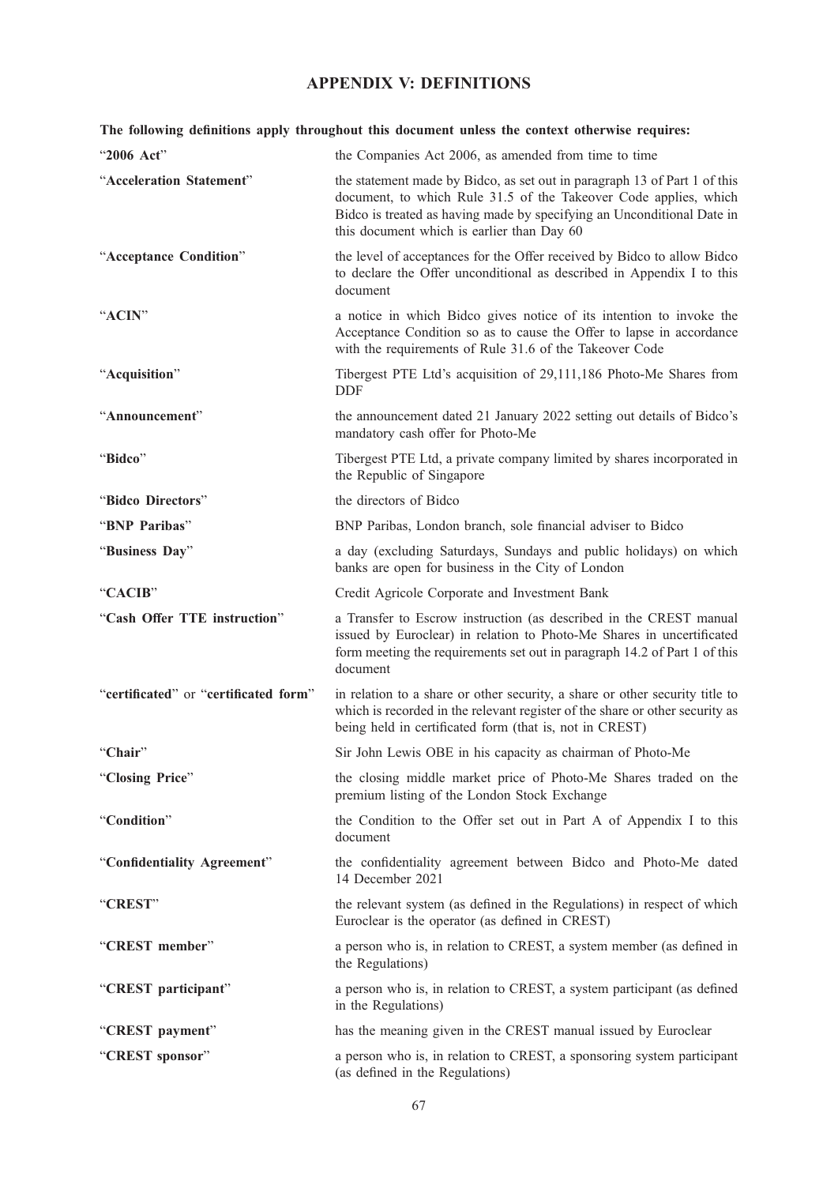# APPENDIX V: DEFINITIONS

**The following definitions apply throughout this document unless the context otherwise requires:**

| | |
|---|---|
| "**2006 Act**" | the Companies Act 2006, as amended from time to time |
| "**Acceleration Statement**" | the statement made by Bidco, as set out in paragraph 13 of Part 1 of this document, to which Rule 31.5 of the Takeover Code applies, which Bidco is treated as having made by specifying an Unconditional Date in this document which is earlier than Day 60 |
| "**Acceptance Condition**" | the level of acceptances for the Offer received by Bidco to allow Bidco to declare the Offer unconditional as described in Appendix I to this document |
| "**ACIN**" | a notice in which Bidco gives notice of its intention to invoke the Acceptance Condition so as to cause the Offer to lapse in accordance with the requirements of Rule 31.6 of the Takeover Code |
| "**Acquisition**" | Tibergest PTE Ltd's acquisition of 29,111,186 Photo-Me Shares from DDF |
| "**Announcement**" | the announcement dated 21 January 2022 setting out details of Bidco's mandatory cash offer for Photo-Me |
| "**Bidco**" | Tibergest PTE Ltd, a private company limited by shares incorporated in the Republic of Singapore |
| "**Bidco Directors**" | the directors of Bidco |
| "**BNP Paribas**" | BNP Paribas, London branch, sole financial adviser to Bidco |
| "**Business Day**" | a day (excluding Saturdays, Sundays and public holidays) on which banks are open for business in the City of London |
| "**CACIB**" | Credit Agricole Corporate and Investment Bank |
| "**Cash Offer TTE instruction**" | a Transfer to Escrow instruction (as described in the CREST manual issued by Euroclear) in relation to Photo-Me Shares in uncertificated form meeting the requirements set out in paragraph 14.2 of Part 1 of this document |
| "**certificated**" or "**certificated form**" | in relation to a share or other security, a share or other security title to which is recorded in the relevant register of the share or other security as being held in certificated form (that is, not in CREST) |
| "**Chair**" | Sir John Lewis OBE in his capacity as chairman of Photo-Me |
| "**Closing Price**" | the closing middle market price of Photo-Me Shares traded on the premium listing of the London Stock Exchange |
| "**Condition**" | the Condition to the Offer set out in Part A of Appendix I to this document |
| "**Confidentiality Agreement**" | the confidentiality agreement between Bidco and Photo-Me dated 14 December 2021 |
| "**CREST**" | the relevant system (as defined in the Regulations) in respect of which Euroclear is the operator (as defined in CREST) |
| "**CREST member**" | a person who is, in relation to CREST, a system member (as defined in the Regulations) |
| "**CREST participant**" | a person who is, in relation to CREST, a system participant (as defined in the Regulations) |
| "**CREST payment**" | has the meaning given in the CREST manual issued by Euroclear |
| "**CREST sponsor**" | a person who is, in relation to CREST, a sponsoring system participant (as defined in the Regulations) |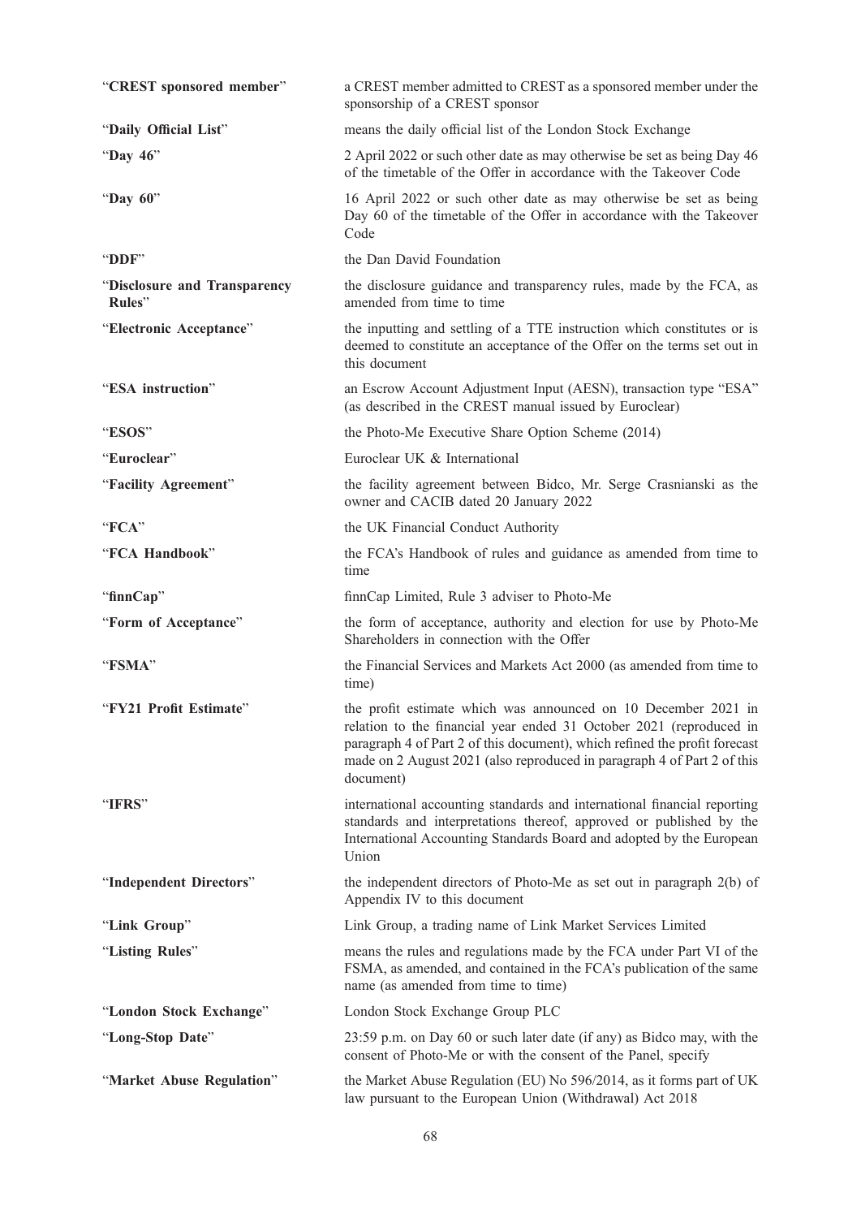| | |
|---|---|
| "**CREST sponsored member**" | a CREST member admitted to CREST as a sponsored member under the sponsorship of a CREST sponsor |
| "**Daily Official List**" | means the daily official list of the London Stock Exchange |
| "**Day 46**" | 2 April 2022 or such other date as may otherwise be set as being Day 46 of the timetable of the Offer in accordance with the Takeover Code |
| "**Day 60**" | 16 April 2022 or such other date as may otherwise be set as being Day 60 of the timetable of the Offer in accordance with the Takeover Code |
| "**DDF**" | the Dan David Foundation |
| "**Disclosure and Transparency Rules**" | the disclosure guidance and transparency rules, made by the FCA, as amended from time to time |
| "**Electronic Acceptance**" | the inputting and settling of a TTE instruction which constitutes or is deemed to constitute an acceptance of the Offer on the terms set out in this document |
| "**ESA instruction**" | an Escrow Account Adjustment Input (AESN), transaction type "ESA" (as described in the CREST manual issued by Euroclear) |
| "**ESOS**" | the Photo-Me Executive Share Option Scheme (2014) |
| "**Euroclear**" | Euroclear UK & International |
| "**Facility Agreement**" | the facility agreement between Bidco, Mr. Serge Crasnianski as the owner and CACIB dated 20 January 2022 |
| "**FCA**" | the UK Financial Conduct Authority |
| "**FCA Handbook**" | the FCA's Handbook of rules and guidance as amended from time to time |
| "**finnCap**" | finnCap Limited, Rule 3 adviser to Photo-Me |
| "**Form of Acceptance**" | the form of acceptance, authority and election for use by Photo-Me Shareholders in connection with the Offer |
| "**FSMA**" | the Financial Services and Markets Act 2000 (as amended from time to time) |
| "**FY21 Profit Estimate**" | the profit estimate which was announced on 10 December 2021 in relation to the financial year ended 31 October 2021 (reproduced in paragraph 4 of Part 2 of this document), which refined the profit forecast made on 2 August 2021 (also reproduced in paragraph 4 of Part 2 of this document) |
| "**IFRS**" | international accounting standards and international financial reporting standards and interpretations thereof, approved or published by the International Accounting Standards Board and adopted by the European Union |
| "**Independent Directors**" | the independent directors of Photo-Me as set out in paragraph 2(b) of Appendix IV to this document |
| "**Link Group**" | Link Group, a trading name of Link Market Services Limited |
| "**Listing Rules**" | means the rules and regulations made by the FCA under Part VI of the FSMA, as amended, and contained in the FCA's publication of the same name (as amended from time to time) |
| "**London Stock Exchange**" | London Stock Exchange Group PLC |
| "**Long-Stop Date**" | 23:59 p.m. on Day 60 or such later date (if any) as Bidco may, with the consent of Photo-Me or with the consent of the Panel, specify |
| "**Market Abuse Regulation**" | the Market Abuse Regulation (EU) No 596/2014, as it forms part of UK law pursuant to the European Union (Withdrawal) Act 2018 |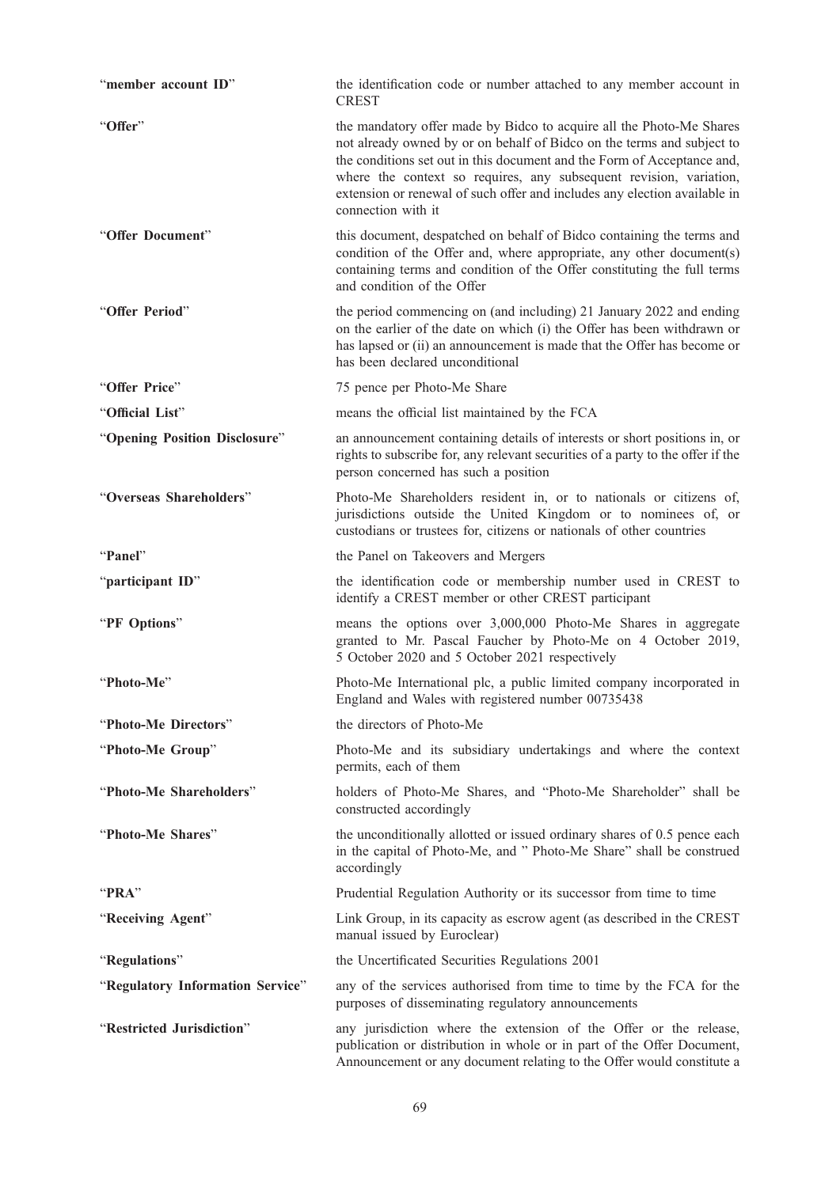| | |
|---|---|
| "**member account ID**" | the identification code or number attached to any member account in CREST |
| "**Offer**" | the mandatory offer made by Bidco to acquire all the Photo-Me Shares not already owned by or on behalf of Bidco on the terms and subject to the conditions set out in this document and the Form of Acceptance and, where the context so requires, any subsequent revision, variation, extension or renewal of such offer and includes any election available in connection with it |
| "**Offer Document**" | this document, despatched on behalf of Bidco containing the terms and condition of the Offer and, where appropriate, any other document(s) containing terms and condition of the Offer constituting the full terms and condition of the Offer |
| "**Offer Period**" | the period commencing on (and including) 21 January 2022 and ending on the earlier of the date on which (i) the Offer has been withdrawn or has lapsed or (ii) an announcement is made that the Offer has become or has been declared unconditional |
| "**Offer Price**" | 75 pence per Photo-Me Share |
| "**Official List**" | means the official list maintained by the FCA |
| "**Opening Position Disclosure**" | an announcement containing details of interests or short positions in, or rights to subscribe for, any relevant securities of a party to the offer if the person concerned has such a position |
| "**Overseas Shareholders**" | Photo-Me Shareholders resident in, or to nationals or citizens of, jurisdictions outside the United Kingdom or to nominees of, or custodians or trustees for, citizens or nationals of other countries |
| "**Panel**" | the Panel on Takeovers and Mergers |
| "**participant ID**" | the identification code or membership number used in CREST to identify a CREST member or other CREST participant |
| "**PF Options**" | means the options over 3,000,000 Photo-Me Shares in aggregate granted to Mr. Pascal Faucher by Photo-Me on 4 October 2019, 5 October 2020 and 5 October 2021 respectively |
| "**Photo-Me**" | Photo-Me International plc, a public limited company incorporated in England and Wales with registered number 00735438 |
| "**Photo-Me Directors**" | the directors of Photo-Me |
| "**Photo-Me Group**" | Photo-Me and its subsidiary undertakings and where the context permits, each of them |
| "**Photo-Me Shareholders**" | holders of Photo-Me Shares, and "Photo-Me Shareholder" shall be constructed accordingly |
| "**Photo-Me Shares**" | the unconditionally allotted or issued ordinary shares of 0.5 pence each in the capital of Photo-Me, and " Photo-Me Share" shall be construed accordingly |
| "**PRA**" | Prudential Regulation Authority or its successor from time to time |
| "**Receiving Agent**" | Link Group, in its capacity as escrow agent (as described in the CREST manual issued by Euroclear) |
| "**Regulations**" | the Uncertificated Securities Regulations 2001 |
| "**Regulatory Information Service**" | any of the services authorised from time to time by the FCA for the purposes of disseminating regulatory announcements |
| "**Restricted Jurisdiction**" | any jurisdiction where the extension of the Offer or the release, publication or distribution in whole or in part of the Offer Document, Announcement or any document relating to the Offer would constitute a |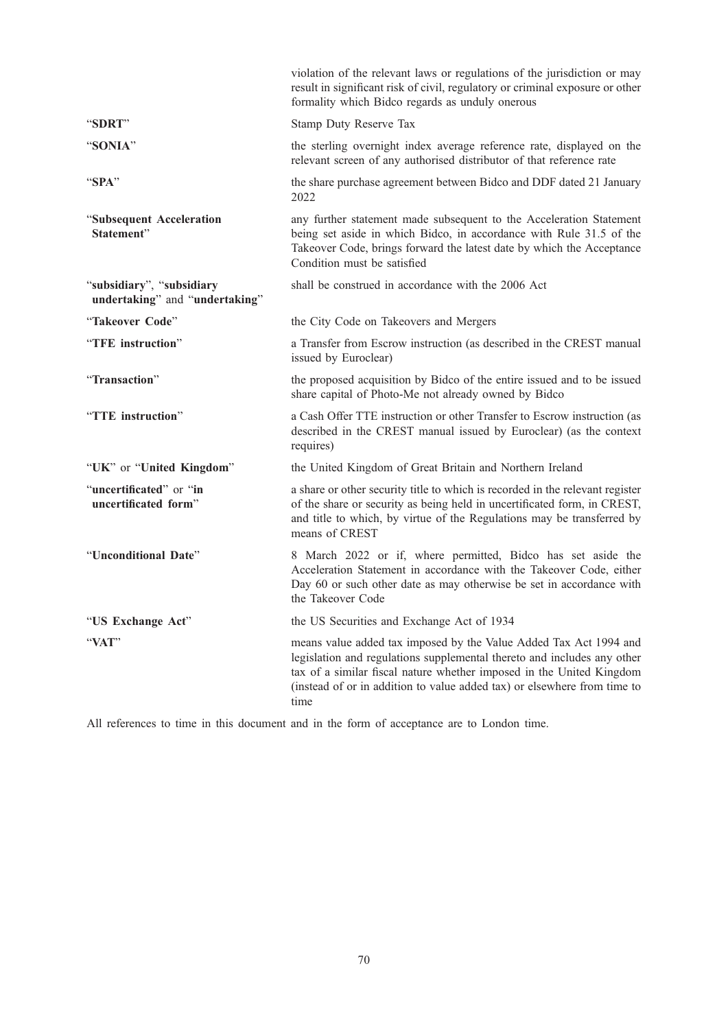| | |
|---|---|
| | violation of the relevant laws or regulations of the jurisdiction or may result in significant risk of civil, regulatory or criminal exposure or other formality which Bidco regards as unduly onerous |
| "**SDRT**" | Stamp Duty Reserve Tax |
| "**SONIA**" | the sterling overnight index average reference rate, displayed on the relevant screen of any authorised distributor of that reference rate |
| "**SPA**" | the share purchase agreement between Bidco and DDF dated 21 January 2022 |
| "**Subsequent Acceleration Statement**" | any further statement made subsequent to the Acceleration Statement being set aside in which Bidco, in accordance with Rule 31.5 of the Takeover Code, brings forward the latest date by which the Acceptance Condition must be satisfied |
| "**subsidiary**", "**subsidiary undertaking**" and "**undertaking**" | shall be construed in accordance with the 2006 Act |
| "**Takeover Code**" | the City Code on Takeovers and Mergers |
| "**TFE instruction**" | a Transfer from Escrow instruction (as described in the CREST manual issued by Euroclear) |
| "**Transaction**" | the proposed acquisition by Bidco of the entire issued and to be issued share capital of Photo-Me not already owned by Bidco |
| "**TTE instruction**" | a Cash Offer TTE instruction or other Transfer to Escrow instruction (as described in the CREST manual issued by Euroclear) (as the context requires) |
| "**UK**" or "**United Kingdom**" | the United Kingdom of Great Britain and Northern Ireland |
| "**uncertificated**" or "**in uncertificated form**" | a share or other security title to which is recorded in the relevant register of the share or security as being held in uncertificated form, in CREST, and title to which, by virtue of the Regulations may be transferred by means of CREST |
| "**Unconditional Date**" | 8 March 2022 or if, where permitted, Bidco has set aside the Acceleration Statement in accordance with the Takeover Code, either Day 60 or such other date as may otherwise be set in accordance with the Takeover Code |
| "**US Exchange Act**" | the US Securities and Exchange Act of 1934 |
| "**VAT**" | means value added tax imposed by the Value Added Tax Act 1994 and legislation and regulations supplemental thereto and includes any other tax of a similar fiscal nature whether imposed in the United Kingdom (instead of or in addition to value added tax) or elsewhere from time to time |

All references to time in this document and in the form of acceptance are to London time.